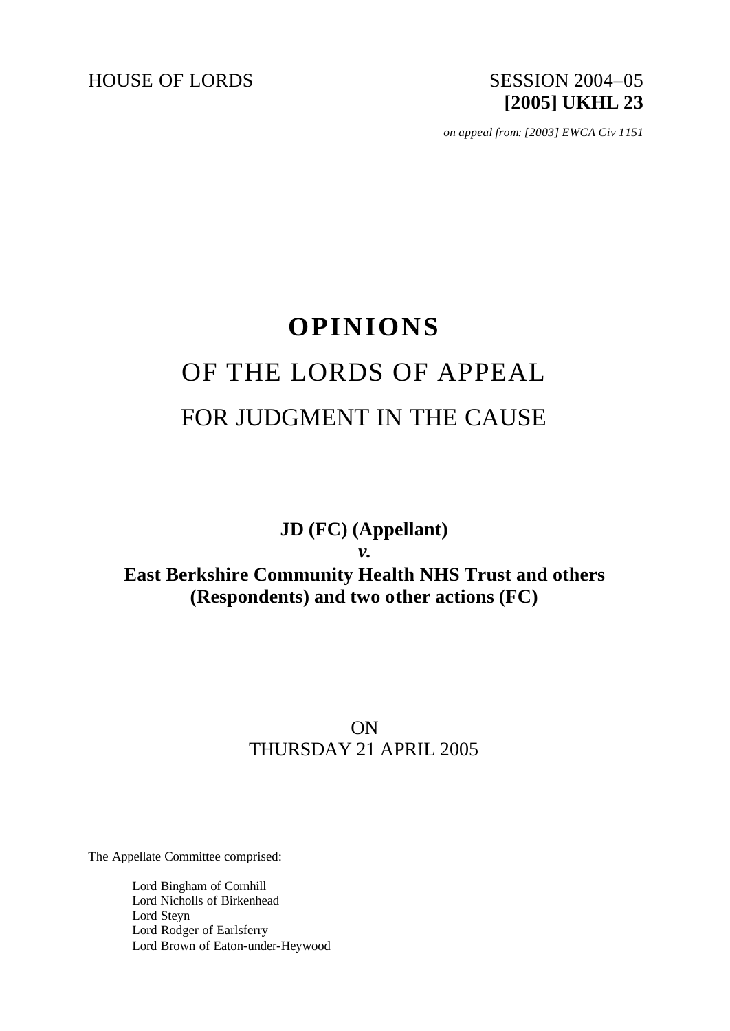HOUSE OF LORDS SESSION 2004–05

**[2005] UKHL 23**

*on appeal from: [2003] EWCA Civ 1151*

# OPINIONS

## OF THE LORDS OF APPEAL

## FOR JUDGMENT IN THE CAUSE

**JD (FC) (Appellant)**

***v.***

**East Berkshire Community Health NHS Trust and others (Respondents) and two other actions (FC)**

ON

THURSDAY 21 APRIL 2005

The Appellate Committee comprised:

Lord Bingham of Cornhill
Lord Nicholls of Birkenhead
Lord Steyn
Lord Rodger of Earlsferry
Lord Brown of Eaton-under-Heywood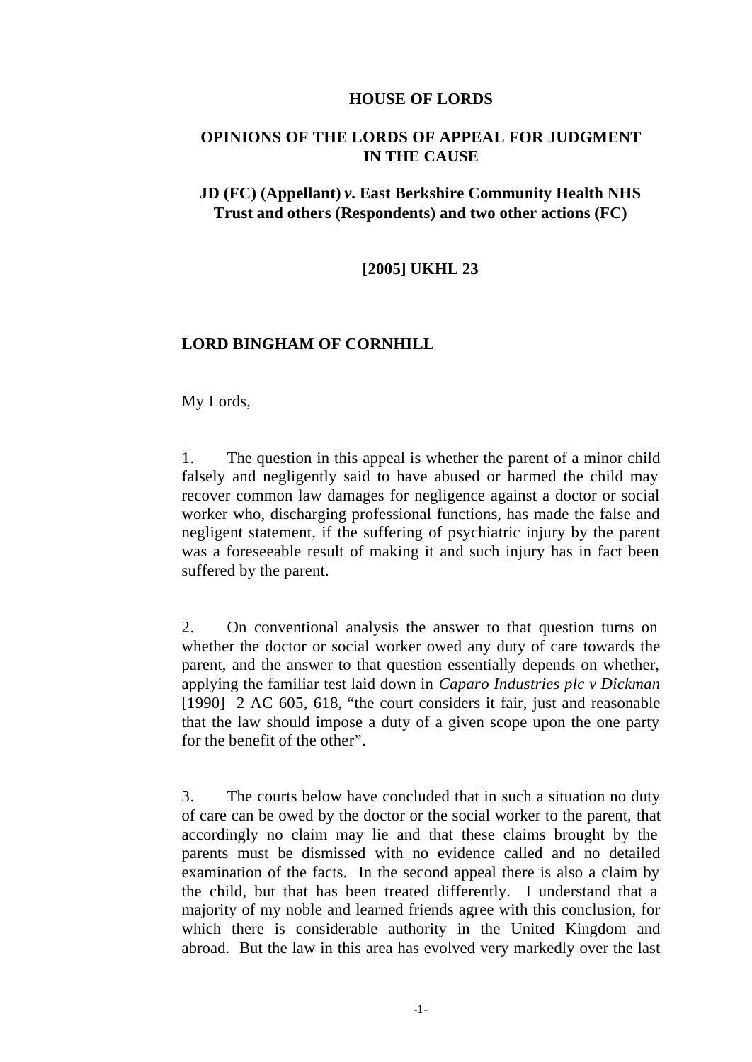**HOUSE OF LORDS**

**OPINIONS OF THE LORDS OF APPEAL FOR JUDGMENT IN THE CAUSE**

**JD (FC) (Appellant) *v.* East Berkshire Community Health NHS Trust and others (Respondents) and two other actions (FC)**

**[2005] UKHL 23**

**LORD BINGHAM OF CORNHILL**

My Lords,

1. The question in this appeal is whether the parent of a minor child falsely and negligently said to have abused or harmed the child may recover common law damages for negligence against a doctor or social worker who, discharging professional functions, has made the false and negligent statement, if the suffering of psychiatric injury by the parent was a foreseeable result of making it and such injury has in fact been suffered by the parent.

2. On conventional analysis the answer to that question turns on whether the doctor or social worker owed any duty of care towards the parent, and the answer to that question essentially depends on whether, applying the familiar test laid down in *Caparo Industries plc v Dickman* [1990] 2 AC 605, 618, "the court considers it fair, just and reasonable that the law should impose a duty of a given scope upon the one party for the benefit of the other".

3. The courts below have concluded that in such a situation no duty of care can be owed by the doctor or the social worker to the parent, that accordingly no claim may lie and that these claims brought by the parents must be dismissed with no evidence called and no detailed examination of the facts. In the second appeal there is also a claim by the child, but that has been treated differently. I understand that a majority of my noble and learned friends agree with this conclusion, for which there is considerable authority in the United Kingdom and abroad. But the law in this area has evolved very markedly over the last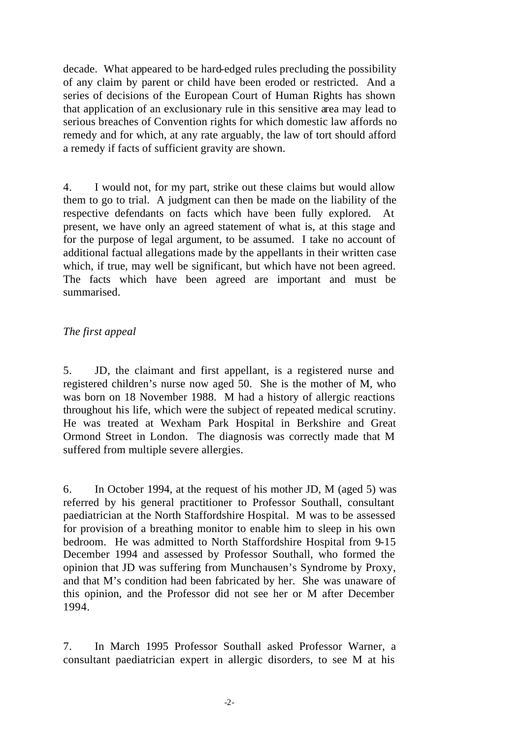decade. What appeared to be hard-edged rules precluding the possibility of any claim by parent or child have been eroded or restricted. And a series of decisions of the European Court of Human Rights has shown that application of an exclusionary rule in this sensitive area may lead to serious breaches of Convention rights for which domestic law affords no remedy and for which, at any rate arguably, the law of tort should afford a remedy if facts of sufficient gravity are shown.

4. I would not, for my part, strike out these claims but would allow them to go to trial. A judgment can then be made on the liability of the respective defendants on facts which have been fully explored. At present, we have only an agreed statement of what is, at this stage and for the purpose of legal argument, to be assumed. I take no account of additional factual allegations made by the appellants in their written case which, if true, may well be significant, but which have not been agreed. The facts which have been agreed are important and must be summarised.

*The first appeal*

5. JD, the claimant and first appellant, is a registered nurse and registered children's nurse now aged 50. She is the mother of M, who was born on 18 November 1988. M had a history of allergic reactions throughout his life, which were the subject of repeated medical scrutiny. He was treated at Wexham Park Hospital in Berkshire and Great Ormond Street in London. The diagnosis was correctly made that M suffered from multiple severe allergies.

6. In October 1994, at the request of his mother JD, M (aged 5) was referred by his general practitioner to Professor Southall, consultant paediatrician at the North Staffordshire Hospital. M was to be assessed for provision of a breathing monitor to enable him to sleep in his own bedroom. He was admitted to North Staffordshire Hospital from 9-15 December 1994 and assessed by Professor Southall, who formed the opinion that JD was suffering from Munchausen's Syndrome by Proxy, and that M's condition had been fabricated by her. She was unaware of this opinion, and the Professor did not see her or M after December 1994.

7. In March 1995 Professor Southall asked Professor Warner, a consultant paediatrician expert in allergic disorders, to see M at his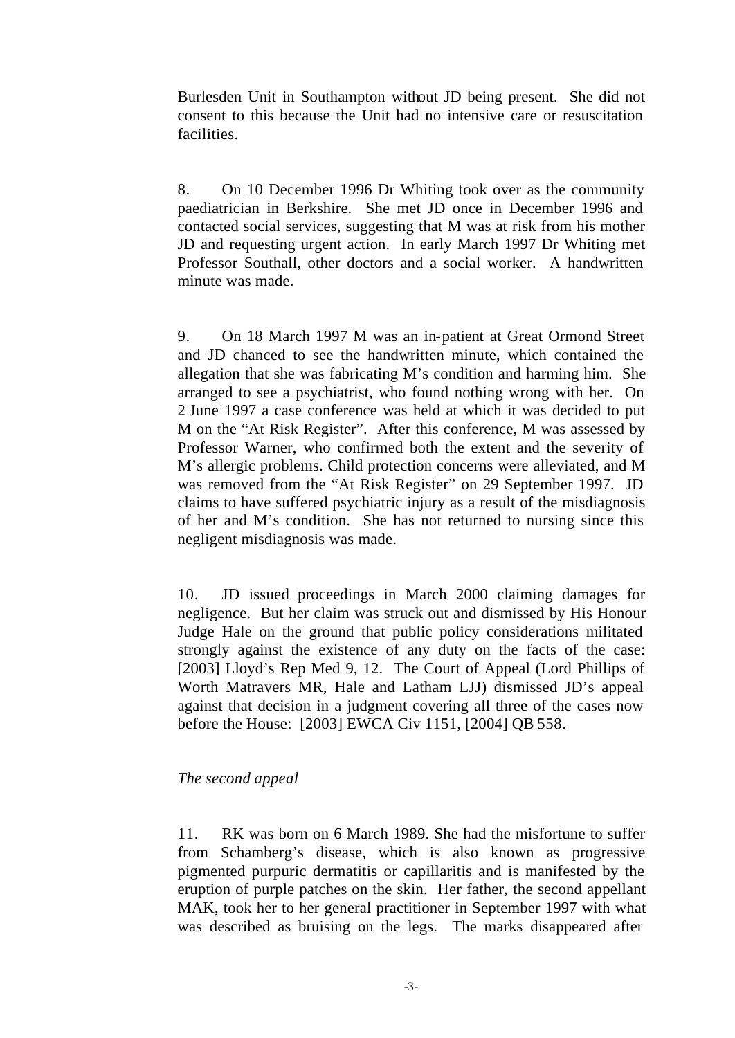Burlesden Unit in Southampton without JD being present. She did not consent to this because the Unit had no intensive care or resuscitation facilities.

8. On 10 December 1996 Dr Whiting took over as the community paediatrician in Berkshire. She met JD once in December 1996 and contacted social services, suggesting that M was at risk from his mother JD and requesting urgent action. In early March 1997 Dr Whiting met Professor Southall, other doctors and a social worker. A handwritten minute was made.

9. On 18 March 1997 M was an in-patient at Great Ormond Street and JD chanced to see the handwritten minute, which contained the allegation that she was fabricating M's condition and harming him. She arranged to see a psychiatrist, who found nothing wrong with her. On 2 June 1997 a case conference was held at which it was decided to put M on the "At Risk Register". After this conference, M was assessed by Professor Warner, who confirmed both the extent and the severity of M's allergic problems. Child protection concerns were alleviated, and M was removed from the "At Risk Register" on 29 September 1997. JD claims to have suffered psychiatric injury as a result of the misdiagnosis of her and M's condition. She has not returned to nursing since this negligent misdiagnosis was made.

10. JD issued proceedings in March 2000 claiming damages for negligence. But her claim was struck out and dismissed by His Honour Judge Hale on the ground that public policy considerations militated strongly against the existence of any duty on the facts of the case: [2003] Lloyd's Rep Med 9, 12. The Court of Appeal (Lord Phillips of Worth Matravers MR, Hale and Latham LJJ) dismissed JD's appeal against that decision in a judgment covering all three of the cases now before the House: [2003] EWCA Civ 1151, [2004] QB 558.

*The second appeal*

11. RK was born on 6 March 1989. She had the misfortune to suffer from Schamberg's disease, which is also known as progressive pigmented purpuric dermatitis or capillaritis and is manifested by the eruption of purple patches on the skin. Her father, the second appellant MAK, took her to her general practitioner in September 1997 with what was described as bruising on the legs. The marks disappeared after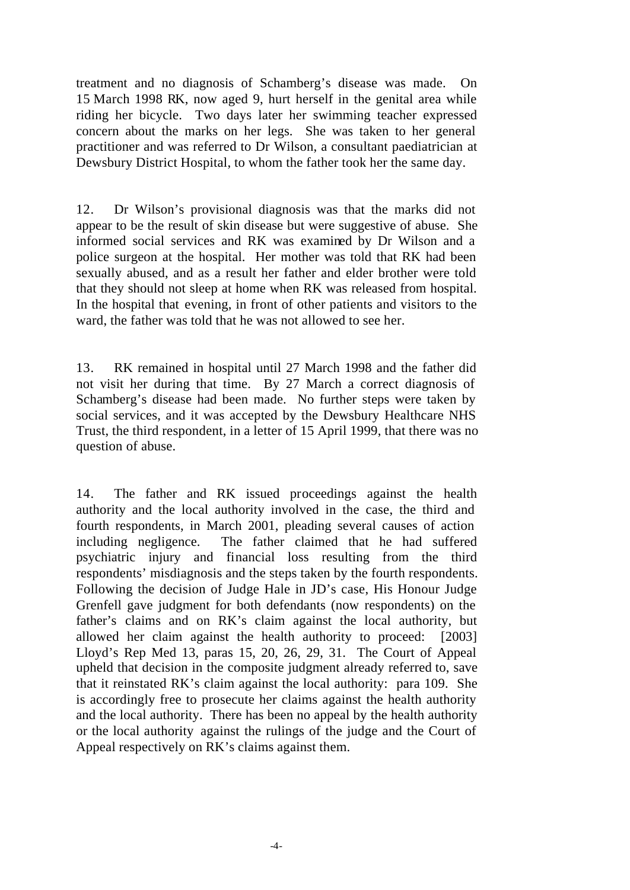treatment and no diagnosis of Schamberg's disease was made. On 15 March 1998 RK, now aged 9, hurt herself in the genital area while riding her bicycle. Two days later her swimming teacher expressed concern about the marks on her legs. She was taken to her general practitioner and was referred to Dr Wilson, a consultant paediatrician at Dewsbury District Hospital, to whom the father took her the same day.

12. Dr Wilson's provisional diagnosis was that the marks did not appear to be the result of skin disease but were suggestive of abuse. She informed social services and RK was examined by Dr Wilson and a police surgeon at the hospital. Her mother was told that RK had been sexually abused, and as a result her father and elder brother were told that they should not sleep at home when RK was released from hospital. In the hospital that evening, in front of other patients and visitors to the ward, the father was told that he was not allowed to see her.

13. RK remained in hospital until 27 March 1998 and the father did not visit her during that time. By 27 March a correct diagnosis of Schamberg's disease had been made. No further steps were taken by social services, and it was accepted by the Dewsbury Healthcare NHS Trust, the third respondent, in a letter of 15 April 1999, that there was no question of abuse.

14. The father and RK issued proceedings against the health authority and the local authority involved in the case, the third and fourth respondents, in March 2001, pleading several causes of action including negligence. The father claimed that he had suffered psychiatric injury and financial loss resulting from the third respondents' misdiagnosis and the steps taken by the fourth respondents. Following the decision of Judge Hale in JD's case, His Honour Judge Grenfell gave judgment for both defendants (now respondents) on the father's claims and on RK's claim against the local authority, but allowed her claim against the health authority to proceed: [2003] Lloyd's Rep Med 13, paras 15, 20, 26, 29, 31. The Court of Appeal upheld that decision in the composite judgment already referred to, save that it reinstated RK's claim against the local authority: para 109. She is accordingly free to prosecute her claims against the health authority and the local authority. There has been no appeal by the health authority or the local authority against the rulings of the judge and the Court of Appeal respectively on RK's claims against them.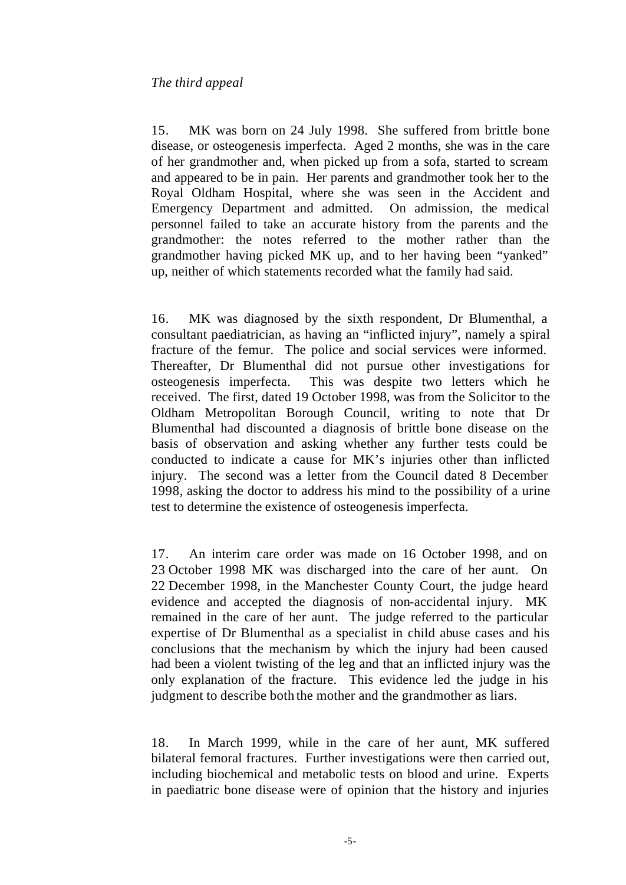*The third appeal*

15. MK was born on 24 July 1998. She suffered from brittle bone disease, or osteogenesis imperfecta. Aged 2 months, she was in the care of her grandmother and, when picked up from a sofa, started to scream and appeared to be in pain. Her parents and grandmother took her to the Royal Oldham Hospital, where she was seen in the Accident and Emergency Department and admitted. On admission, the medical personnel failed to take an accurate history from the parents and the grandmother: the notes referred to the mother rather than the grandmother having picked MK up, and to her having been "yanked" up, neither of which statements recorded what the family had said.

16. MK was diagnosed by the sixth respondent, Dr Blumenthal, a consultant paediatrician, as having an "inflicted injury", namely a spiral fracture of the femur. The police and social services were informed. Thereafter, Dr Blumenthal did not pursue other investigations for osteogenesis imperfecta. This was despite two letters which he received. The first, dated 19 October 1998, was from the Solicitor to the Oldham Metropolitan Borough Council, writing to note that Dr Blumenthal had discounted a diagnosis of brittle bone disease on the basis of observation and asking whether any further tests could be conducted to indicate a cause for MK's injuries other than inflicted injury. The second was a letter from the Council dated 8 December 1998, asking the doctor to address his mind to the possibility of a urine test to determine the existence of osteogenesis imperfecta.

17. An interim care order was made on 16 October 1998, and on 23 October 1998 MK was discharged into the care of her aunt. On 22 December 1998, in the Manchester County Court, the judge heard evidence and accepted the diagnosis of non-accidental injury. MK remained in the care of her aunt. The judge referred to the particular expertise of Dr Blumenthal as a specialist in child abuse cases and his conclusions that the mechanism by which the injury had been caused had been a violent twisting of the leg and that an inflicted injury was the only explanation of the fracture. This evidence led the judge in his judgment to describe both the mother and the grandmother as liars.

18. In March 1999, while in the care of her aunt, MK suffered bilateral femoral fractures. Further investigations were then carried out, including biochemical and metabolic tests on blood and urine. Experts in paediatric bone disease were of opinion that the history and injuries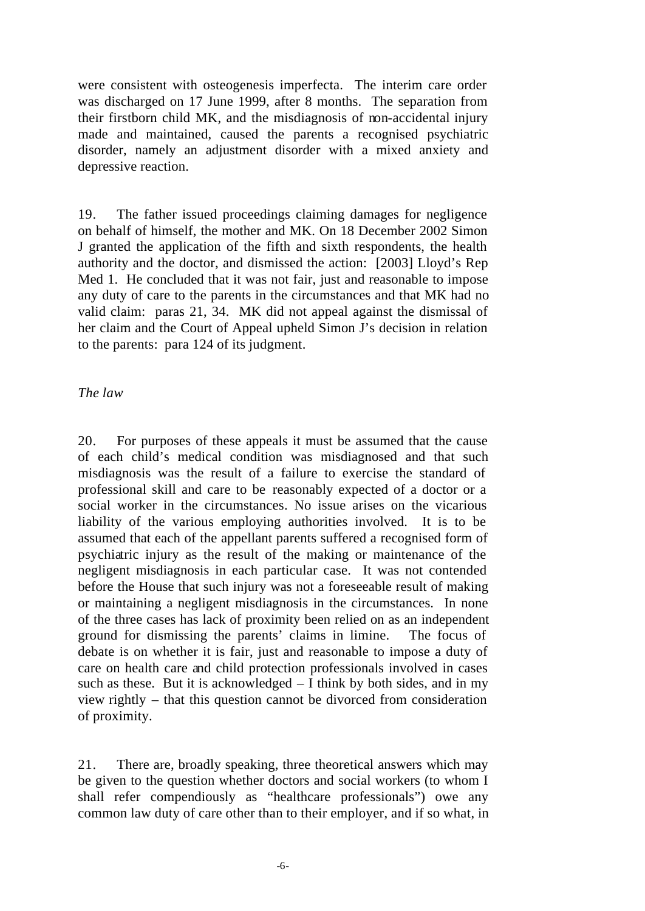were consistent with osteogenesis imperfecta. The interim care order was discharged on 17 June 1999, after 8 months. The separation from their firstborn child MK, and the misdiagnosis of non-accidental injury made and maintained, caused the parents a recognised psychiatric disorder, namely an adjustment disorder with a mixed anxiety and depressive reaction.

19. The father issued proceedings claiming damages for negligence on behalf of himself, the mother and MK. On 18 December 2002 Simon J granted the application of the fifth and sixth respondents, the health authority and the doctor, and dismissed the action: [2003] Lloyd's Rep Med 1. He concluded that it was not fair, just and reasonable to impose any duty of care to the parents in the circumstances and that MK had no valid claim: paras 21, 34. MK did not appeal against the dismissal of her claim and the Court of Appeal upheld Simon J's decision in relation to the parents: para 124 of its judgment.

*The law*

20. For purposes of these appeals it must be assumed that the cause of each child's medical condition was misdiagnosed and that such misdiagnosis was the result of a failure to exercise the standard of professional skill and care to be reasonably expected of a doctor or a social worker in the circumstances. No issue arises on the vicarious liability of the various employing authorities involved. It is to be assumed that each of the appellant parents suffered a recognised form of psychiatric injury as the result of the making or maintenance of the negligent misdiagnosis in each particular case. It was not contended before the House that such injury was not a foreseeable result of making or maintaining a negligent misdiagnosis in the circumstances. In none of the three cases has lack of proximity been relied on as an independent ground for dismissing the parents' claims in limine. The focus of debate is on whether it is fair, just and reasonable to impose a duty of care on health care and child protection professionals involved in cases such as these. But it is acknowledged – I think by both sides, and in my view rightly – that this question cannot be divorced from consideration of proximity.

21. There are, broadly speaking, three theoretical answers which may be given to the question whether doctors and social workers (to whom I shall refer compendiously as "healthcare professionals") owe any common law duty of care other than to their employer, and if so what, in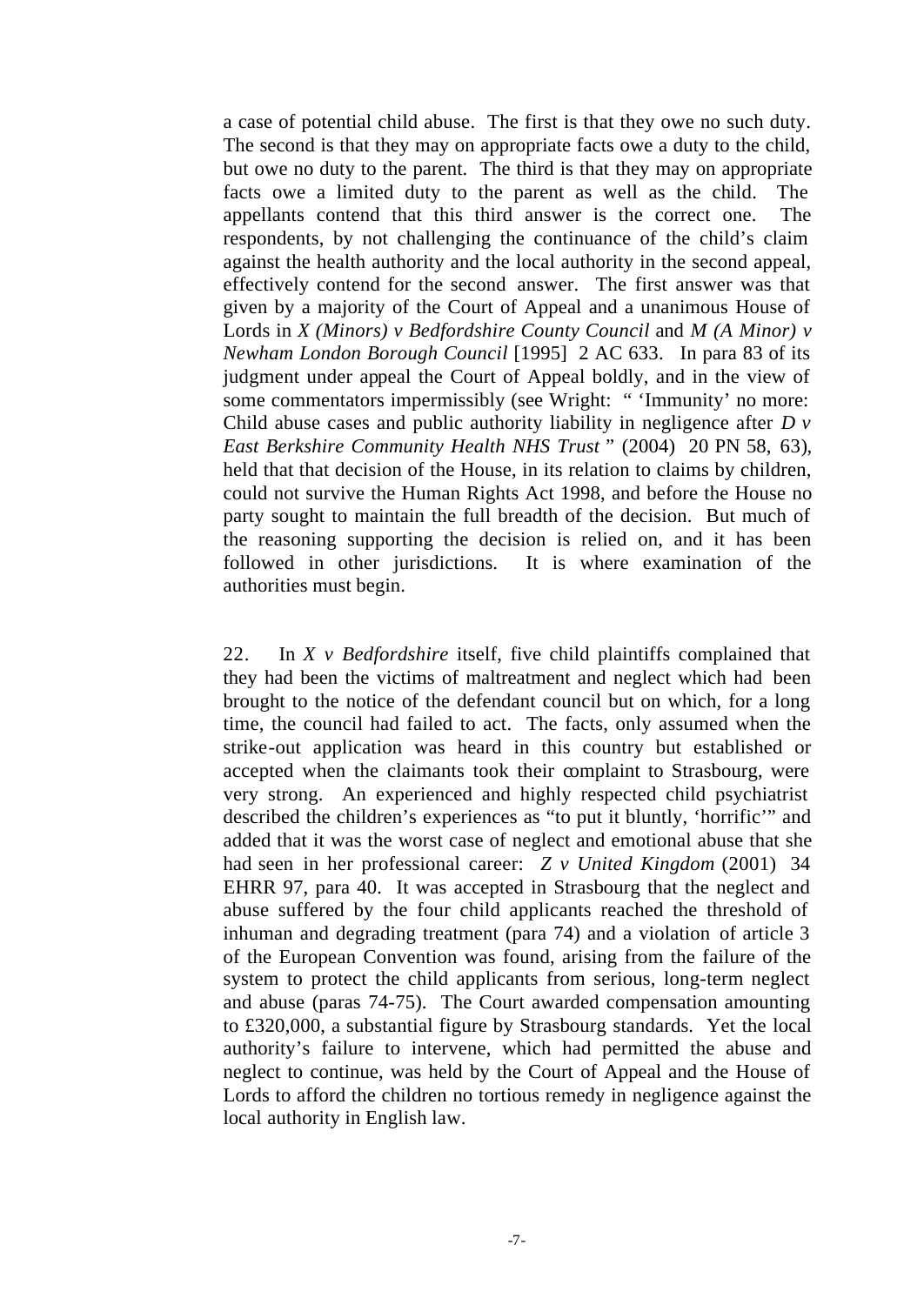a case of potential child abuse. The first is that they owe no such duty. The second is that they may on appropriate facts owe a duty to the child, but owe no duty to the parent. The third is that they may on appropriate facts owe a limited duty to the parent as well as the child. The appellants contend that this third answer is the correct one. The respondents, by not challenging the continuance of the child's claim against the health authority and the local authority in the second appeal, effectively contend for the second answer. The first answer was that given by a majority of the Court of Appeal and a unanimous House of Lords in *X (Minors) v Bedfordshire County Council* and *M (A Minor) v Newham London Borough Council* [1995] 2 AC 633. In para 83 of its judgment under appeal the Court of Appeal boldly, and in the view of some commentators impermissibly (see Wright: " 'Immunity' no more: Child abuse cases and public authority liability in negligence after *D v East Berkshire Community Health NHS Trust* " (2004) 20 PN 58, 63), held that that decision of the House, in its relation to claims by children, could not survive the Human Rights Act 1998, and before the House no party sought to maintain the full breadth of the decision. But much of the reasoning supporting the decision is relied on, and it has been followed in other jurisdictions. It is where examination of the authorities must begin.

22. In *X v Bedfordshire* itself, five child plaintiffs complained that they had been the victims of maltreatment and neglect which had been brought to the notice of the defendant council but on which, for a long time, the council had failed to act. The facts, only assumed when the strike-out application was heard in this country but established or accepted when the claimants took their complaint to Strasbourg, were very strong. An experienced and highly respected child psychiatrist described the children's experiences as "to put it bluntly, 'horrific'" and added that it was the worst case of neglect and emotional abuse that she had seen in her professional career: *Z v United Kingdom* (2001) 34 EHRR 97, para 40. It was accepted in Strasbourg that the neglect and abuse suffered by the four child applicants reached the threshold of inhuman and degrading treatment (para 74) and a violation of article 3 of the European Convention was found, arising from the failure of the system to protect the child applicants from serious, long-term neglect and abuse (paras 74-75). The Court awarded compensation amounting to £320,000, a substantial figure by Strasbourg standards. Yet the local authority's failure to intervene, which had permitted the abuse and neglect to continue, was held by the Court of Appeal and the House of Lords to afford the children no tortious remedy in negligence against the local authority in English law.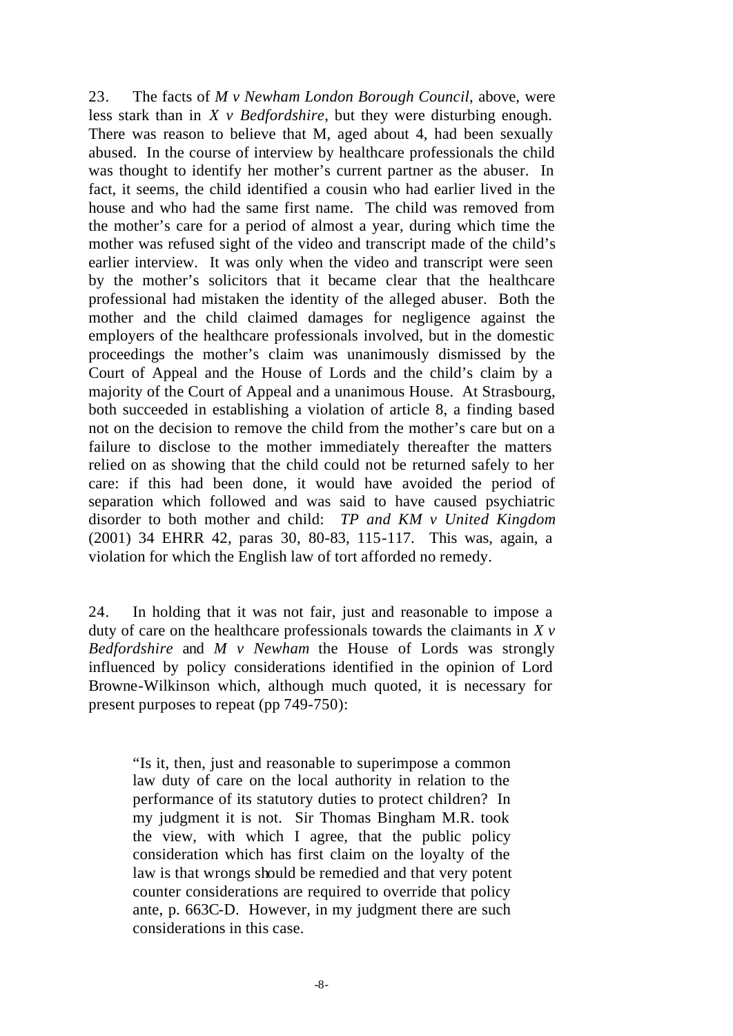23. The facts of *M v Newham London Borough Council*, above, were less stark than in *X v Bedfordshire*, but they were disturbing enough. There was reason to believe that M, aged about 4, had been sexually abused. In the course of interview by healthcare professionals the child was thought to identify her mother's current partner as the abuser. In fact, it seems, the child identified a cousin who had earlier lived in the house and who had the same first name. The child was removed from the mother's care for a period of almost a year, during which time the mother was refused sight of the video and transcript made of the child's earlier interview. It was only when the video and transcript were seen by the mother's solicitors that it became clear that the healthcare professional had mistaken the identity of the alleged abuser. Both the mother and the child claimed damages for negligence against the employers of the healthcare professionals involved, but in the domestic proceedings the mother's claim was unanimously dismissed by the Court of Appeal and the House of Lords and the child's claim by a majority of the Court of Appeal and a unanimous House. At Strasbourg, both succeeded in establishing a violation of article 8, a finding based not on the decision to remove the child from the mother's care but on a failure to disclose to the mother immediately thereafter the matters relied on as showing that the child could not be returned safely to her care: if this had been done, it would have avoided the period of separation which followed and was said to have caused psychiatric disorder to both mother and child: *TP and KM v United Kingdom* (2001) 34 EHRR 42, paras 30, 80-83, 115-117. This was, again, a violation for which the English law of tort afforded no remedy.

24. In holding that it was not fair, just and reasonable to impose a duty of care on the healthcare professionals towards the claimants in *X v Bedfordshire* and *M v Newham* the House of Lords was strongly influenced by policy considerations identified in the opinion of Lord Browne-Wilkinson which, although much quoted, it is necessary for present purposes to repeat (pp 749-750):

> "Is it, then, just and reasonable to superimpose a common law duty of care on the local authority in relation to the performance of its statutory duties to protect children? In my judgment it is not. Sir Thomas Bingham M.R. took the view, with which I agree, that the public policy consideration which has first claim on the loyalty of the law is that wrongs should be remedied and that very potent counter considerations are required to override that policy ante, p. 663C-D. However, in my judgment there are such considerations in this case.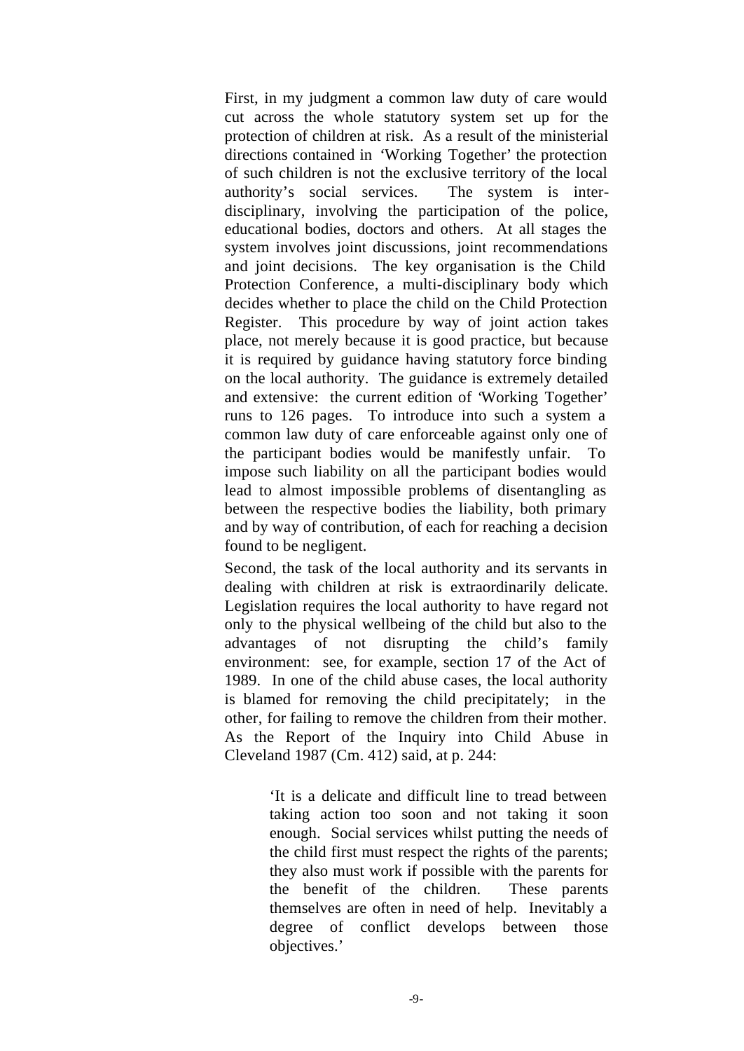First, in my judgment a common law duty of care would cut across the whole statutory system set up for the protection of children at risk. As a result of the ministerial directions contained in 'Working Together' the protection of such children is not the exclusive territory of the local authority's social services. The system is inter-disciplinary, involving the participation of the police, educational bodies, doctors and others. At all stages the system involves joint discussions, joint recommendations and joint decisions. The key organisation is the Child Protection Conference, a multi-disciplinary body which decides whether to place the child on the Child Protection Register. This procedure by way of joint action takes place, not merely because it is good practice, but because it is required by guidance having statutory force binding on the local authority. The guidance is extremely detailed and extensive: the current edition of 'Working Together' runs to 126 pages. To introduce into such a system a common law duty of care enforceable against only one of the participant bodies would be manifestly unfair. To impose such liability on all the participant bodies would lead to almost impossible problems of disentangling as between the respective bodies the liability, both primary and by way of contribution, of each for reaching a decision found to be negligent.

Second, the task of the local authority and its servants in dealing with children at risk is extraordinarily delicate. Legislation requires the local authority to have regard not only to the physical wellbeing of the child but also to the advantages of not disrupting the child's family environment: see, for example, section 17 of the Act of 1989. In one of the child abuse cases, the local authority is blamed for removing the child precipitately; in the other, for failing to remove the children from their mother. As the Report of the Inquiry into Child Abuse in Cleveland 1987 (Cm. 412) said, at p. 244:

> 'It is a delicate and difficult line to tread between taking action too soon and not taking it soon enough. Social services whilst putting the needs of the child first must respect the rights of the parents; they also must work if possible with the parents for the benefit of the children. These parents themselves are often in need of help. Inevitably a degree of conflict develops between those objectives.'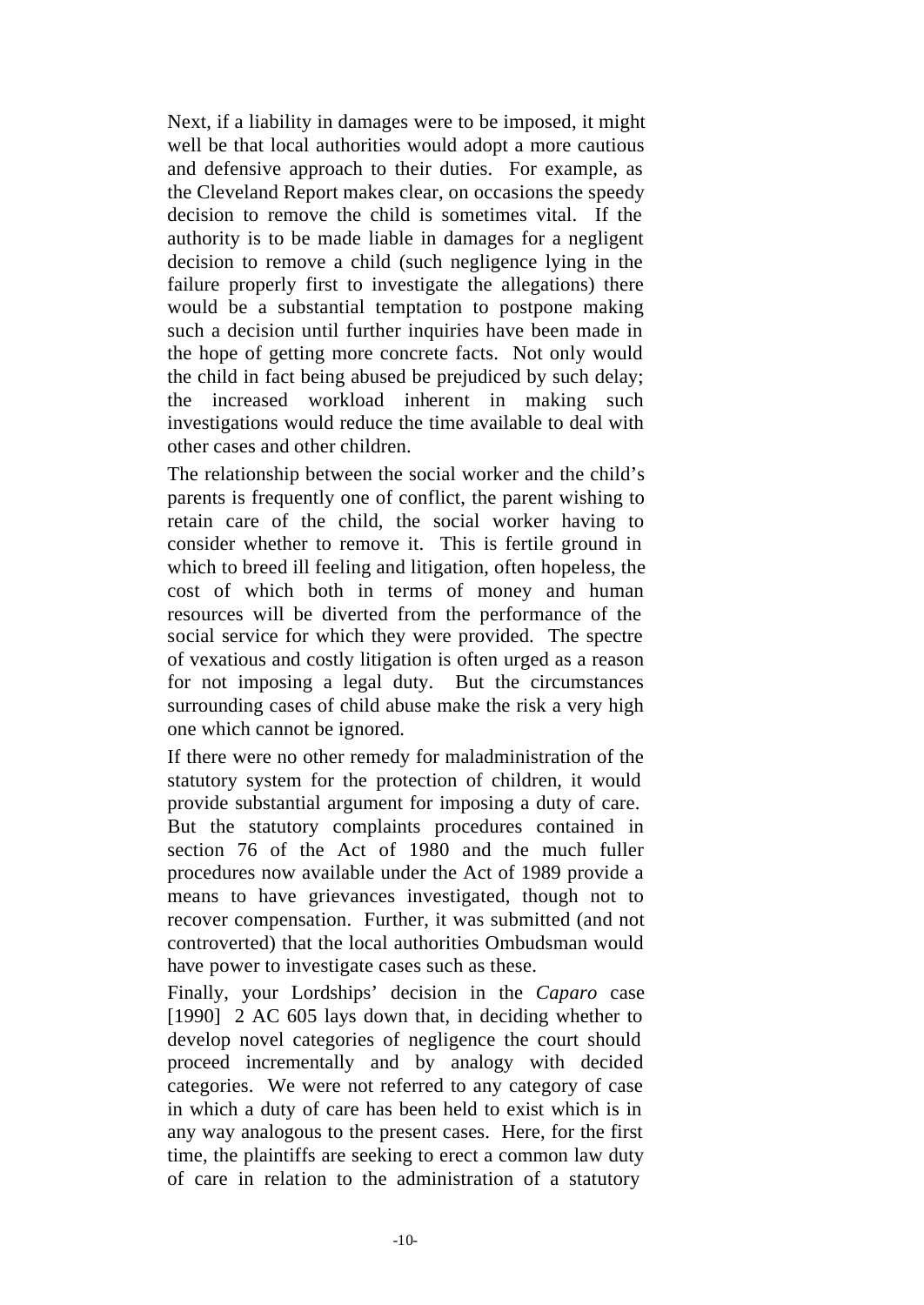Next, if a liability in damages were to be imposed, it might well be that local authorities would adopt a more cautious and defensive approach to their duties. For example, as the Cleveland Report makes clear, on occasions the speedy decision to remove the child is sometimes vital. If the authority is to be made liable in damages for a negligent decision to remove a child (such negligence lying in the failure properly first to investigate the allegations) there would be a substantial temptation to postpone making such a decision until further inquiries have been made in the hope of getting more concrete facts. Not only would the child in fact being abused be prejudiced by such delay; the increased workload inherent in making such investigations would reduce the time available to deal with other cases and other children.

The relationship between the social worker and the child's parents is frequently one of conflict, the parent wishing to retain care of the child, the social worker having to consider whether to remove it. This is fertile ground in which to breed ill feeling and litigation, often hopeless, the cost of which both in terms of money and human resources will be diverted from the performance of the social service for which they were provided. The spectre of vexatious and costly litigation is often urged as a reason for not imposing a legal duty. But the circumstances surrounding cases of child abuse make the risk a very high one which cannot be ignored.

If there were no other remedy for maladministration of the statutory system for the protection of children, it would provide substantial argument for imposing a duty of care. But the statutory complaints procedures contained in section 76 of the Act of 1980 and the much fuller procedures now available under the Act of 1989 provide a means to have grievances investigated, though not to recover compensation. Further, it was submitted (and not controverted) that the local authorities Ombudsman would have power to investigate cases such as these.

Finally, your Lordships' decision in the *Caparo* case [1990] 2 AC 605 lays down that, in deciding whether to develop novel categories of negligence the court should proceed incrementally and by analogy with decided categories. We were not referred to any category of case in which a duty of care has been held to exist which is in any way analogous to the present cases. Here, for the first time, the plaintiffs are seeking to erect a common law duty of care in relation to the administration of a statutory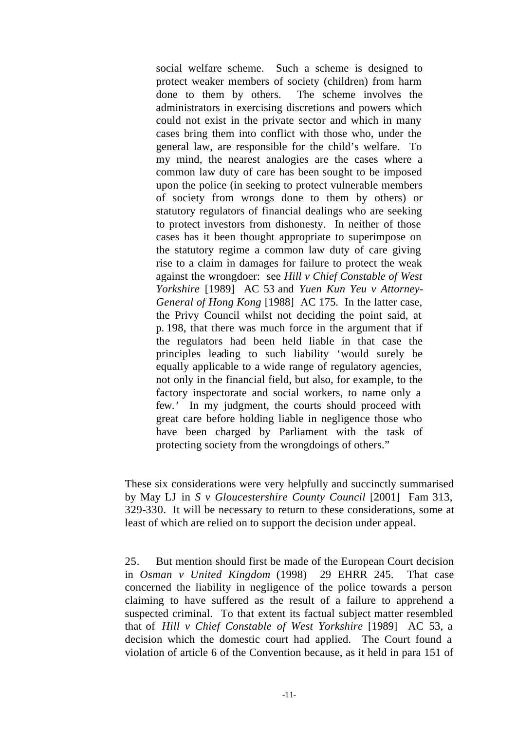> social welfare scheme. Such a scheme is designed to protect weaker members of society (children) from harm done to them by others. The scheme involves the administrators in exercising discretions and powers which could not exist in the private sector and which in many cases bring them into conflict with those who, under the general law, are responsible for the child's welfare. To my mind, the nearest analogies are the cases where a common law duty of care has been sought to be imposed upon the police (in seeking to protect vulnerable members of society from wrongs done to them by others) or statutory regulators of financial dealings who are seeking to protect investors from dishonesty. In neither of those cases has it been thought appropriate to superimpose on the statutory regime a common law duty of care giving rise to a claim in damages for failure to protect the weak against the wrongdoer: see *Hill v Chief Constable of West Yorkshire* [1989] AC 53 and *Yuen Kun Yeu v Attorney-General of Hong Kong* [1988] AC 175. In the latter case, the Privy Council whilst not deciding the point said, at p. 198, that there was much force in the argument that if the regulators had been held liable in that case the principles leading to such liability 'would surely be equally applicable to a wide range of regulatory agencies, not only in the financial field, but also, for example, to the factory inspectorate and social workers, to name only a few.' In my judgment, the courts should proceed with great care before holding liable in negligence those who have been charged by Parliament with the task of protecting society from the wrongdoings of others."

These six considerations were very helpfully and succinctly summarised by May LJ in *S v Gloucestershire County Council* [2001] Fam 313, 329-330. It will be necessary to return to these considerations, some at least of which are relied on to support the decision under appeal.

25. But mention should first be made of the European Court decision in *Osman v United Kingdom* (1998) 29 EHRR 245. That case concerned the liability in negligence of the police towards a person claiming to have suffered as the result of a failure to apprehend a suspected criminal. To that extent its factual subject matter resembled that of *Hill v Chief Constable of West Yorkshire* [1989] AC 53, a decision which the domestic court had applied. The Court found a violation of article 6 of the Convention because, as it held in para 151 of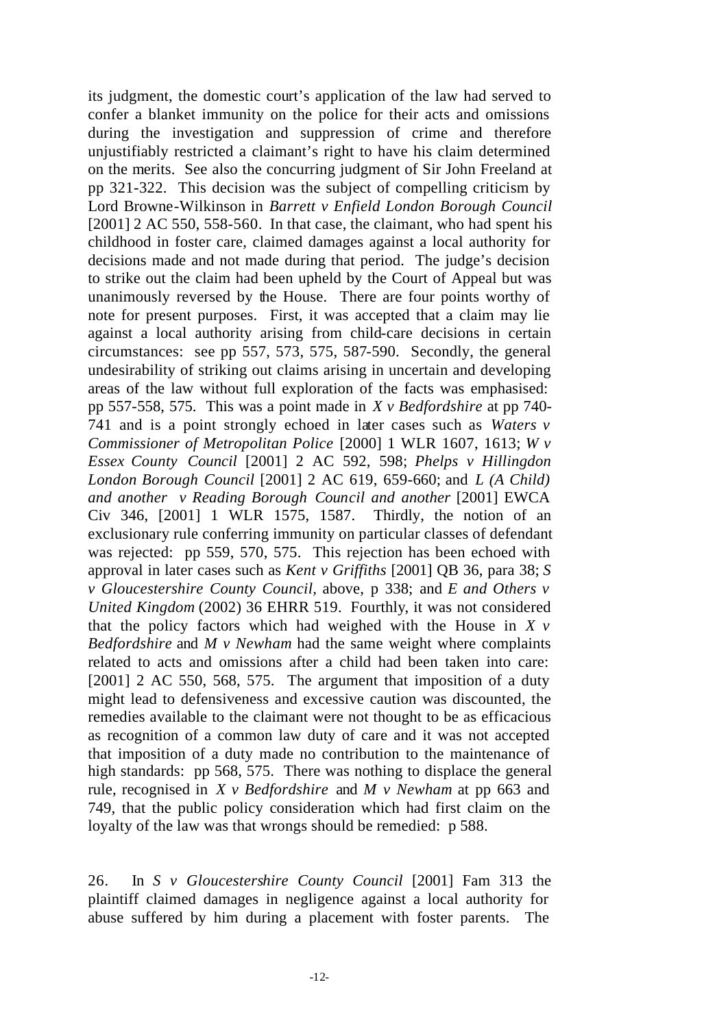its judgment, the domestic court's application of the law had served to confer a blanket immunity on the police for their acts and omissions during the investigation and suppression of crime and therefore unjustifiably restricted a claimant's right to have his claim determined on the merits. See also the concurring judgment of Sir John Freeland at pp 321-322. This decision was the subject of compelling criticism by Lord Browne-Wilkinson in *Barrett v Enfield London Borough Council* [2001] 2 AC 550, 558-560. In that case, the claimant, who had spent his childhood in foster care, claimed damages against a local authority for decisions made and not made during that period. The judge's decision to strike out the claim had been upheld by the Court of Appeal but was unanimously reversed by the House. There are four points worthy of note for present purposes. First, it was accepted that a claim may lie against a local authority arising from child-care decisions in certain circumstances: see pp 557, 573, 575, 587-590. Secondly, the general undesirability of striking out claims arising in uncertain and developing areas of the law without full exploration of the facts was emphasised: pp 557-558, 575. This was a point made in *X v Bedfordshire* at pp 740-741 and is a point strongly echoed in later cases such as *Waters v Commissioner of Metropolitan Police* [2000] 1 WLR 1607, 1613; *W v Essex County Council* [2001] 2 AC 592, 598; *Phelps v Hillingdon London Borough Council* [2001] 2 AC 619, 659-660; and *L (A Child) and another v Reading Borough Council and another* [2001] EWCA Civ 346, [2001] 1 WLR 1575, 1587. Thirdly, the notion of an exclusionary rule conferring immunity on particular classes of defendant was rejected: pp 559, 570, 575. This rejection has been echoed with approval in later cases such as *Kent v Griffiths* [2001] QB 36, para 38; *S v Gloucestershire County Council*, above, p 338; and *E and Others v United Kingdom* (2002) 36 EHRR 519. Fourthly, it was not considered that the policy factors which had weighed with the House in *X v Bedfordshire* and *M v Newham* had the same weight where complaints related to acts and omissions after a child had been taken into care: [2001] 2 AC 550, 568, 575. The argument that imposition of a duty might lead to defensiveness and excessive caution was discounted, the remedies available to the claimant were not thought to be as efficacious as recognition of a common law duty of care and it was not accepted that imposition of a duty made no contribution to the maintenance of high standards: pp 568, 575. There was nothing to displace the general rule, recognised in *X v Bedfordshire* and *M v Newham* at pp 663 and 749, that the public policy consideration which had first claim on the loyalty of the law was that wrongs should be remedied: p 588.

26. In *S v Gloucestershire County Council* [2001] Fam 313 the plaintiff claimed damages in negligence against a local authority for abuse suffered by him during a placement with foster parents. The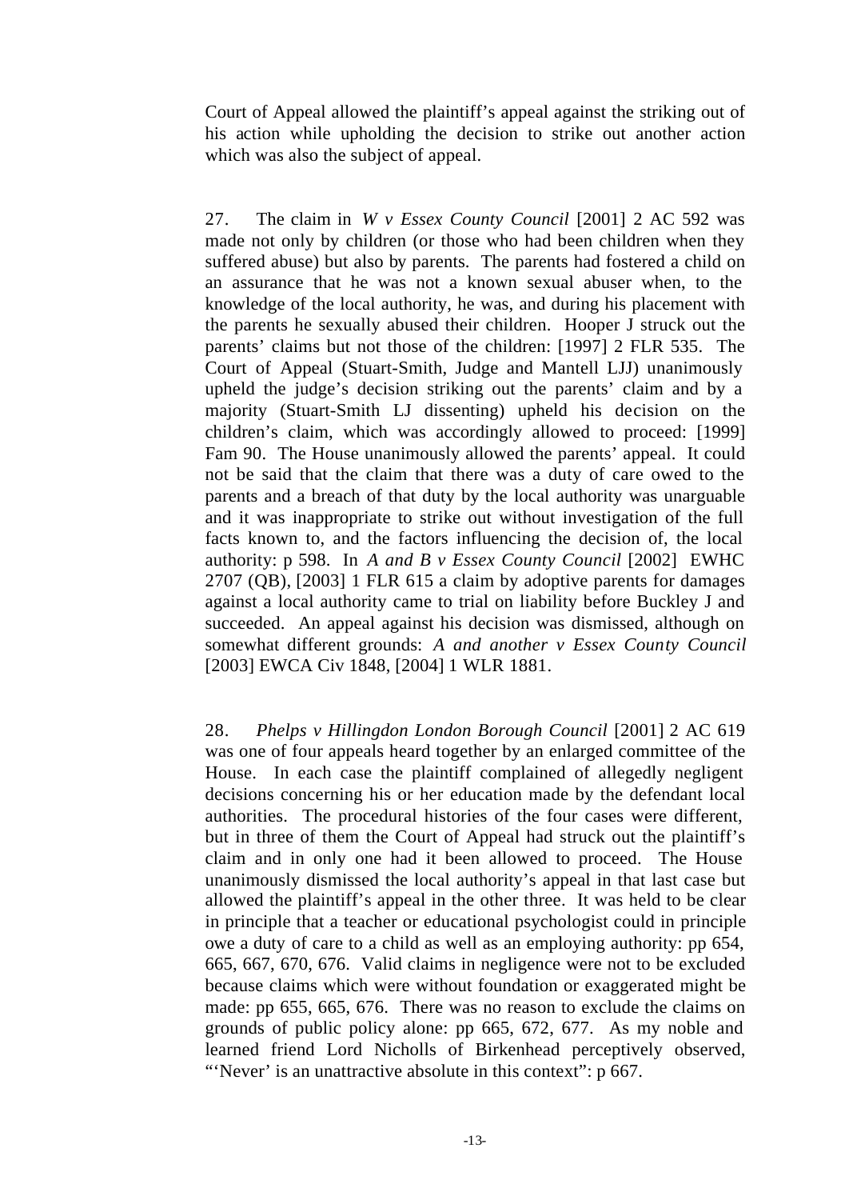Court of Appeal allowed the plaintiff's appeal against the striking out of his action while upholding the decision to strike out another action which was also the subject of appeal.

27. The claim in *W v Essex County Council* [2001] 2 AC 592 was made not only by children (or those who had been children when they suffered abuse) but also by parents. The parents had fostered a child on an assurance that he was not a known sexual abuser when, to the knowledge of the local authority, he was, and during his placement with the parents he sexually abused their children. Hooper J struck out the parents' claims but not those of the children: [1997] 2 FLR 535. The Court of Appeal (Stuart-Smith, Judge and Mantell LJJ) unanimously upheld the judge's decision striking out the parents' claim and by a majority (Stuart-Smith LJ dissenting) upheld his decision on the children's claim, which was accordingly allowed to proceed: [1999] Fam 90. The House unanimously allowed the parents' appeal. It could not be said that the claim that there was a duty of care owed to the parents and a breach of that duty by the local authority was unarguable and it was inappropriate to strike out without investigation of the full facts known to, and the factors influencing the decision of, the local authority: p 598. In *A and B v Essex County Council* [2002] EWHC 2707 (QB), [2003] 1 FLR 615 a claim by adoptive parents for damages against a local authority came to trial on liability before Buckley J and succeeded. An appeal against his decision was dismissed, although on somewhat different grounds: *A and another v Essex County Council* [2003] EWCA Civ 1848, [2004] 1 WLR 1881.

28. *Phelps v Hillingdon London Borough Council* [2001] 2 AC 619 was one of four appeals heard together by an enlarged committee of the House. In each case the plaintiff complained of allegedly negligent decisions concerning his or her education made by the defendant local authorities. The procedural histories of the four cases were different, but in three of them the Court of Appeal had struck out the plaintiff's claim and in only one had it been allowed to proceed. The House unanimously dismissed the local authority's appeal in that last case but allowed the plaintiff's appeal in the other three. It was held to be clear in principle that a teacher or educational psychologist could in principle owe a duty of care to a child as well as an employing authority: pp 654, 665, 667, 670, 676. Valid claims in negligence were not to be excluded because claims which were without foundation or exaggerated might be made: pp 655, 665, 676. There was no reason to exclude the claims on grounds of public policy alone: pp 665, 672, 677. As my noble and learned friend Lord Nicholls of Birkenhead perceptively observed, "'Never' is an unattractive absolute in this context": p 667.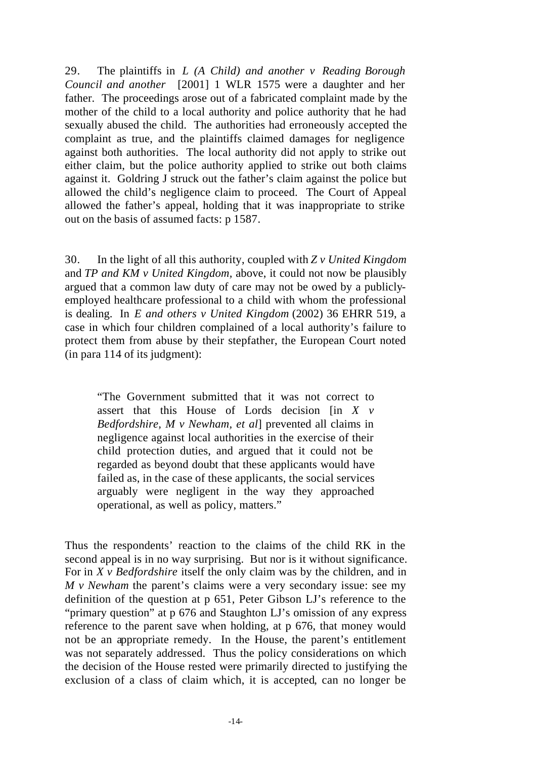29. The plaintiffs in *L (A Child) and another v Reading Borough Council and another* [2001] 1 WLR 1575 were a daughter and her father. The proceedings arose out of a fabricated complaint made by the mother of the child to a local authority and police authority that he had sexually abused the child. The authorities had erroneously accepted the complaint as true, and the plaintiffs claimed damages for negligence against both authorities. The local authority did not apply to strike out either claim, but the police authority applied to strike out both claims against it. Goldring J struck out the father's claim against the police but allowed the child's negligence claim to proceed. The Court of Appeal allowed the father's appeal, holding that it was inappropriate to strike out on the basis of assumed facts: p 1587.

30. In the light of all this authority, coupled with *Z v United Kingdom* and *TP and KM v United Kingdom*, above, it could not now be plausibly argued that a common law duty of care may not be owed by a publicly-employed healthcare professional to a child with whom the professional is dealing. In *E and others v United Kingdom* (2002) 36 EHRR 519, a case in which four children complained of a local authority's failure to protect them from abuse by their stepfather, the European Court noted (in para 114 of its judgment):

> "The Government submitted that it was not correct to assert that this House of Lords decision [in *X v Bedfordshire, M v Newham, et al*] prevented all claims in negligence against local authorities in the exercise of their child protection duties, and argued that it could not be regarded as beyond doubt that these applicants would have failed as, in the case of these applicants, the social services arguably were negligent in the way they approached operational, as well as policy, matters."

Thus the respondents' reaction to the claims of the child RK in the second appeal is in no way surprising. But nor is it without significance. For in *X v Bedfordshire* itself the only claim was by the children, and in *M v Newham* the parent's claims were a very secondary issue: see my definition of the question at p 651, Peter Gibson LJ's reference to the "primary question" at p 676 and Staughton LJ's omission of any express reference to the parent save when holding, at p 676, that money would not be an appropriate remedy. In the House, the parent's entitlement was not separately addressed. Thus the policy considerations on which the decision of the House rested were primarily directed to justifying the exclusion of a class of claim which, it is accepted, can no longer be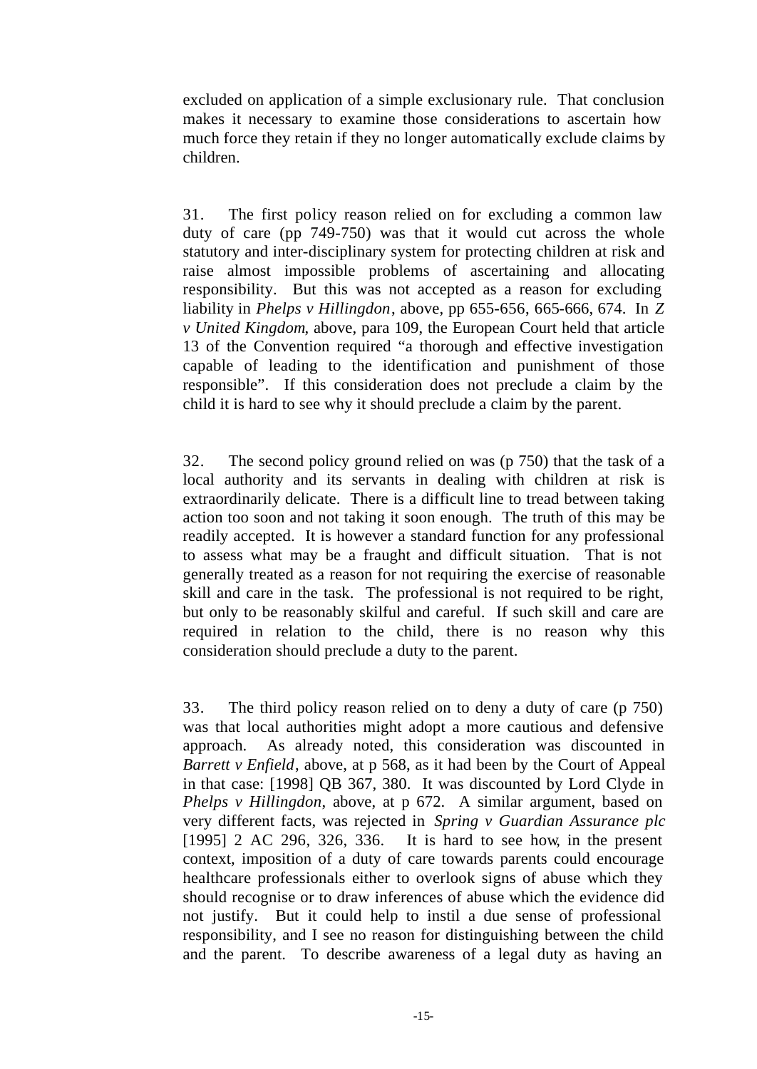excluded on application of a simple exclusionary rule. That conclusion makes it necessary to examine those considerations to ascertain how much force they retain if they no longer automatically exclude claims by children.

31. The first policy reason relied on for excluding a common law duty of care (pp 749-750) was that it would cut across the whole statutory and inter-disciplinary system for protecting children at risk and raise almost impossible problems of ascertaining and allocating responsibility. But this was not accepted as a reason for excluding liability in *Phelps v Hillingdon*, above, pp 655-656, 665-666, 674. In *Z v United Kingdom*, above, para 109, the European Court held that article 13 of the Convention required "a thorough and effective investigation capable of leading to the identification and punishment of those responsible". If this consideration does not preclude a claim by the child it is hard to see why it should preclude a claim by the parent.

32. The second policy ground relied on was (p 750) that the task of a local authority and its servants in dealing with children at risk is extraordinarily delicate. There is a difficult line to tread between taking action too soon and not taking it soon enough. The truth of this may be readily accepted. It is however a standard function for any professional to assess what may be a fraught and difficult situation. That is not generally treated as a reason for not requiring the exercise of reasonable skill and care in the task. The professional is not required to be right, but only to be reasonably skilful and careful. If such skill and care are required in relation to the child, there is no reason why this consideration should preclude a duty to the parent.

33. The third policy reason relied on to deny a duty of care (p 750) was that local authorities might adopt a more cautious and defensive approach. As already noted, this consideration was discounted in *Barrett v Enfield*, above, at p 568, as it had been by the Court of Appeal in that case: [1998] QB 367, 380. It was discounted by Lord Clyde in *Phelps v Hillingdon*, above, at p 672. A similar argument, based on very different facts, was rejected in *Spring v Guardian Assurance plc* [1995] 2 AC 296, 326, 336. It is hard to see how, in the present context, imposition of a duty of care towards parents could encourage healthcare professionals either to overlook signs of abuse which they should recognise or to draw inferences of abuse which the evidence did not justify. But it could help to instil a due sense of professional responsibility, and I see no reason for distinguishing between the child and the parent. To describe awareness of a legal duty as having an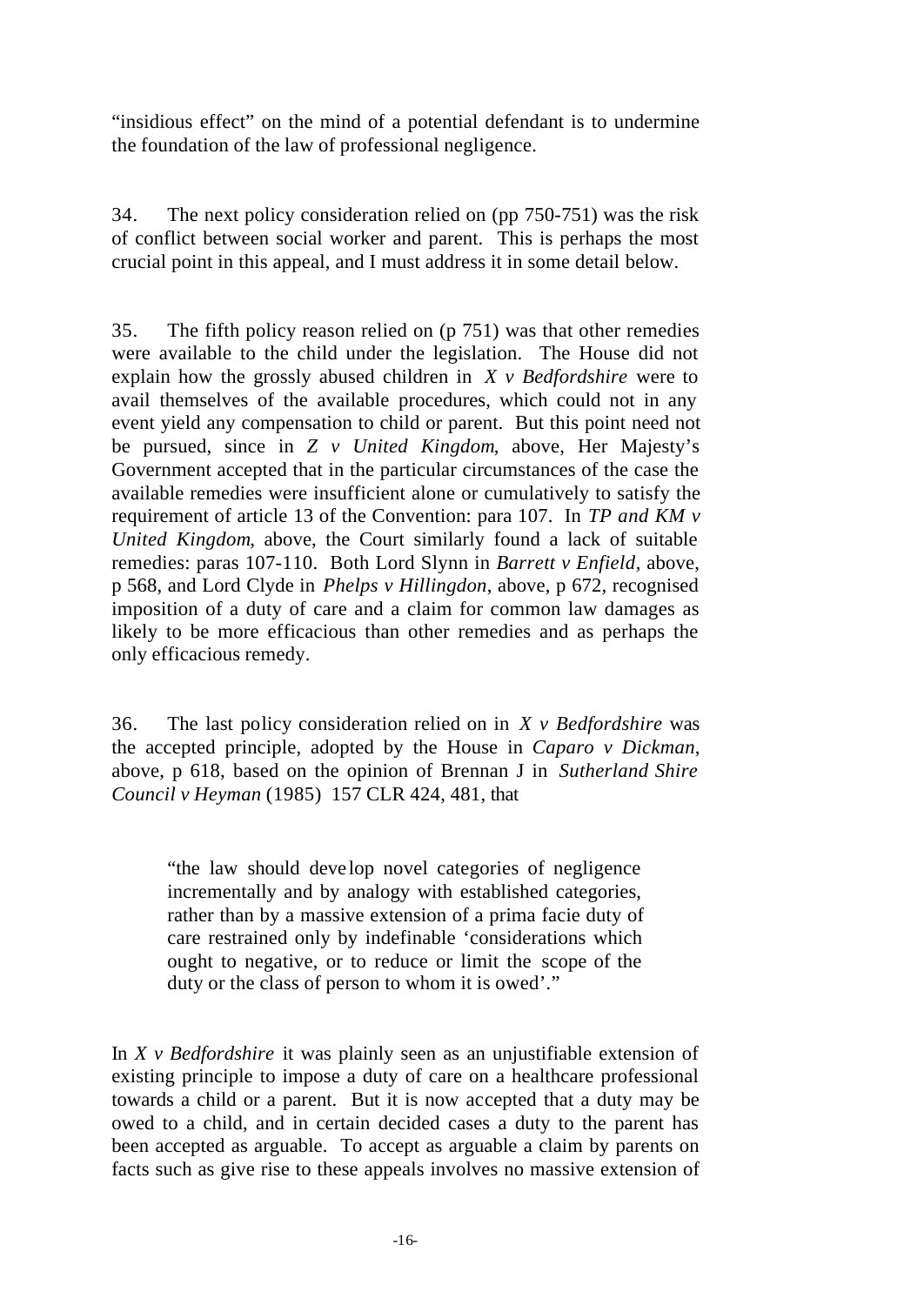"insidious effect" on the mind of a potential defendant is to undermine the foundation of the law of professional negligence.

34. The next policy consideration relied on (pp 750-751) was the risk of conflict between social worker and parent. This is perhaps the most crucial point in this appeal, and I must address it in some detail below.

35. The fifth policy reason relied on (p 751) was that other remedies were available to the child under the legislation. The House did not explain how the grossly abused children in *X v Bedfordshire* were to avail themselves of the available procedures, which could not in any event yield any compensation to child or parent. But this point need not be pursued, since in *Z v United Kingdom*, above, Her Majesty's Government accepted that in the particular circumstances of the case the available remedies were insufficient alone or cumulatively to satisfy the requirement of article 13 of the Convention: para 107. In *TP and KM v United Kingdom*, above, the Court similarly found a lack of suitable remedies: paras 107-110. Both Lord Slynn in *Barrett v Enfield*, above, p 568, and Lord Clyde in *Phelps v Hillingdon*, above, p 672, recognised imposition of a duty of care and a claim for common law damages as likely to be more efficacious than other remedies and as perhaps the only efficacious remedy.

36. The last policy consideration relied on in *X v Bedfordshire* was the accepted principle, adopted by the House in *Caparo v Dickman*, above, p 618, based on the opinion of Brennan J in *Sutherland Shire Council v Heyman* (1985) 157 CLR 424, 481, that

> "the law should develop novel categories of negligence incrementally and by analogy with established categories, rather than by a massive extension of a prima facie duty of care restrained only by indefinable 'considerations which ought to negative, or to reduce or limit the scope of the duty or the class of person to whom it is owed'."

In *X v Bedfordshire* it was plainly seen as an unjustifiable extension of existing principle to impose a duty of care on a healthcare professional towards a child or a parent. But it is now accepted that a duty may be owed to a child, and in certain decided cases a duty to the parent has been accepted as arguable. To accept as arguable a claim by parents on facts such as give rise to these appeals involves no massive extension of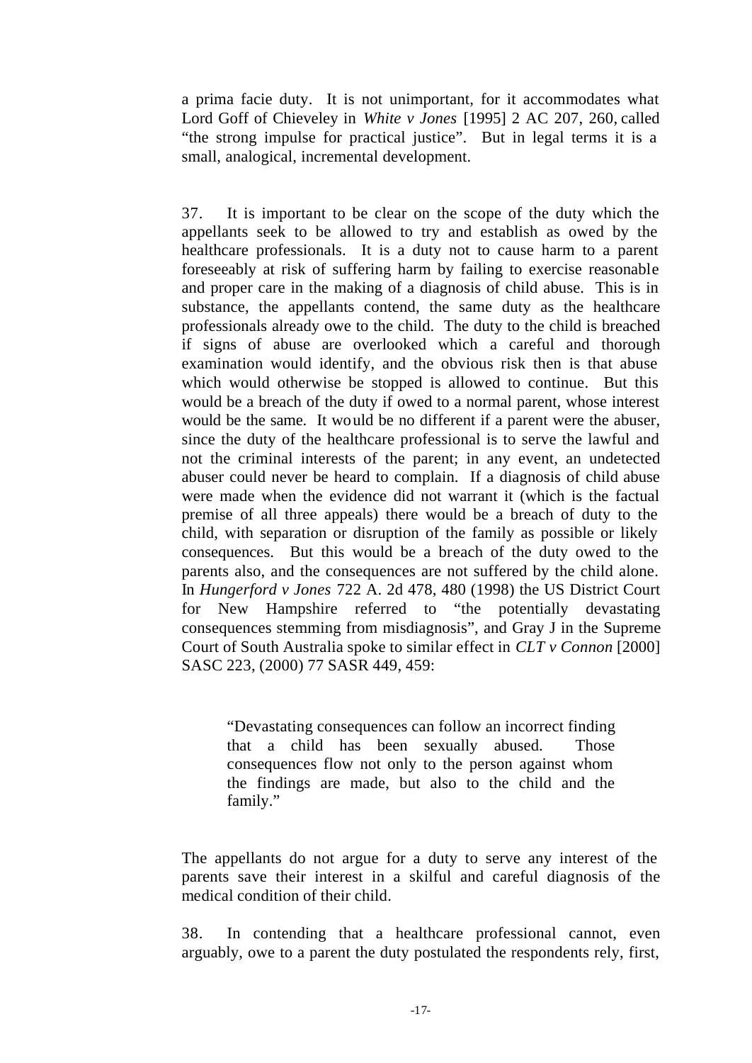a prima facie duty. It is not unimportant, for it accommodates what Lord Goff of Chieveley in *White v Jones* [1995] 2 AC 207, 260, called "the strong impulse for practical justice". But in legal terms it is a small, analogical, incremental development.

37. It is important to be clear on the scope of the duty which the appellants seek to be allowed to try and establish as owed by the healthcare professionals. It is a duty not to cause harm to a parent foreseeably at risk of suffering harm by failing to exercise reasonable and proper care in the making of a diagnosis of child abuse. This is in substance, the appellants contend, the same duty as the healthcare professionals already owe to the child. The duty to the child is breached if signs of abuse are overlooked which a careful and thorough examination would identify, and the obvious risk then is that abuse which would otherwise be stopped is allowed to continue. But this would be a breach of the duty if owed to a normal parent, whose interest would be the same. It would be no different if a parent were the abuser, since the duty of the healthcare professional is to serve the lawful and not the criminal interests of the parent; in any event, an undetected abuser could never be heard to complain. If a diagnosis of child abuse were made when the evidence did not warrant it (which is the factual premise of all three appeals) there would be a breach of duty to the child, with separation or disruption of the family as possible or likely consequences. But this would be a breach of the duty owed to the parents also, and the consequences are not suffered by the child alone. In *Hungerford v Jones* 722 A. 2d 478, 480 (1998) the US District Court for New Hampshire referred to "the potentially devastating consequences stemming from misdiagnosis", and Gray J in the Supreme Court of South Australia spoke to similar effect in *CLT v Connon* [2000] SASC 223, (2000) 77 SASR 449, 459:

> "Devastating consequences can follow an incorrect finding that a child has been sexually abused. Those consequences flow not only to the person against whom the findings are made, but also to the child and the family."

The appellants do not argue for a duty to serve any interest of the parents save their interest in a skilful and careful diagnosis of the medical condition of their child.

38. In contending that a healthcare professional cannot, even arguably, owe to a parent the duty postulated the respondents rely, first,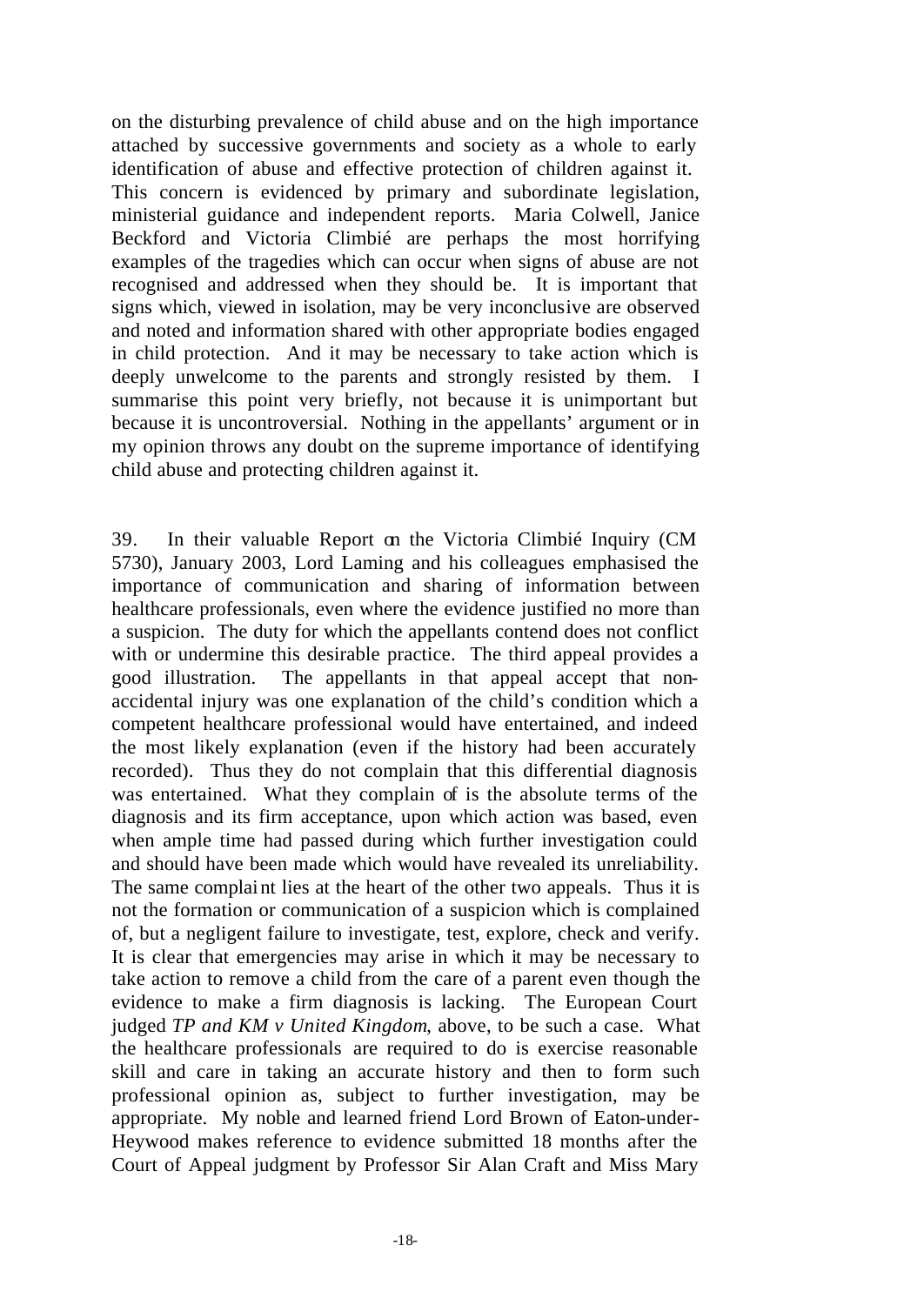on the disturbing prevalence of child abuse and on the high importance attached by successive governments and society as a whole to early identification of abuse and effective protection of children against it. This concern is evidenced by primary and subordinate legislation, ministerial guidance and independent reports. Maria Colwell, Janice Beckford and Victoria Climbié are perhaps the most horrifying examples of the tragedies which can occur when signs of abuse are not recognised and addressed when they should be. It is important that signs which, viewed in isolation, may be very inconclusive are observed and noted and information shared with other appropriate bodies engaged in child protection. And it may be necessary to take action which is deeply unwelcome to the parents and strongly resisted by them. I summarise this point very briefly, not because it is unimportant but because it is uncontroversial. Nothing in the appellants' argument or in my opinion throws any doubt on the supreme importance of identifying child abuse and protecting children against it.

39. In their valuable Report on the Victoria Climbié Inquiry (CM 5730), January 2003, Lord Laming and his colleagues emphasised the importance of communication and sharing of information between healthcare professionals, even where the evidence justified no more than a suspicion. The duty for which the appellants contend does not conflict with or undermine this desirable practice. The third appeal provides a good illustration. The appellants in that appeal accept that non-accidental injury was one explanation of the child's condition which a competent healthcare professional would have entertained, and indeed the most likely explanation (even if the history had been accurately recorded). Thus they do not complain that this differential diagnosis was entertained. What they complain of is the absolute terms of the diagnosis and its firm acceptance, upon which action was based, even when ample time had passed during which further investigation could and should have been made which would have revealed its unreliability. The same complaint lies at the heart of the other two appeals. Thus it is not the formation or communication of a suspicion which is complained of, but a negligent failure to investigate, test, explore, check and verify. It is clear that emergencies may arise in which it may be necessary to take action to remove a child from the care of a parent even though the evidence to make a firm diagnosis is lacking. The European Court judged *TP and KM v United Kingdom*, above, to be such a case. What the healthcare professionals are required to do is exercise reasonable skill and care in taking an accurate history and then to form such professional opinion as, subject to further investigation, may be appropriate. My noble and learned friend Lord Brown of Eaton-under-Heywood makes reference to evidence submitted 18 months after the Court of Appeal judgment by Professor Sir Alan Craft and Miss Mary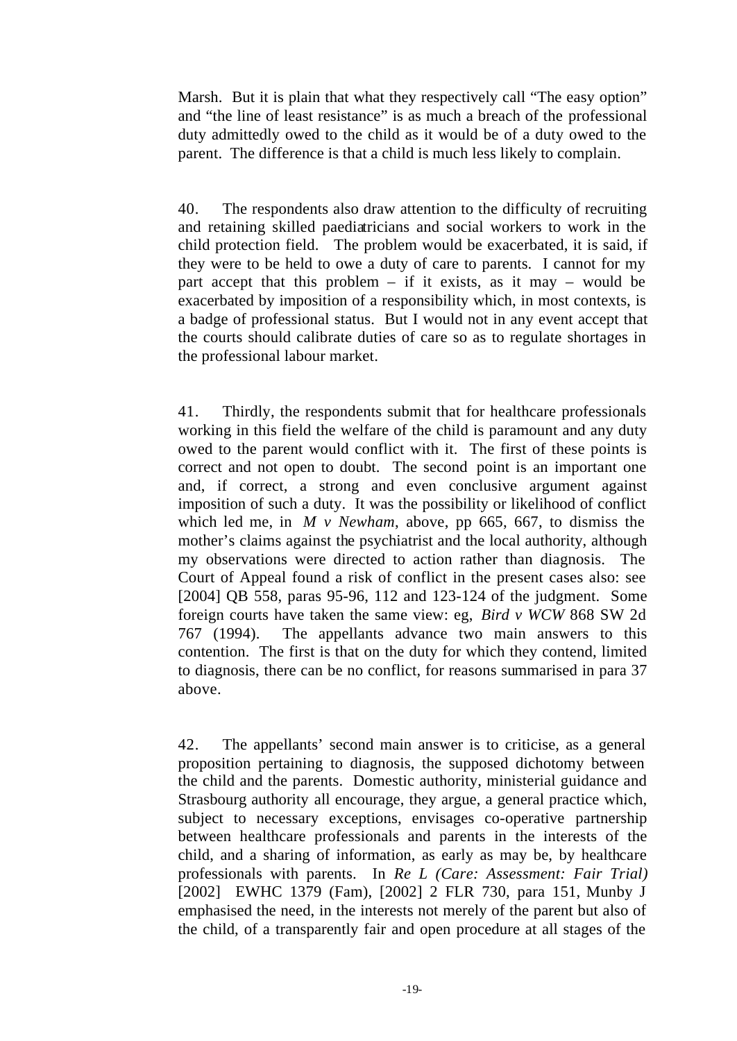Marsh. But it is plain that what they respectively call "The easy option" and "the line of least resistance" is as much a breach of the professional duty admittedly owed to the child as it would be of a duty owed to the parent. The difference is that a child is much less likely to complain.

40. The respondents also draw attention to the difficulty of recruiting and retaining skilled paediatricians and social workers to work in the child protection field. The problem would be exacerbated, it is said, if they were to be held to owe a duty of care to parents. I cannot for my part accept that this problem – if it exists, as it may – would be exacerbated by imposition of a responsibility which, in most contexts, is a badge of professional status. But I would not in any event accept that the courts should calibrate duties of care so as to regulate shortages in the professional labour market.

41. Thirdly, the respondents submit that for healthcare professionals working in this field the welfare of the child is paramount and any duty owed to the parent would conflict with it. The first of these points is correct and not open to doubt. The second point is an important one and, if correct, a strong and even conclusive argument against imposition of such a duty. It was the possibility or likelihood of conflict which led me, in *M v Newham*, above, pp 665, 667, to dismiss the mother's claims against the psychiatrist and the local authority, although my observations were directed to action rather than diagnosis. The Court of Appeal found a risk of conflict in the present cases also: see [2004] QB 558, paras 95-96, 112 and 123-124 of the judgment. Some foreign courts have taken the same view: eg, *Bird v WCW* 868 SW 2d 767 (1994). The appellants advance two main answers to this contention. The first is that on the duty for which they contend, limited to diagnosis, there can be no conflict, for reasons summarised in para 37 above.

42. The appellants' second main answer is to criticise, as a general proposition pertaining to diagnosis, the supposed dichotomy between the child and the parents. Domestic authority, ministerial guidance and Strasbourg authority all encourage, they argue, a general practice which, subject to necessary exceptions, envisages co-operative partnership between healthcare professionals and parents in the interests of the child, and a sharing of information, as early as may be, by healthcare professionals with parents. In *Re L (Care: Assessment: Fair Trial)* [2002] EWHC 1379 (Fam), [2002] 2 FLR 730, para 151, Munby J emphasised the need, in the interests not merely of the parent but also of the child, of a transparently fair and open procedure at all stages of the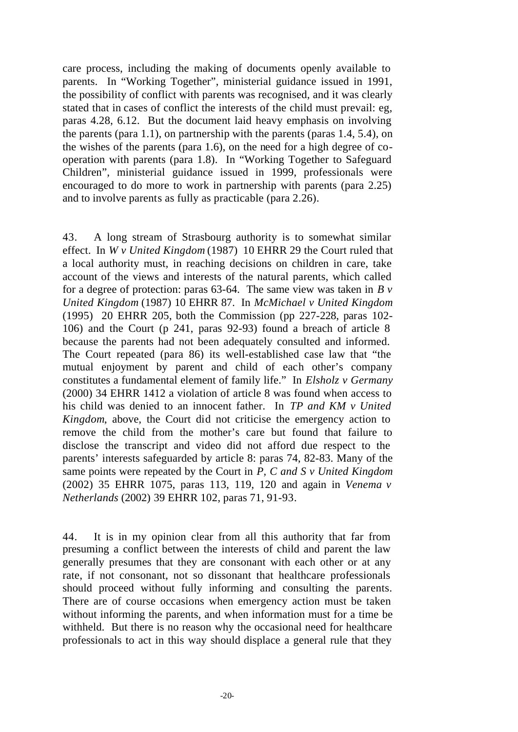care process, including the making of documents openly available to parents. In "Working Together", ministerial guidance issued in 1991, the possibility of conflict with parents was recognised, and it was clearly stated that in cases of conflict the interests of the child must prevail: eg, paras 4.28, 6.12. But the document laid heavy emphasis on involving the parents (para 1.1), on partnership with the parents (paras 1.4, 5.4), on the wishes of the parents (para 1.6), on the need for a high degree of co-operation with parents (para 1.8). In "Working Together to Safeguard Children", ministerial guidance issued in 1999, professionals were encouraged to do more to work in partnership with parents (para 2.25) and to involve parents as fully as practicable (para 2.26).

43. A long stream of Strasbourg authority is to somewhat similar effect. In *W v United Kingdom* (1987) 10 EHRR 29 the Court ruled that a local authority must, in reaching decisions on children in care, take account of the views and interests of the natural parents, which called for a degree of protection: paras 63-64. The same view was taken in *B v United Kingdom* (1987) 10 EHRR 87. In *McMichael v United Kingdom* (1995) 20 EHRR 205, both the Commission (pp 227-228, paras 102-106) and the Court (p 241, paras 92-93) found a breach of article 8 because the parents had not been adequately consulted and informed. The Court repeated (para 86) its well-established case law that "the mutual enjoyment by parent and child of each other's company constitutes a fundamental element of family life." In *Elsholz v Germany* (2000) 34 EHRR 1412 a violation of article 8 was found when access to his child was denied to an innocent father. In *TP and KM v United Kingdom*, above, the Court did not criticise the emergency action to remove the child from the mother's care but found that failure to disclose the transcript and video did not afford due respect to the parents' interests safeguarded by article 8: paras 74, 82-83. Many of the same points were repeated by the Court in *P, C and S v United Kingdom* (2002) 35 EHRR 1075, paras 113, 119, 120 and again in *Venema v Netherlands* (2002) 39 EHRR 102, paras 71, 91-93.

44. It is in my opinion clear from all this authority that far from presuming a conflict between the interests of child and parent the law generally presumes that they are consonant with each other or at any rate, if not consonant, not so dissonant that healthcare professionals should proceed without fully informing and consulting the parents. There are of course occasions when emergency action must be taken without informing the parents, and when information must for a time be withheld. But there is no reason why the occasional need for healthcare professionals to act in this way should displace a general rule that they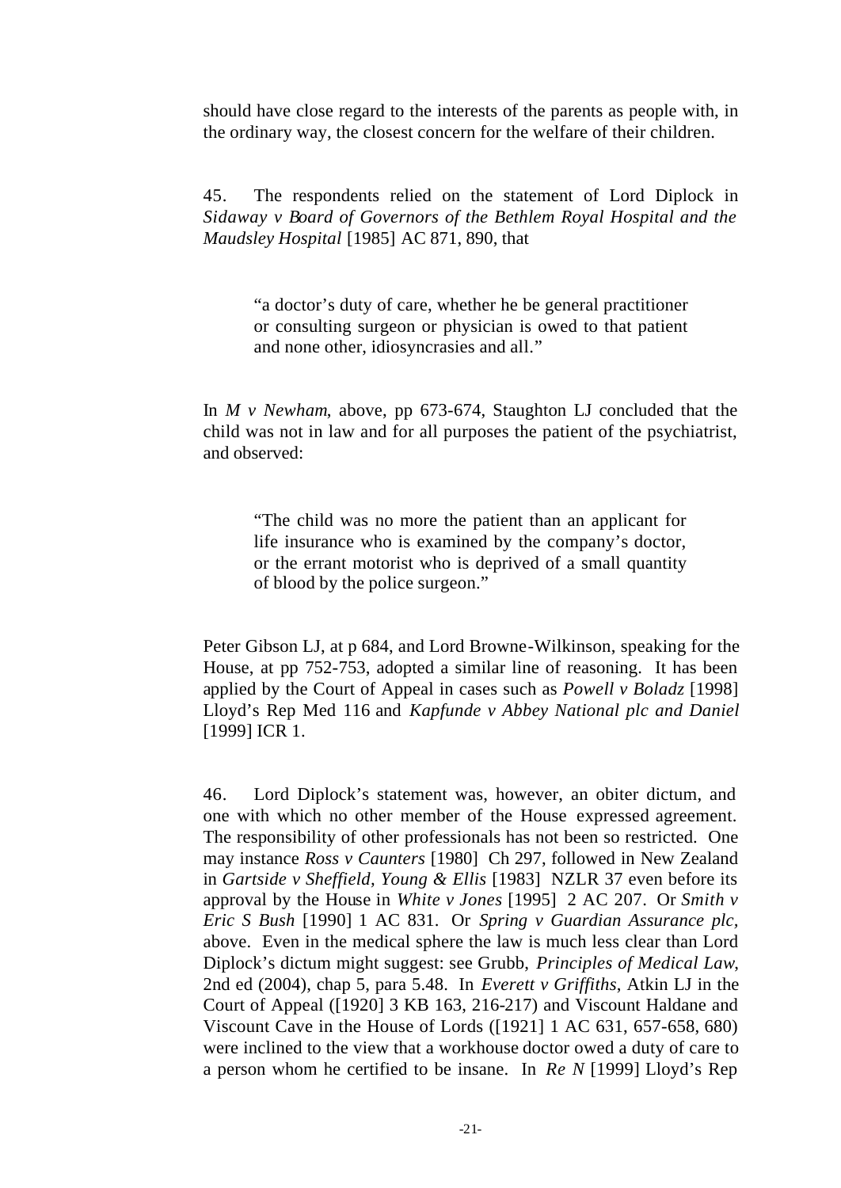should have close regard to the interests of the parents as people with, in the ordinary way, the closest concern for the welfare of their children.

45. The respondents relied on the statement of Lord Diplock in *Sidaway v Board of Governors of the Bethlem Royal Hospital and the Maudsley Hospital* [1985] AC 871, 890, that

> "a doctor's duty of care, whether he be general practitioner or consulting surgeon or physician is owed to that patient and none other, idiosyncrasies and all."

In *M v Newham*, above, pp 673-674, Staughton LJ concluded that the child was not in law and for all purposes the patient of the psychiatrist, and observed:

> "The child was no more the patient than an applicant for life insurance who is examined by the company's doctor, or the errant motorist who is deprived of a small quantity of blood by the police surgeon."

Peter Gibson LJ, at p 684, and Lord Browne-Wilkinson, speaking for the House, at pp 752-753, adopted a similar line of reasoning. It has been applied by the Court of Appeal in cases such as *Powell v Boladz* [1998] Lloyd's Rep Med 116 and *Kapfunde v Abbey National plc and Daniel* [1999] ICR 1.

46. Lord Diplock's statement was, however, an obiter dictum, and one with which no other member of the House expressed agreement. The responsibility of other professionals has not been so restricted. One may instance *Ross v Caunters* [1980] Ch 297, followed in New Zealand in *Gartside v Sheffield, Young & Ellis* [1983] NZLR 37 even before its approval by the House in *White v Jones* [1995] 2 AC 207. Or *Smith v Eric S Bush* [1990] 1 AC 831. Or *Spring v Guardian Assurance plc*, above. Even in the medical sphere the law is much less clear than Lord Diplock's dictum might suggest: see Grubb, *Principles of Medical Law*, 2nd ed (2004), chap 5, para 5.48. In *Everett v Griffiths*, Atkin LJ in the Court of Appeal ([1920] 3 KB 163, 216-217) and Viscount Haldane and Viscount Cave in the House of Lords ([1921] 1 AC 631, 657-658, 680) were inclined to the view that a workhouse doctor owed a duty of care to a person whom he certified to be insane. In *Re N* [1999] Lloyd's Rep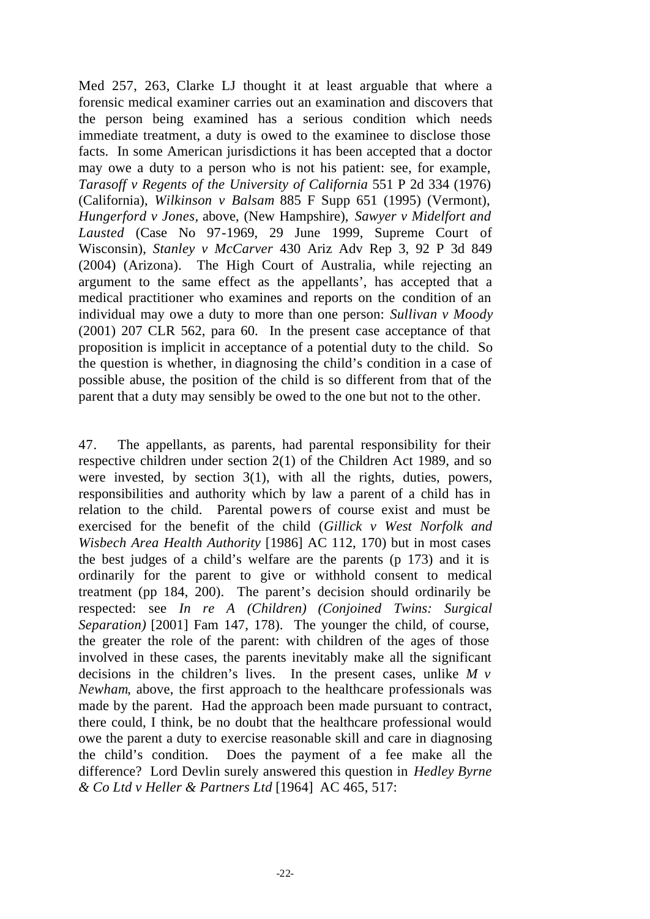Med 257, 263, Clarke LJ thought it at least arguable that where a forensic medical examiner carries out an examination and discovers that the person being examined has a serious condition which needs immediate treatment, a duty is owed to the examinee to disclose those facts. In some American jurisdictions it has been accepted that a doctor may owe a duty to a person who is not his patient: see, for example, *Tarasoff v Regents of the University of California* 551 P 2d 334 (1976) (California), *Wilkinson v Balsam* 885 F Supp 651 (1995) (Vermont), *Hungerford v Jones*, above, (New Hampshire), *Sawyer v Midelfort and Lausted* (Case No 97-1969, 29 June 1999, Supreme Court of Wisconsin), *Stanley v McCarver* 430 Ariz Adv Rep 3, 92 P 3d 849 (2004) (Arizona). The High Court of Australia, while rejecting an argument to the same effect as the appellants', has accepted that a medical practitioner who examines and reports on the condition of an individual may owe a duty to more than one person: *Sullivan v Moody* (2001) 207 CLR 562, para 60. In the present case acceptance of that proposition is implicit in acceptance of a potential duty to the child. So the question is whether, in diagnosing the child's condition in a case of possible abuse, the position of the child is so different from that of the parent that a duty may sensibly be owed to the one but not to the other.

47. The appellants, as parents, had parental responsibility for their respective children under section 2(1) of the Children Act 1989, and so were invested, by section 3(1), with all the rights, duties, powers, responsibilities and authority which by law a parent of a child has in relation to the child. Parental powers of course exist and must be exercised for the benefit of the child (*Gillick v West Norfolk and Wisbech Area Health Authority* [1986] AC 112, 170) but in most cases the best judges of a child's welfare are the parents (p 173) and it is ordinarily for the parent to give or withhold consent to medical treatment (pp 184, 200). The parent's decision should ordinarily be respected: see *In re A (Children) (Conjoined Twins: Surgical Separation)* [2001] Fam 147, 178). The younger the child, of course, the greater the role of the parent: with children of the ages of those involved in these cases, the parents inevitably make all the significant decisions in the children's lives. In the present cases, unlike *M v Newham*, above, the first approach to the healthcare professionals was made by the parent. Had the approach been made pursuant to contract, there could, I think, be no doubt that the healthcare professional would owe the parent a duty to exercise reasonable skill and care in diagnosing the child's condition. Does the payment of a fee make all the difference? Lord Devlin surely answered this question in *Hedley Byrne & Co Ltd v Heller & Partners Ltd* [1964] AC 465, 517: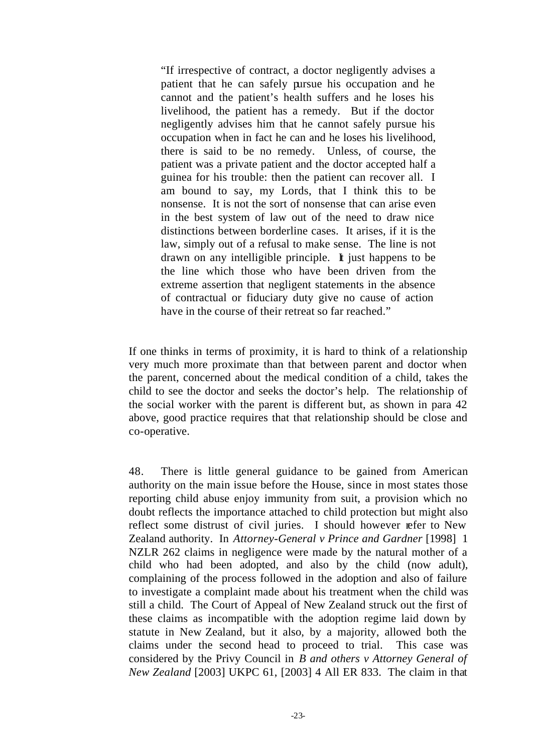> "If irrespective of contract, a doctor negligently advises a patient that he can safely pursue his occupation and he cannot and the patient's health suffers and he loses his livelihood, the patient has a remedy. But if the doctor negligently advises him that he cannot safely pursue his occupation when in fact he can and he loses his livelihood, there is said to be no remedy. Unless, of course, the patient was a private patient and the doctor accepted half a guinea for his trouble: then the patient can recover all. I am bound to say, my Lords, that I think this to be nonsense. It is not the sort of nonsense that can arise even in the best system of law out of the need to draw nice distinctions between borderline cases. It arises, if it is the law, simply out of a refusal to make sense. The line is not drawn on any intelligible principle. It just happens to be the line which those who have been driven from the extreme assertion that negligent statements in the absence of contractual or fiduciary duty give no cause of action have in the course of their retreat so far reached."

If one thinks in terms of proximity, it is hard to think of a relationship very much more proximate than that between parent and doctor when the parent, concerned about the medical condition of a child, takes the child to see the doctor and seeks the doctor's help. The relationship of the social worker with the parent is different but, as shown in para 42 above, good practice requires that that relationship should be close and co-operative.

48. There is little general guidance to be gained from American authority on the main issue before the House, since in most states those reporting child abuse enjoy immunity from suit, a provision which no doubt reflects the importance attached to child protection but might also reflect some distrust of civil juries. I should however refer to New Zealand authority. In *Attorney-General v Prince and Gardner* [1998] 1 NZLR 262 claims in negligence were made by the natural mother of a child who had been adopted, and also by the child (now adult), complaining of the process followed in the adoption and also of failure to investigate a complaint made about his treatment when the child was still a child. The Court of Appeal of New Zealand struck out the first of these claims as incompatible with the adoption regime laid down by statute in New Zealand, but it also, by a majority, allowed both the claims under the second head to proceed to trial. This case was considered by the Privy Council in *B and others v Attorney General of New Zealand* [2003] UKPC 61, [2003] 4 All ER 833. The claim in that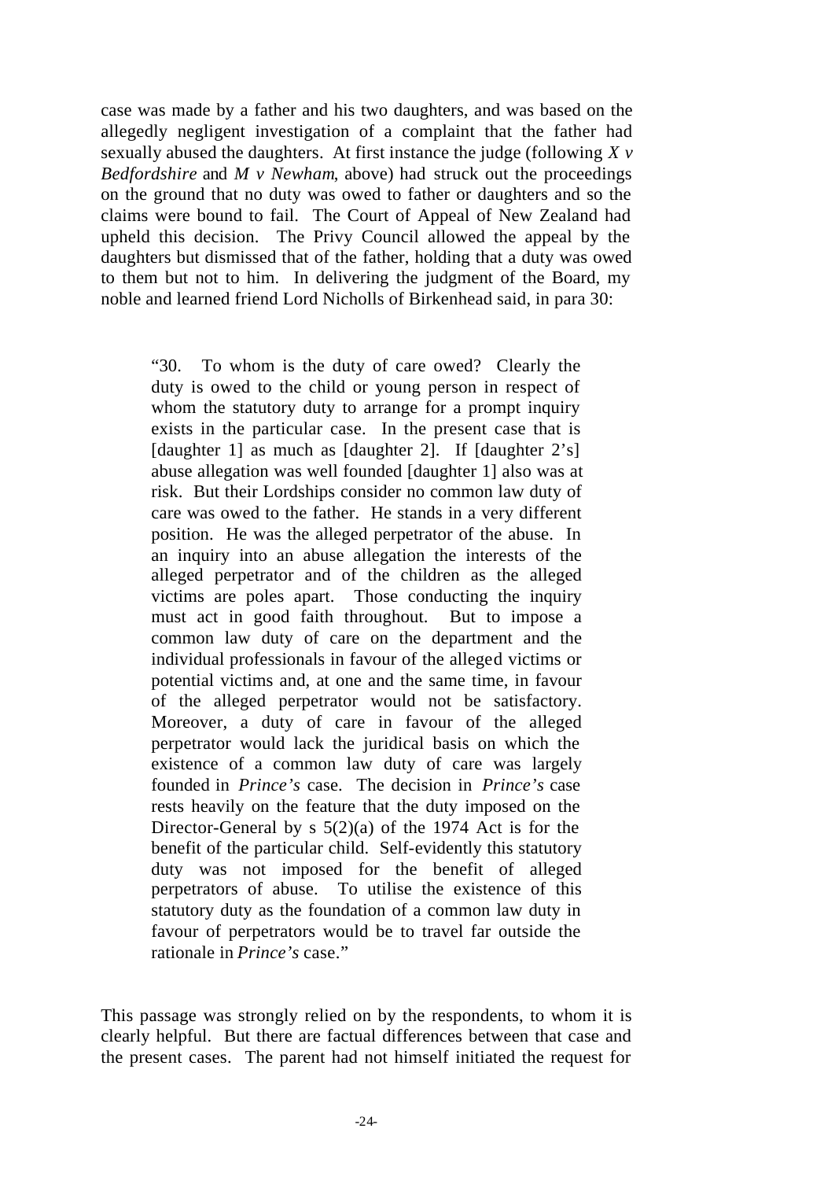case was made by a father and his two daughters, and was based on the allegedly negligent investigation of a complaint that the father had sexually abused the daughters. At first instance the judge (following *X v Bedfordshire* and *M v Newham*, above) had struck out the proceedings on the ground that no duty was owed to father or daughters and so the claims were bound to fail. The Court of Appeal of New Zealand had upheld this decision. The Privy Council allowed the appeal by the daughters but dismissed that of the father, holding that a duty was owed to them but not to him. In delivering the judgment of the Board, my noble and learned friend Lord Nicholls of Birkenhead said, in para 30:

> "30. To whom is the duty of care owed? Clearly the duty is owed to the child or young person in respect of whom the statutory duty to arrange for a prompt inquiry exists in the particular case. In the present case that is [daughter 1] as much as [daughter 2]. If [daughter 2's] abuse allegation was well founded [daughter 1] also was at risk. But their Lordships consider no common law duty of care was owed to the father. He stands in a very different position. He was the alleged perpetrator of the abuse. In an inquiry into an abuse allegation the interests of the alleged perpetrator and of the children as the alleged victims are poles apart. Those conducting the inquiry must act in good faith throughout. But to impose a common law duty of care on the department and the individual professionals in favour of the alleged victims or potential victims and, at one and the same time, in favour of the alleged perpetrator would not be satisfactory. Moreover, a duty of care in favour of the alleged perpetrator would lack the juridical basis on which the existence of a common law duty of care was largely founded in *Prince's* case. The decision in *Prince's* case rests heavily on the feature that the duty imposed on the Director-General by s 5(2)(a) of the 1974 Act is for the benefit of the particular child. Self-evidently this statutory duty was not imposed for the benefit of alleged perpetrators of abuse. To utilise the existence of this statutory duty as the foundation of a common law duty in favour of perpetrators would be to travel far outside the rationale in *Prince's* case."

This passage was strongly relied on by the respondents, to whom it is clearly helpful. But there are factual differences between that case and the present cases. The parent had not himself initiated the request for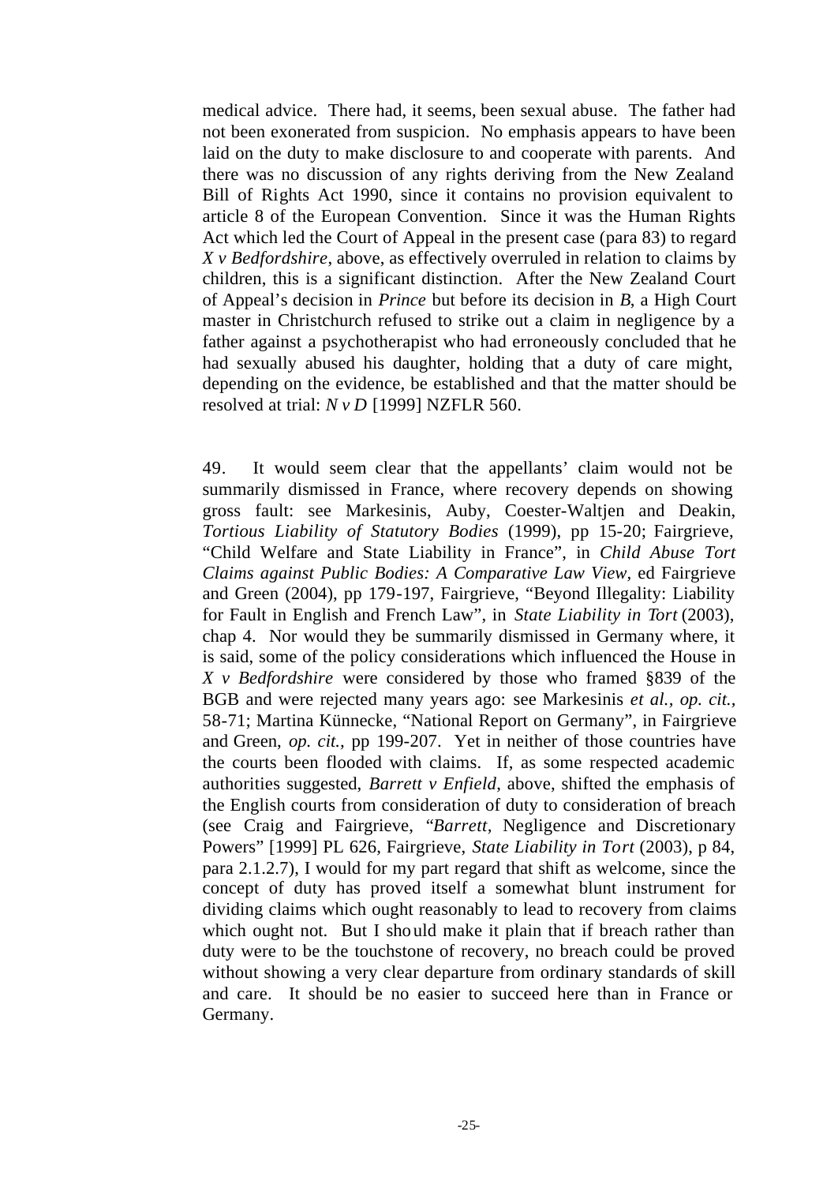medical advice. There had, it seems, been sexual abuse. The father had not been exonerated from suspicion. No emphasis appears to have been laid on the duty to make disclosure to and cooperate with parents. And there was no discussion of any rights deriving from the New Zealand Bill of Rights Act 1990, since it contains no provision equivalent to article 8 of the European Convention. Since it was the Human Rights Act which led the Court of Appeal in the present case (para 83) to regard *X v Bedfordshire*, above, as effectively overruled in relation to claims by children, this is a significant distinction. After the New Zealand Court of Appeal's decision in *Prince* but before its decision in *B*, a High Court master in Christchurch refused to strike out a claim in negligence by a father against a psychotherapist who had erroneously concluded that he had sexually abused his daughter, holding that a duty of care might, depending on the evidence, be established and that the matter should be resolved at trial: *N v D* [1999] NZFLR 560.

49. It would seem clear that the appellants' claim would not be summarily dismissed in France, where recovery depends on showing gross fault: see Markesinis, Auby, Coester-Waltjen and Deakin, *Tortious Liability of Statutory Bodies* (1999), pp 15-20; Fairgrieve, "Child Welfare and State Liability in France", in *Child Abuse Tort Claims against Public Bodies: A Comparative Law View*, ed Fairgrieve and Green (2004), pp 179-197, Fairgrieve, "Beyond Illegality: Liability for Fault in English and French Law", in *State Liability in Tort* (2003), chap 4. Nor would they be summarily dismissed in Germany where, it is said, some of the policy considerations which influenced the House in *X v Bedfordshire* were considered by those who framed §839 of the BGB and were rejected many years ago: see Markesinis *et al.*, *op. cit.*, 58-71; Martina Künnecke, "National Report on Germany", in Fairgrieve and Green, *op. cit.*, pp 199-207. Yet in neither of those countries have the courts been flooded with claims. If, as some respected academic authorities suggested, *Barrett v Enfield*, above, shifted the emphasis of the English courts from consideration of duty to consideration of breach (see Craig and Fairgrieve, "*Barrett*, Negligence and Discretionary Powers" [1999] PL 626, Fairgrieve, *State Liability in Tort* (2003), p 84, para 2.1.2.7), I would for my part regard that shift as welcome, since the concept of duty has proved itself a somewhat blunt instrument for dividing claims which ought reasonably to lead to recovery from claims which ought not. But I should make it plain that if breach rather than duty were to be the touchstone of recovery, no breach could be proved without showing a very clear departure from ordinary standards of skill and care. It should be no easier to succeed here than in France or Germany.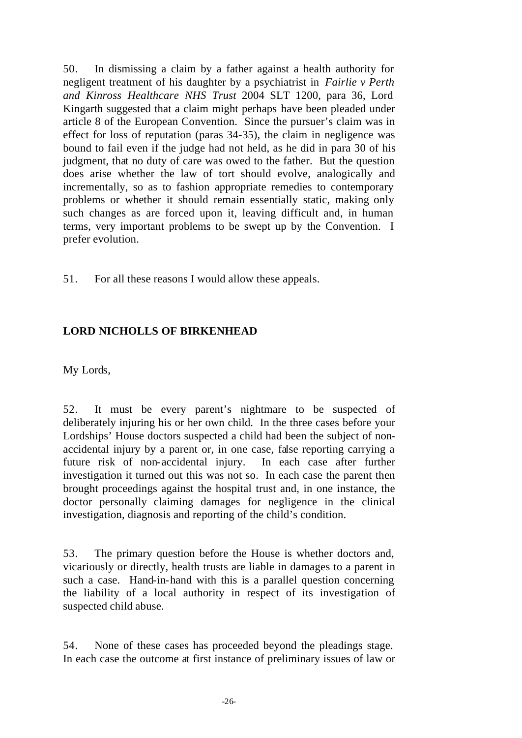50. In dismissing a claim by a father against a health authority for negligent treatment of his daughter by a psychiatrist in *Fairlie v Perth and Kinross Healthcare NHS Trust* 2004 SLT 1200, para 36, Lord Kingarth suggested that a claim might perhaps have been pleaded under article 8 of the European Convention. Since the pursuer's claim was in effect for loss of reputation (paras 34-35), the claim in negligence was bound to fail even if the judge had not held, as he did in para 30 of his judgment, that no duty of care was owed to the father. But the question does arise whether the law of tort should evolve, analogically and incrementally, so as to fashion appropriate remedies to contemporary problems or whether it should remain essentially static, making only such changes as are forced upon it, leaving difficult and, in human terms, very important problems to be swept up by the Convention. I prefer evolution.

51. For all these reasons I would allow these appeals.

**LORD NICHOLLS OF BIRKENHEAD**

My Lords,

52. It must be every parent's nightmare to be suspected of deliberately injuring his or her own child. In the three cases before your Lordships' House doctors suspected a child had been the subject of non-accidental injury by a parent or, in one case, false reporting carrying a future risk of non-accidental injury. In each case after further investigation it turned out this was not so. In each case the parent then brought proceedings against the hospital trust and, in one instance, the doctor personally claiming damages for negligence in the clinical investigation, diagnosis and reporting of the child's condition.

53. The primary question before the House is whether doctors and, vicariously or directly, health trusts are liable in damages to a parent in such a case. Hand-in-hand with this is a parallel question concerning the liability of a local authority in respect of its investigation of suspected child abuse.

54. None of these cases has proceeded beyond the pleadings stage. In each case the outcome at first instance of preliminary issues of law or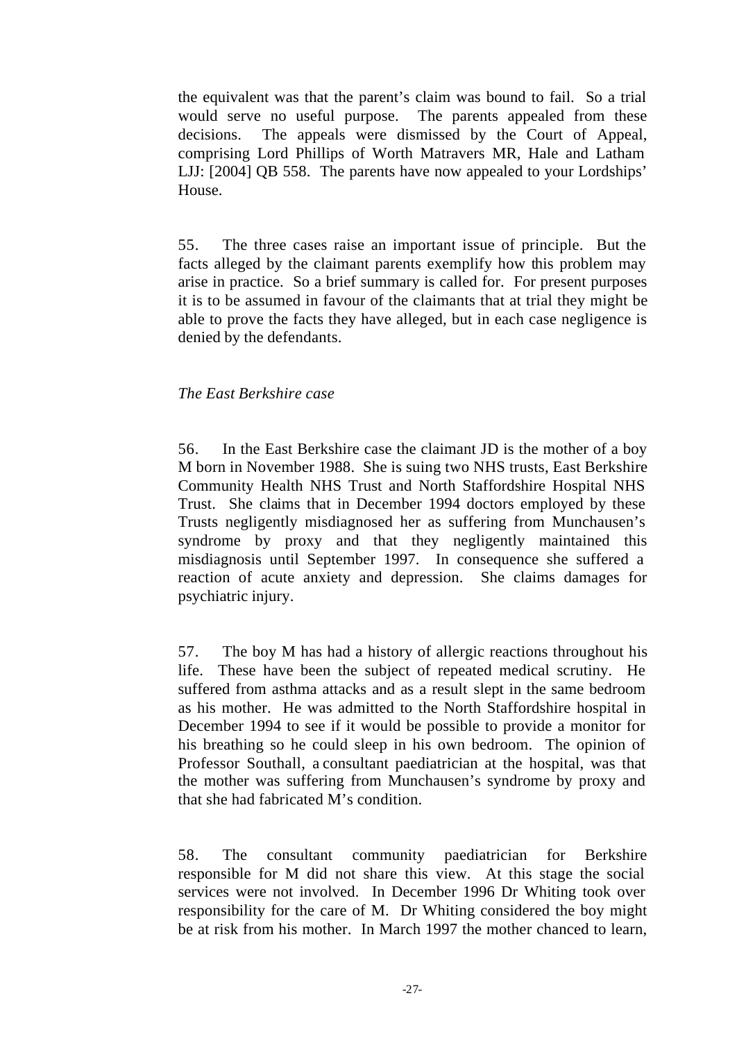the equivalent was that the parent's claim was bound to fail. So a trial would serve no useful purpose. The parents appealed from these decisions. The appeals were dismissed by the Court of Appeal, comprising Lord Phillips of Worth Matravers MR, Hale and Latham LJJ: [2004] QB 558. The parents have now appealed to your Lordships' House.

55. The three cases raise an important issue of principle. But the facts alleged by the claimant parents exemplify how this problem may arise in practice. So a brief summary is called for. For present purposes it is to be assumed in favour of the claimants that at trial they might be able to prove the facts they have alleged, but in each case negligence is denied by the defendants.

*The East Berkshire case*

56. In the East Berkshire case the claimant JD is the mother of a boy M born in November 1988. She is suing two NHS trusts, East Berkshire Community Health NHS Trust and North Staffordshire Hospital NHS Trust. She claims that in December 1994 doctors employed by these Trusts negligently misdiagnosed her as suffering from Munchausen's syndrome by proxy and that they negligently maintained this misdiagnosis until September 1997. In consequence she suffered a reaction of acute anxiety and depression. She claims damages for psychiatric injury.

57. The boy M has had a history of allergic reactions throughout his life. These have been the subject of repeated medical scrutiny. He suffered from asthma attacks and as a result slept in the same bedroom as his mother. He was admitted to the North Staffordshire hospital in December 1994 to see if it would be possible to provide a monitor for his breathing so he could sleep in his own bedroom. The opinion of Professor Southall, a consultant paediatrician at the hospital, was that the mother was suffering from Munchausen's syndrome by proxy and that she had fabricated M's condition.

58. The consultant community paediatrician for Berkshire responsible for M did not share this view. At this stage the social services were not involved. In December 1996 Dr Whiting took over responsibility for the care of M. Dr Whiting considered the boy might be at risk from his mother. In March 1997 the mother chanced to learn,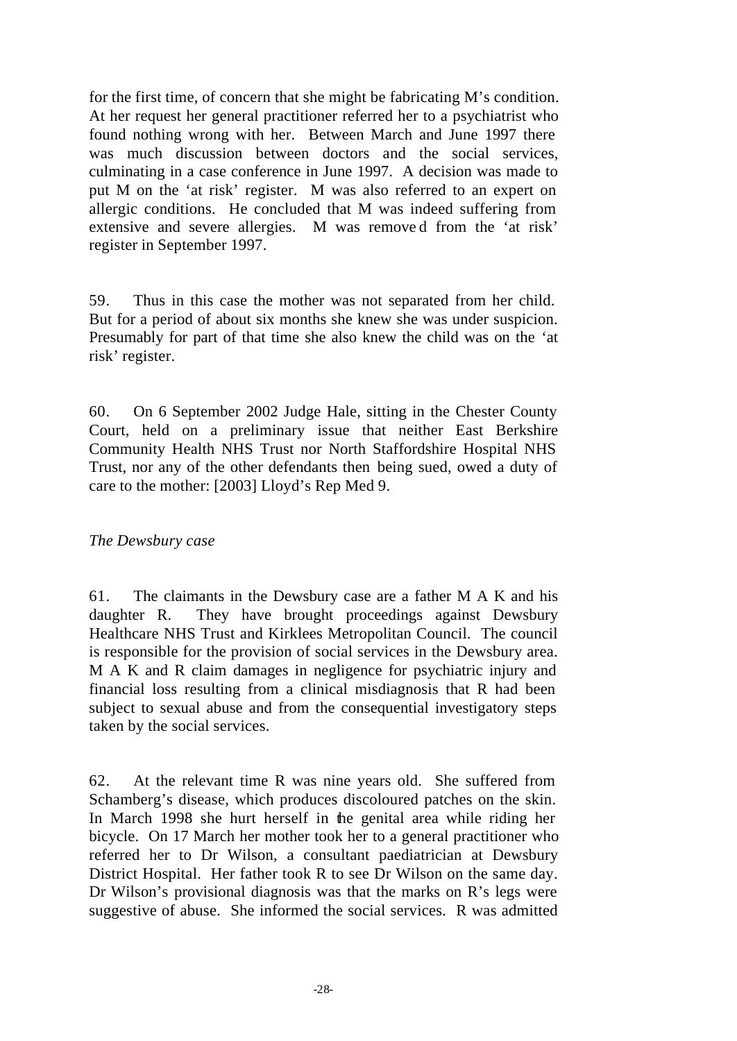for the first time, of concern that she might be fabricating M's condition. At her request her general practitioner referred her to a psychiatrist who found nothing wrong with her. Between March and June 1997 there was much discussion between doctors and the social services, culminating in a case conference in June 1997. A decision was made to put M on the 'at risk' register. M was also referred to an expert on allergic conditions. He concluded that M was indeed suffering from extensive and severe allergies. M was removed from the 'at risk' register in September 1997.

59. Thus in this case the mother was not separated from her child. But for a period of about six months she knew she was under suspicion. Presumably for part of that time she also knew the child was on the 'at risk' register.

60. On 6 September 2002 Judge Hale, sitting in the Chester County Court, held on a preliminary issue that neither East Berkshire Community Health NHS Trust nor North Staffordshire Hospital NHS Trust, nor any of the other defendants then being sued, owed a duty of care to the mother: [2003] Lloyd's Rep Med 9.

*The Dewsbury case*

61. The claimants in the Dewsbury case are a father M A K and his daughter R. They have brought proceedings against Dewsbury Healthcare NHS Trust and Kirklees Metropolitan Council. The council is responsible for the provision of social services in the Dewsbury area. M A K and R claim damages in negligence for psychiatric injury and financial loss resulting from a clinical misdiagnosis that R had been subject to sexual abuse and from the consequential investigatory steps taken by the social services.

62. At the relevant time R was nine years old. She suffered from Schamberg's disease, which produces discoloured patches on the skin. In March 1998 she hurt herself in the genital area while riding her bicycle. On 17 March her mother took her to a general practitioner who referred her to Dr Wilson, a consultant paediatrician at Dewsbury District Hospital. Her father took R to see Dr Wilson on the same day. Dr Wilson's provisional diagnosis was that the marks on R's legs were suggestive of abuse. She informed the social services. R was admitted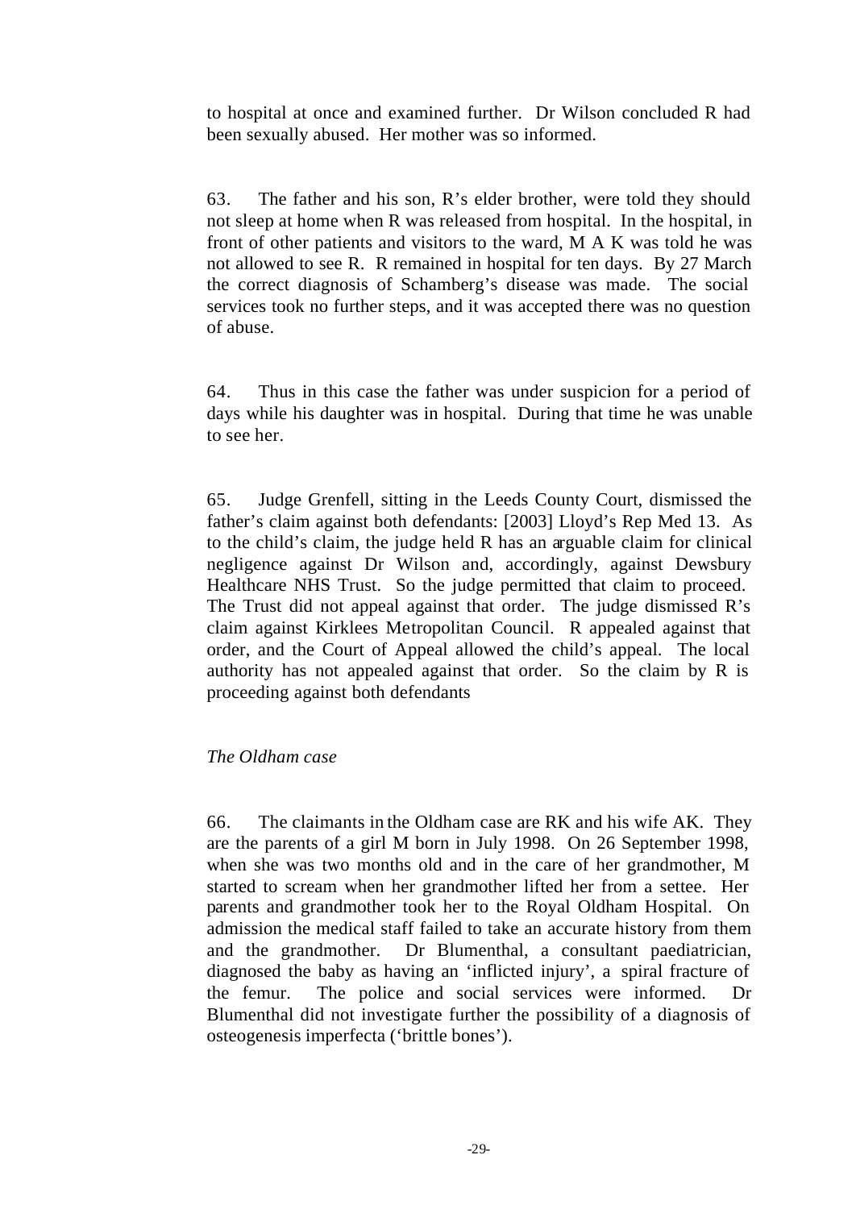to hospital at once and examined further. Dr Wilson concluded R had been sexually abused. Her mother was so informed.

63. The father and his son, R's elder brother, were told they should not sleep at home when R was released from hospital. In the hospital, in front of other patients and visitors to the ward, M A K was told he was not allowed to see R. R remained in hospital for ten days. By 27 March the correct diagnosis of Schamberg's disease was made. The social services took no further steps, and it was accepted there was no question of abuse.

64. Thus in this case the father was under suspicion for a period of days while his daughter was in hospital. During that time he was unable to see her.

65. Judge Grenfell, sitting in the Leeds County Court, dismissed the father's claim against both defendants: [2003] Lloyd's Rep Med 13. As to the child's claim, the judge held R has an arguable claim for clinical negligence against Dr Wilson and, accordingly, against Dewsbury Healthcare NHS Trust. So the judge permitted that claim to proceed. The Trust did not appeal against that order. The judge dismissed R's claim against Kirklees Metropolitan Council. R appealed against that order, and the Court of Appeal allowed the child's appeal. The local authority has not appealed against that order. So the claim by R is proceeding against both defendants

*The Oldham case*

66. The claimants in the Oldham case are RK and his wife AK. They are the parents of a girl M born in July 1998. On 26 September 1998, when she was two months old and in the care of her grandmother, M started to scream when her grandmother lifted her from a settee. Her parents and grandmother took her to the Royal Oldham Hospital. On admission the medical staff failed to take an accurate history from them and the grandmother. Dr Blumenthal, a consultant paediatrician, diagnosed the baby as having an 'inflicted injury', a spiral fracture of the femur. The police and social services were informed. Dr Blumenthal did not investigate further the possibility of a diagnosis of osteogenesis imperfecta ('brittle bones').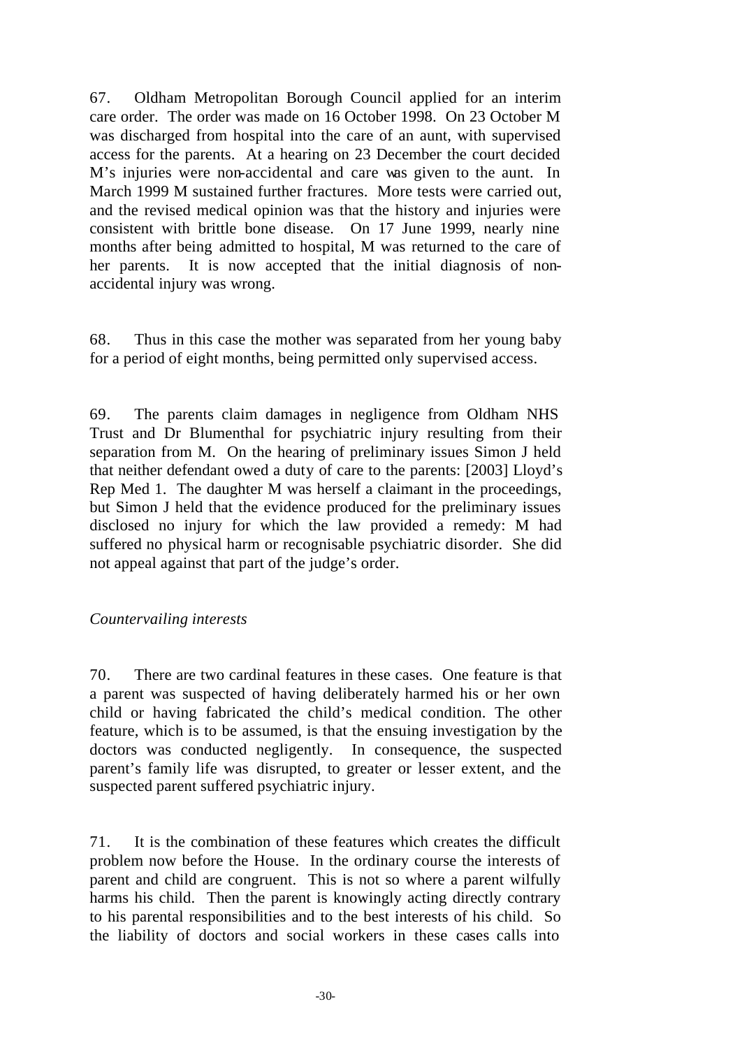67. Oldham Metropolitan Borough Council applied for an interim care order. The order was made on 16 October 1998. On 23 October M was discharged from hospital into the care of an aunt, with supervised access for the parents. At a hearing on 23 December the court decided M's injuries were non-accidental and care was given to the aunt. In March 1999 M sustained further fractures. More tests were carried out, and the revised medical opinion was that the history and injuries were consistent with brittle bone disease. On 17 June 1999, nearly nine months after being admitted to hospital, M was returned to the care of her parents. It is now accepted that the initial diagnosis of non-accidental injury was wrong.

68. Thus in this case the mother was separated from her young baby for a period of eight months, being permitted only supervised access.

69. The parents claim damages in negligence from Oldham NHS Trust and Dr Blumenthal for psychiatric injury resulting from their separation from M. On the hearing of preliminary issues Simon J held that neither defendant owed a duty of care to the parents: [2003] Lloyd's Rep Med 1. The daughter M was herself a claimant in the proceedings, but Simon J held that the evidence produced for the preliminary issues disclosed no injury for which the law provided a remedy: M had suffered no physical harm or recognisable psychiatric disorder. She did not appeal against that part of the judge's order.

*Countervailing interests*

70. There are two cardinal features in these cases. One feature is that a parent was suspected of having deliberately harmed his or her own child or having fabricated the child's medical condition. The other feature, which is to be assumed, is that the ensuing investigation by the doctors was conducted negligently. In consequence, the suspected parent's family life was disrupted, to greater or lesser extent, and the suspected parent suffered psychiatric injury.

71. It is the combination of these features which creates the difficult problem now before the House. In the ordinary course the interests of parent and child are congruent. This is not so where a parent wilfully harms his child. Then the parent is knowingly acting directly contrary to his parental responsibilities and to the best interests of his child. So the liability of doctors and social workers in these cases calls into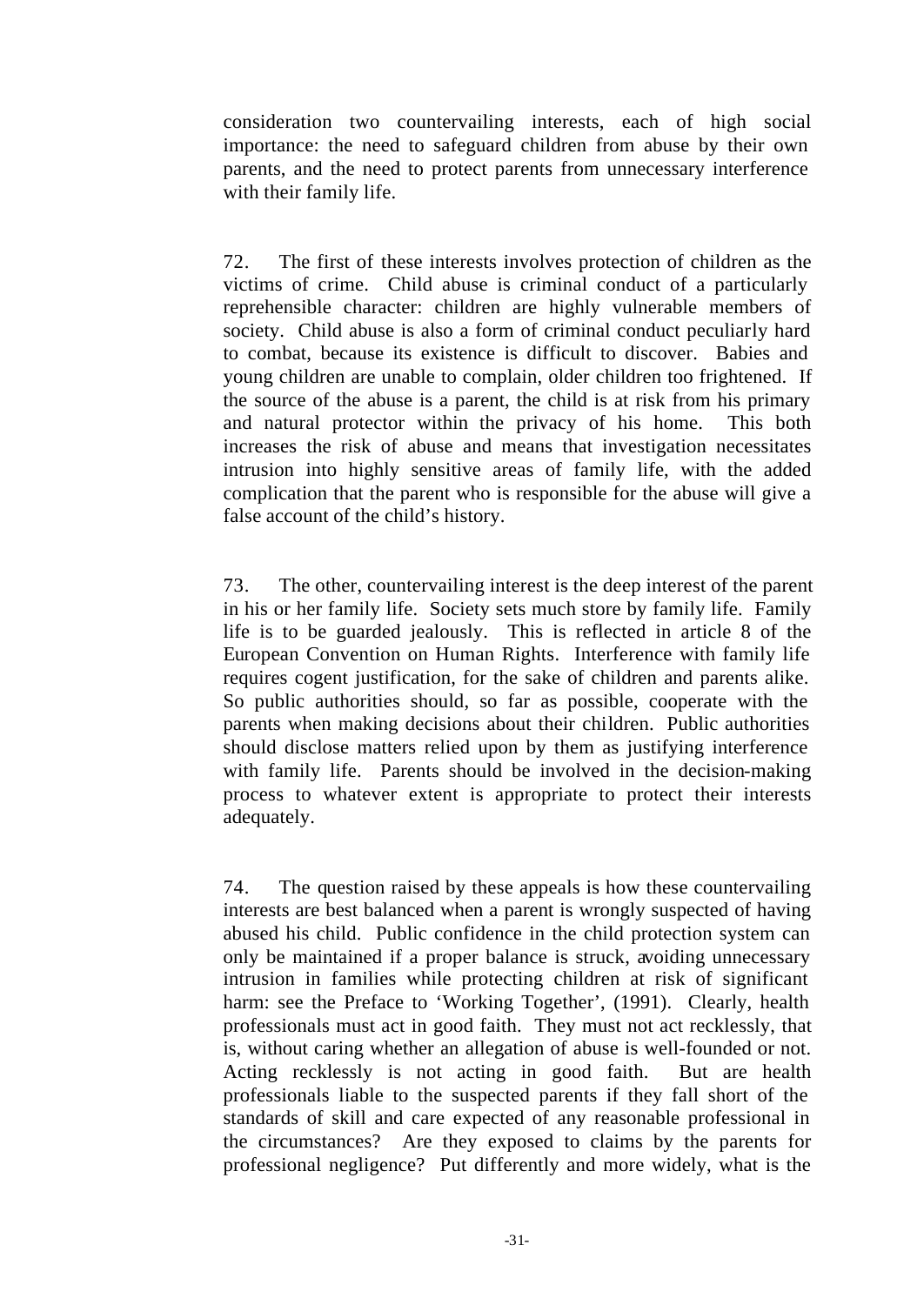consideration two countervailing interests, each of high social importance: the need to safeguard children from abuse by their own parents, and the need to protect parents from unnecessary interference with their family life.

72. The first of these interests involves protection of children as the victims of crime. Child abuse is criminal conduct of a particularly reprehensible character: children are highly vulnerable members of society. Child abuse is also a form of criminal conduct peculiarly hard to combat, because its existence is difficult to discover. Babies and young children are unable to complain, older children too frightened. If the source of the abuse is a parent, the child is at risk from his primary and natural protector within the privacy of his home. This both increases the risk of abuse and means that investigation necessitates intrusion into highly sensitive areas of family life, with the added complication that the parent who is responsible for the abuse will give a false account of the child's history.

73. The other, countervailing interest is the deep interest of the parent in his or her family life. Society sets much store by family life. Family life is to be guarded jealously. This is reflected in article 8 of the European Convention on Human Rights. Interference with family life requires cogent justification, for the sake of children and parents alike. So public authorities should, so far as possible, cooperate with the parents when making decisions about their children. Public authorities should disclose matters relied upon by them as justifying interference with family life. Parents should be involved in the decision-making process to whatever extent is appropriate to protect their interests adequately.

74. The question raised by these appeals is how these countervailing interests are best balanced when a parent is wrongly suspected of having abused his child. Public confidence in the child protection system can only be maintained if a proper balance is struck, avoiding unnecessary intrusion in families while protecting children at risk of significant harm: see the Preface to 'Working Together', (1991). Clearly, health professionals must act in good faith. They must not act recklessly, that is, without caring whether an allegation of abuse is well-founded or not. Acting recklessly is not acting in good faith. But are health professionals liable to the suspected parents if they fall short of the standards of skill and care expected of any reasonable professional in the circumstances? Are they exposed to claims by the parents for professional negligence? Put differently and more widely, what is the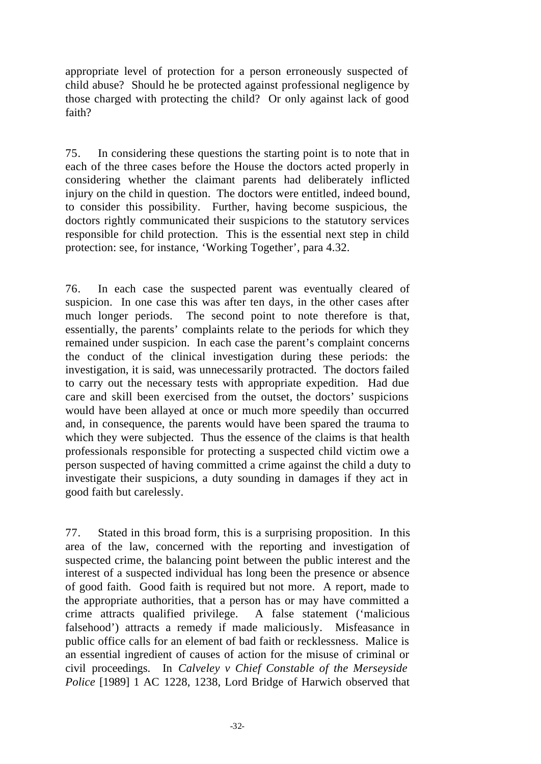appropriate level of protection for a person erroneously suspected of child abuse? Should he be protected against professional negligence by those charged with protecting the child? Or only against lack of good faith?

75. In considering these questions the starting point is to note that in each of the three cases before the House the doctors acted properly in considering whether the claimant parents had deliberately inflicted injury on the child in question. The doctors were entitled, indeed bound, to consider this possibility. Further, having become suspicious, the doctors rightly communicated their suspicions to the statutory services responsible for child protection. This is the essential next step in child protection: see, for instance, 'Working Together', para 4.32.

76. In each case the suspected parent was eventually cleared of suspicion. In one case this was after ten days, in the other cases after much longer periods. The second point to note therefore is that, essentially, the parents' complaints relate to the periods for which they remained under suspicion. In each case the parent's complaint concerns the conduct of the clinical investigation during these periods: the investigation, it is said, was unnecessarily protracted. The doctors failed to carry out the necessary tests with appropriate expedition. Had due care and skill been exercised from the outset, the doctors' suspicions would have been allayed at once or much more speedily than occurred and, in consequence, the parents would have been spared the trauma to which they were subjected. Thus the essence of the claims is that health professionals responsible for protecting a suspected child victim owe a person suspected of having committed a crime against the child a duty to investigate their suspicions, a duty sounding in damages if they act in good faith but carelessly.

77. Stated in this broad form, this is a surprising proposition. In this area of the law, concerned with the reporting and investigation of suspected crime, the balancing point between the public interest and the interest of a suspected individual has long been the presence or absence of good faith. Good faith is required but not more. A report, made to the appropriate authorities, that a person has or may have committed a crime attracts qualified privilege. A false statement ('malicious falsehood') attracts a remedy if made maliciously. Misfeasance in public office calls for an element of bad faith or recklessness. Malice is an essential ingredient of causes of action for the misuse of criminal or civil proceedings. In *Calveley v Chief Constable of the Merseyside Police* [1989] 1 AC 1228, 1238, Lord Bridge of Harwich observed that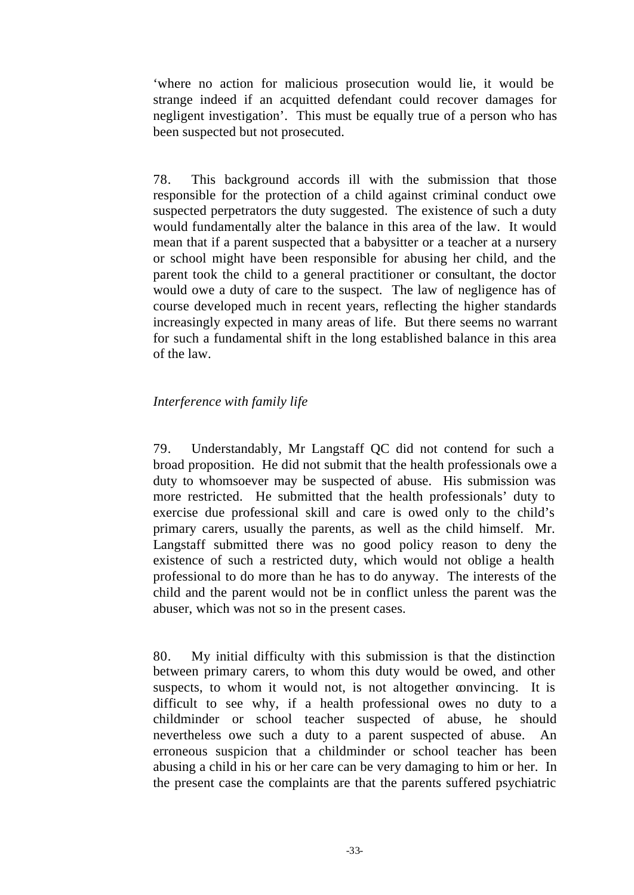'where no action for malicious prosecution would lie, it would be strange indeed if an acquitted defendant could recover damages for negligent investigation'. This must be equally true of a person who has been suspected but not prosecuted.

78. This background accords ill with the submission that those responsible for the protection of a child against criminal conduct owe suspected perpetrators the duty suggested. The existence of such a duty would fundamentally alter the balance in this area of the law. It would mean that if a parent suspected that a babysitter or a teacher at a nursery or school might have been responsible for abusing her child, and the parent took the child to a general practitioner or consultant, the doctor would owe a duty of care to the suspect. The law of negligence has of course developed much in recent years, reflecting the higher standards increasingly expected in many areas of life. But there seems no warrant for such a fundamental shift in the long established balance in this area of the law.

*Interference with family life*

79. Understandably, Mr Langstaff QC did not contend for such a broad proposition. He did not submit that the health professionals owe a duty to whomsoever may be suspected of abuse. His submission was more restricted. He submitted that the health professionals' duty to exercise due professional skill and care is owed only to the child's primary carers, usually the parents, as well as the child himself. Mr. Langstaff submitted there was no good policy reason to deny the existence of such a restricted duty, which would not oblige a health professional to do more than he has to do anyway. The interests of the child and the parent would not be in conflict unless the parent was the abuser, which was not so in the present cases.

80. My initial difficulty with this submission is that the distinction between primary carers, to whom this duty would be owed, and other suspects, to whom it would not, is not altogether convincing. It is difficult to see why, if a health professional owes no duty to a childminder or school teacher suspected of abuse, he should nevertheless owe such a duty to a parent suspected of abuse. An erroneous suspicion that a childminder or school teacher has been abusing a child in his or her care can be very damaging to him or her. In the present case the complaints are that the parents suffered psychiatric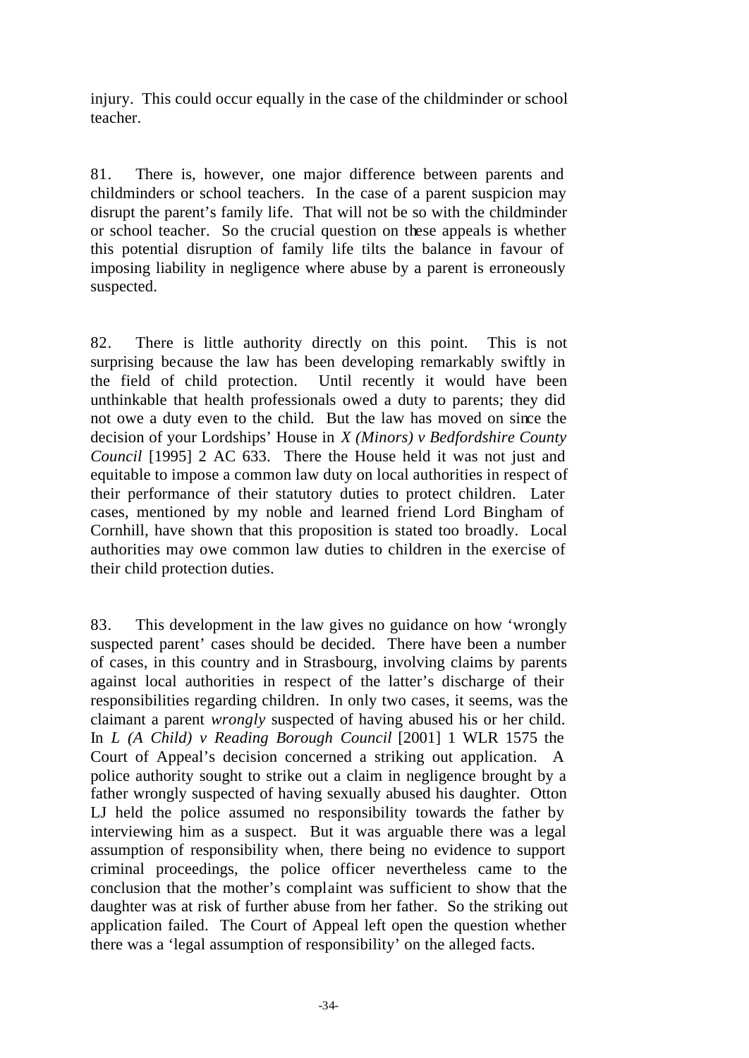injury. This could occur equally in the case of the childminder or school teacher.

81. There is, however, one major difference between parents and childminders or school teachers. In the case of a parent suspicion may disrupt the parent's family life. That will not be so with the childminder or school teacher. So the crucial question on these appeals is whether this potential disruption of family life tilts the balance in favour of imposing liability in negligence where abuse by a parent is erroneously suspected.

82. There is little authority directly on this point. This is not surprising because the law has been developing remarkably swiftly in the field of child protection. Until recently it would have been unthinkable that health professionals owed a duty to parents; they did not owe a duty even to the child. But the law has moved on since the decision of your Lordships' House in *X (Minors) v Bedfordshire County Council* [1995] 2 AC 633. There the House held it was not just and equitable to impose a common law duty on local authorities in respect of their performance of their statutory duties to protect children. Later cases, mentioned by my noble and learned friend Lord Bingham of Cornhill, have shown that this proposition is stated too broadly. Local authorities may owe common law duties to children in the exercise of their child protection duties.

83. This development in the law gives no guidance on how 'wrongly suspected parent' cases should be decided. There have been a number of cases, in this country and in Strasbourg, involving claims by parents against local authorities in respect of the latter's discharge of their responsibilities regarding children. In only two cases, it seems, was the claimant a parent *wrongly* suspected of having abused his or her child. In *L (A Child) v Reading Borough Council* [2001] 1 WLR 1575 the Court of Appeal's decision concerned a striking out application. A police authority sought to strike out a claim in negligence brought by a father wrongly suspected of having sexually abused his daughter. Otton LJ held the police assumed no responsibility towards the father by interviewing him as a suspect. But it was arguable there was a legal assumption of responsibility when, there being no evidence to support criminal proceedings, the police officer nevertheless came to the conclusion that the mother's complaint was sufficient to show that the daughter was at risk of further abuse from her father. So the striking out application failed. The Court of Appeal left open the question whether there was a 'legal assumption of responsibility' on the alleged facts.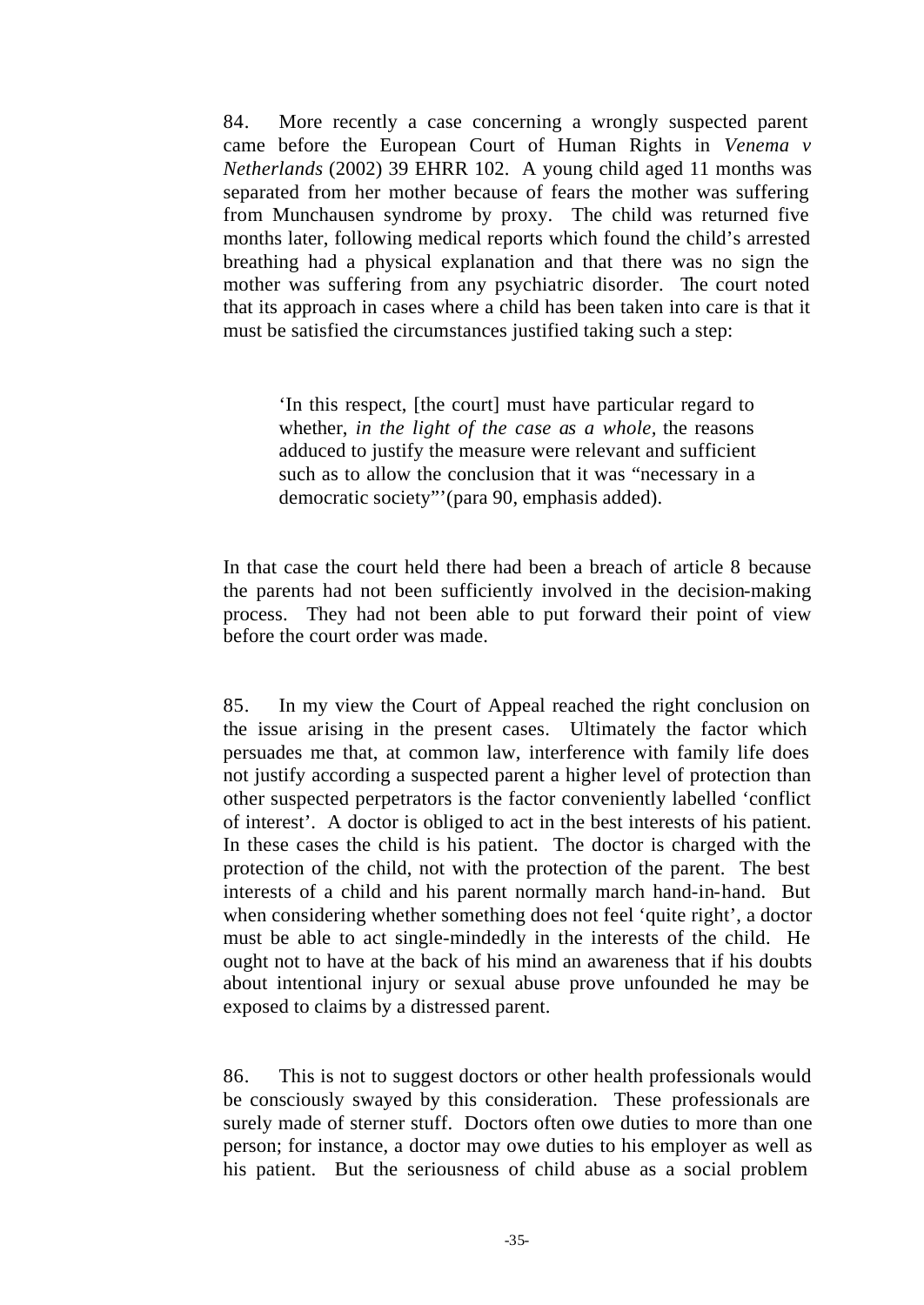84. More recently a case concerning a wrongly suspected parent came before the European Court of Human Rights in *Venema v Netherlands* (2002) 39 EHRR 102. A young child aged 11 months was separated from her mother because of fears the mother was suffering from Munchausen syndrome by proxy. The child was returned five months later, following medical reports which found the child's arrested breathing had a physical explanation and that there was no sign the mother was suffering from any psychiatric disorder. The court noted that its approach in cases where a child has been taken into care is that it must be satisfied the circumstances justified taking such a step:

> 'In this respect, [the court] must have particular regard to whether, *in the light of the case as a whole*, the reasons adduced to justify the measure were relevant and sufficient such as to allow the conclusion that it was "necessary in a democratic society"' (para 90, emphasis added).

In that case the court held there had been a breach of article 8 because the parents had not been sufficiently involved in the decision-making process. They had not been able to put forward their point of view before the court order was made.

85. In my view the Court of Appeal reached the right conclusion on the issue arising in the present cases. Ultimately the factor which persuades me that, at common law, interference with family life does not justify according a suspected parent a higher level of protection than other suspected perpetrators is the factor conveniently labelled 'conflict of interest'. A doctor is obliged to act in the best interests of his patient. In these cases the child is his patient. The doctor is charged with the protection of the child, not with the protection of the parent. The best interests of a child and his parent normally march hand-in-hand. But when considering whether something does not feel 'quite right', a doctor must be able to act single-mindedly in the interests of the child. He ought not to have at the back of his mind an awareness that if his doubts about intentional injury or sexual abuse prove unfounded he may be exposed to claims by a distressed parent.

86. This is not to suggest doctors or other health professionals would be consciously swayed by this consideration. These professionals are surely made of sterner stuff. Doctors often owe duties to more than one person; for instance, a doctor may owe duties to his employer as well as his patient. But the seriousness of child abuse as a social problem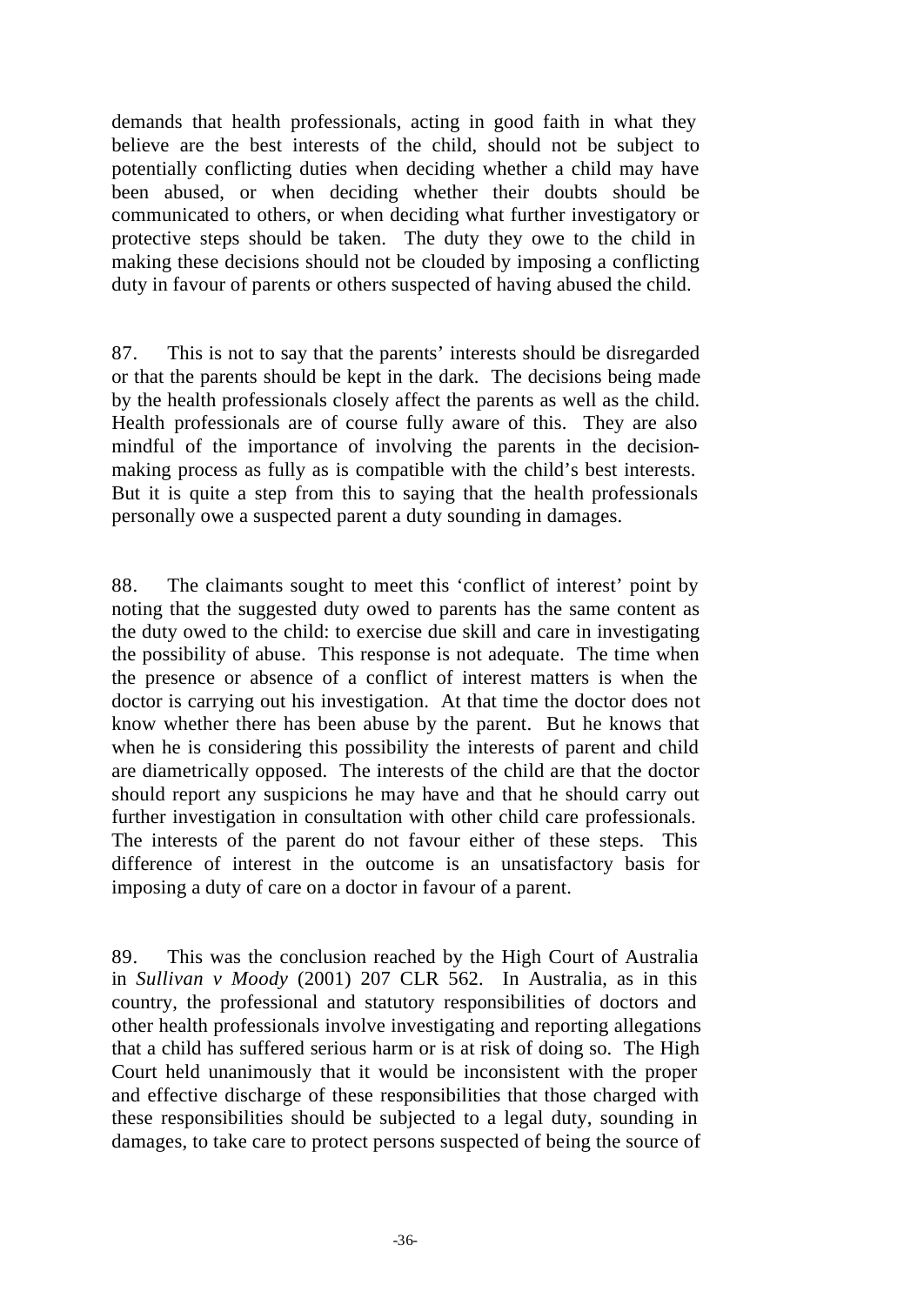demands that health professionals, acting in good faith in what they believe are the best interests of the child, should not be subject to potentially conflicting duties when deciding whether a child may have been abused, or when deciding whether their doubts should be communicated to others, or when deciding what further investigatory or protective steps should be taken. The duty they owe to the child in making these decisions should not be clouded by imposing a conflicting duty in favour of parents or others suspected of having abused the child.

87. This is not to say that the parents' interests should be disregarded or that the parents should be kept in the dark. The decisions being made by the health professionals closely affect the parents as well as the child. Health professionals are of course fully aware of this. They are also mindful of the importance of involving the parents in the decision-making process as fully as is compatible with the child's best interests. But it is quite a step from this to saying that the health professionals personally owe a suspected parent a duty sounding in damages.

88. The claimants sought to meet this 'conflict of interest' point by noting that the suggested duty owed to parents has the same content as the duty owed to the child: to exercise due skill and care in investigating the possibility of abuse. This response is not adequate. The time when the presence or absence of a conflict of interest matters is when the doctor is carrying out his investigation. At that time the doctor does not know whether there has been abuse by the parent. But he knows that when he is considering this possibility the interests of parent and child are diametrically opposed. The interests of the child are that the doctor should report any suspicions he may have and that he should carry out further investigation in consultation with other child care professionals. The interests of the parent do not favour either of these steps. This difference of interest in the outcome is an unsatisfactory basis for imposing a duty of care on a doctor in favour of a parent.

89. This was the conclusion reached by the High Court of Australia in *Sullivan v Moody* (2001) 207 CLR 562. In Australia, as in this country, the professional and statutory responsibilities of doctors and other health professionals involve investigating and reporting allegations that a child has suffered serious harm or is at risk of doing so. The High Court held unanimously that it would be inconsistent with the proper and effective discharge of these responsibilities that those charged with these responsibilities should be subjected to a legal duty, sounding in damages, to take care to protect persons suspected of being the source of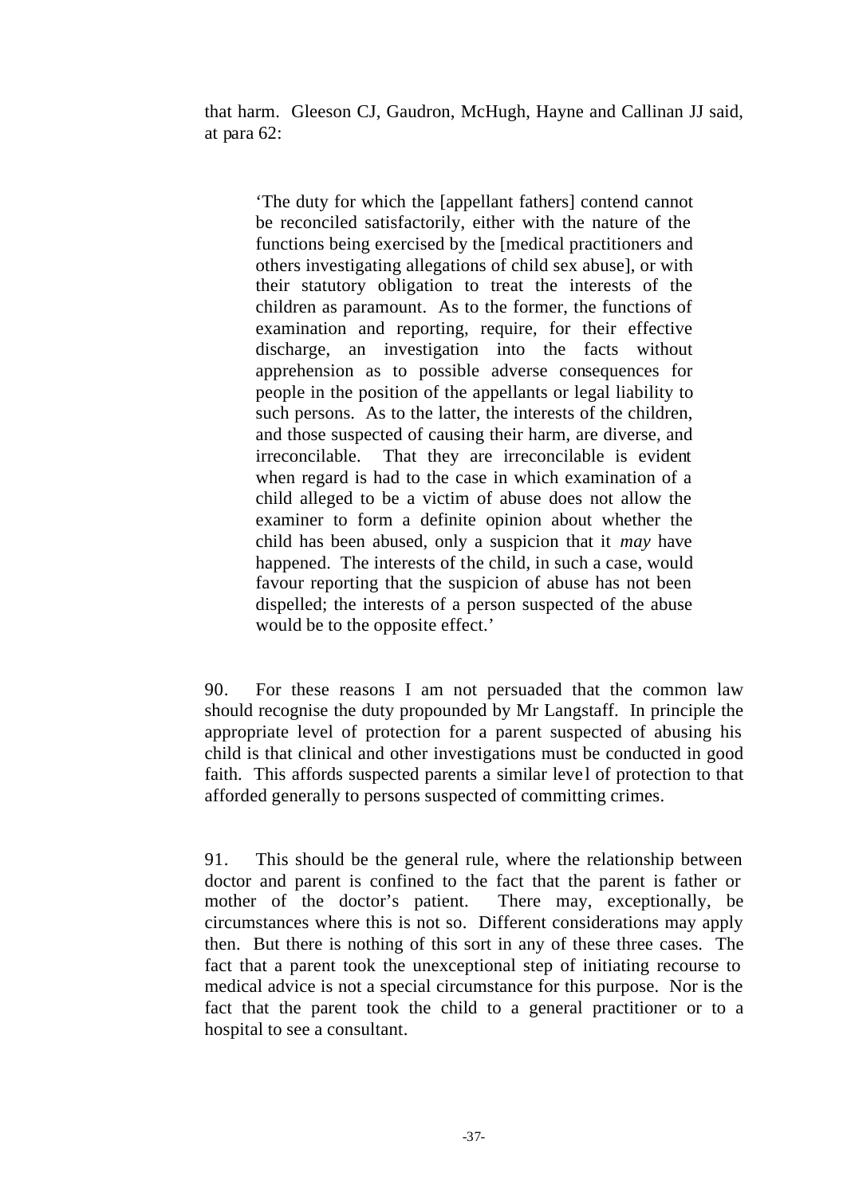that harm. Gleeson CJ, Gaudron, McHugh, Hayne and Callinan JJ said, at para 62:

> 'The duty for which the [appellant fathers] contend cannot be reconciled satisfactorily, either with the nature of the functions being exercised by the [medical practitioners and others investigating allegations of child sex abuse], or with their statutory obligation to treat the interests of the children as paramount. As to the former, the functions of examination and reporting, require, for their effective discharge, an investigation into the facts without apprehension as to possible adverse consequences for people in the position of the appellants or legal liability to such persons. As to the latter, the interests of the children, and those suspected of causing their harm, are diverse, and irreconcilable. That they are irreconcilable is evident when regard is had to the case in which examination of a child alleged to be a victim of abuse does not allow the examiner to form a definite opinion about whether the child has been abused, only a suspicion that it *may* have happened. The interests of the child, in such a case, would favour reporting that the suspicion of abuse has not been dispelled; the interests of a person suspected of the abuse would be to the opposite effect.'

90. For these reasons I am not persuaded that the common law should recognise the duty propounded by Mr Langstaff. In principle the appropriate level of protection for a parent suspected of abusing his child is that clinical and other investigations must be conducted in good faith. This affords suspected parents a similar level of protection to that afforded generally to persons suspected of committing crimes.

91. This should be the general rule, where the relationship between doctor and parent is confined to the fact that the parent is father or mother of the doctor's patient. There may, exceptionally, be circumstances where this is not so. Different considerations may apply then. But there is nothing of this sort in any of these three cases. The fact that a parent took the unexceptional step of initiating recourse to medical advice is not a special circumstance for this purpose. Nor is the fact that the parent took the child to a general practitioner or to a hospital to see a consultant.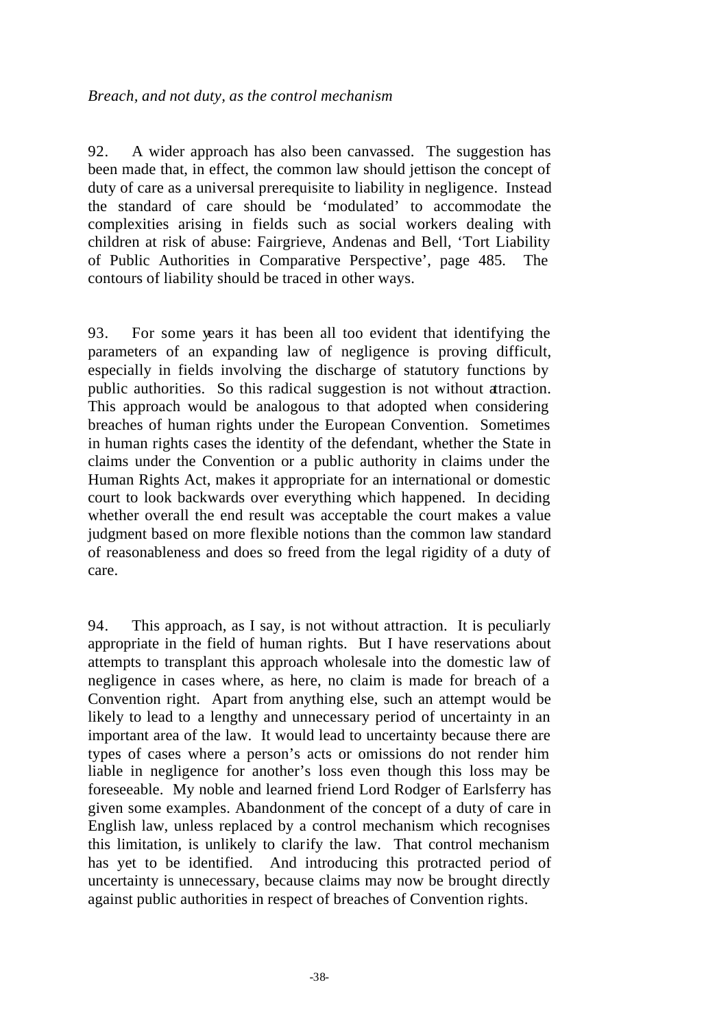*Breach, and not duty, as the control mechanism*

92. A wider approach has also been canvassed. The suggestion has been made that, in effect, the common law should jettison the concept of duty of care as a universal prerequisite to liability in negligence. Instead the standard of care should be 'modulated' to accommodate the complexities arising in fields such as social workers dealing with children at risk of abuse: Fairgrieve, Andenas and Bell, 'Tort Liability of Public Authorities in Comparative Perspective', page 485. The contours of liability should be traced in other ways.

93. For some years it has been all too evident that identifying the parameters of an expanding law of negligence is proving difficult, especially in fields involving the discharge of statutory functions by public authorities. So this radical suggestion is not without attraction. This approach would be analogous to that adopted when considering breaches of human rights under the European Convention. Sometimes in human rights cases the identity of the defendant, whether the State in claims under the Convention or a public authority in claims under the Human Rights Act, makes it appropriate for an international or domestic court to look backwards over everything which happened. In deciding whether overall the end result was acceptable the court makes a value judgment based on more flexible notions than the common law standard of reasonableness and does so freed from the legal rigidity of a duty of care.

94. This approach, as I say, is not without attraction. It is peculiarly appropriate in the field of human rights. But I have reservations about attempts to transplant this approach wholesale into the domestic law of negligence in cases where, as here, no claim is made for breach of a Convention right. Apart from anything else, such an attempt would be likely to lead to a lengthy and unnecessary period of uncertainty in an important area of the law. It would lead to uncertainty because there are types of cases where a person's acts or omissions do not render him liable in negligence for another's loss even though this loss may be foreseeable. My noble and learned friend Lord Rodger of Earlsferry has given some examples. Abandonment of the concept of a duty of care in English law, unless replaced by a control mechanism which recognises this limitation, is unlikely to clarify the law. That control mechanism has yet to be identified. And introducing this protracted period of uncertainty is unnecessary, because claims may now be brought directly against public authorities in respect of breaches of Convention rights.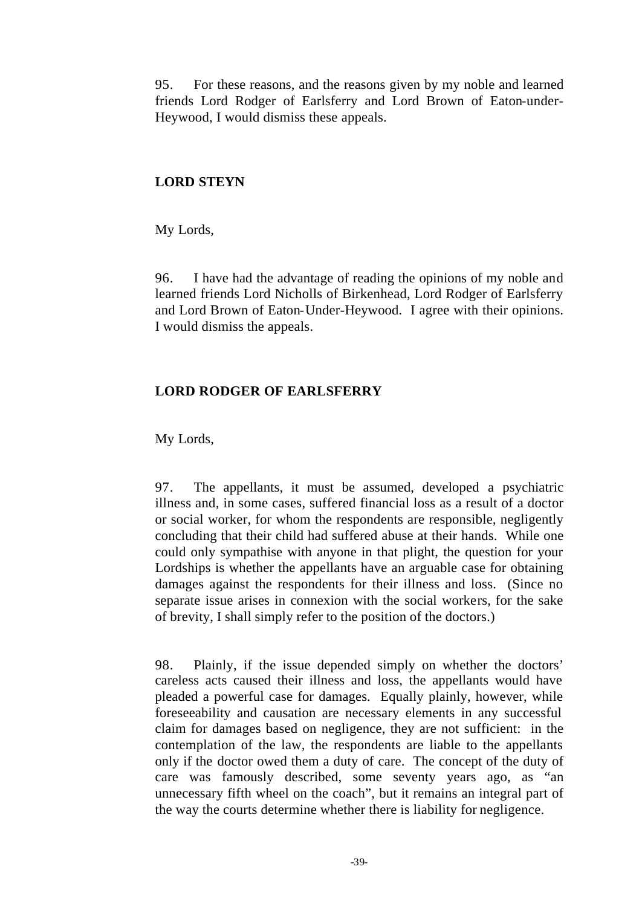95. For these reasons, and the reasons given by my noble and learned friends Lord Rodger of Earlsferry and Lord Brown of Eaton-under-Heywood, I would dismiss these appeals.

**LORD STEYN**

My Lords,

96. I have had the advantage of reading the opinions of my noble and learned friends Lord Nicholls of Birkenhead, Lord Rodger of Earlsferry and Lord Brown of Eaton-Under-Heywood. I agree with their opinions. I would dismiss the appeals.

**LORD RODGER OF EARLSFERRY**

My Lords,

97. The appellants, it must be assumed, developed a psychiatric illness and, in some cases, suffered financial loss as a result of a doctor or social worker, for whom the respondents are responsible, negligently concluding that their child had suffered abuse at their hands. While one could only sympathise with anyone in that plight, the question for your Lordships is whether the appellants have an arguable case for obtaining damages against the respondents for their illness and loss. (Since no separate issue arises in connexion with the social workers, for the sake of brevity, I shall simply refer to the position of the doctors.)

98. Plainly, if the issue depended simply on whether the doctors' careless acts caused their illness and loss, the appellants would have pleaded a powerful case for damages. Equally plainly, however, while foreseeability and causation are necessary elements in any successful claim for damages based on negligence, they are not sufficient: in the contemplation of the law, the respondents are liable to the appellants only if the doctor owed them a duty of care. The concept of the duty of care was famously described, some seventy years ago, as "an unnecessary fifth wheel on the coach", but it remains an integral part of the way the courts determine whether there is liability for negligence.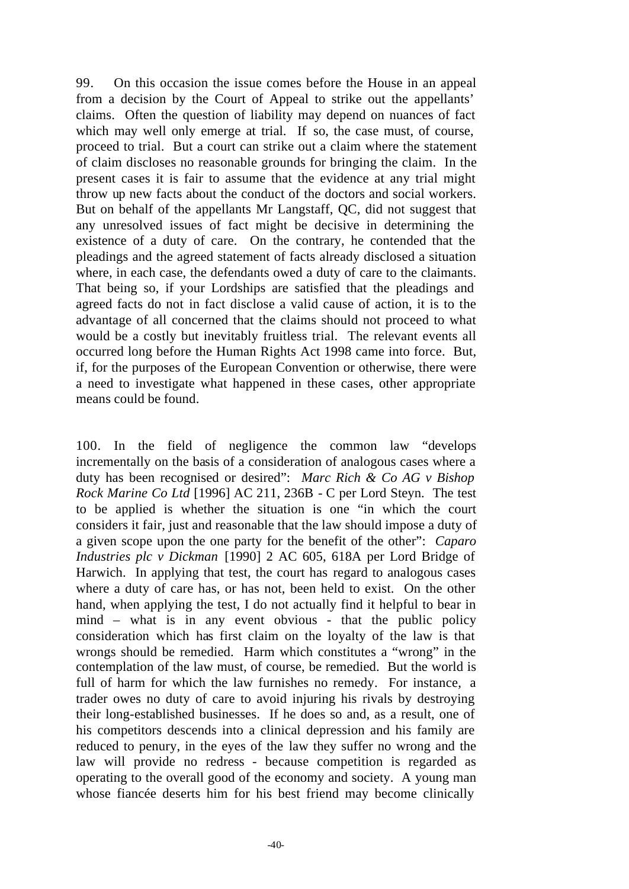99. On this occasion the issue comes before the House in an appeal from a decision by the Court of Appeal to strike out the appellants' claims. Often the question of liability may depend on nuances of fact which may well only emerge at trial. If so, the case must, of course, proceed to trial. But a court can strike out a claim where the statement of claim discloses no reasonable grounds for bringing the claim. In the present cases it is fair to assume that the evidence at any trial might throw up new facts about the conduct of the doctors and social workers. But on behalf of the appellants Mr Langstaff, QC, did not suggest that any unresolved issues of fact might be decisive in determining the existence of a duty of care. On the contrary, he contended that the pleadings and the agreed statement of facts already disclosed a situation where, in each case, the defendants owed a duty of care to the claimants. That being so, if your Lordships are satisfied that the pleadings and agreed facts do not in fact disclose a valid cause of action, it is to the advantage of all concerned that the claims should not proceed to what would be a costly but inevitably fruitless trial. The relevant events all occurred long before the Human Rights Act 1998 came into force. But, if, for the purposes of the European Convention or otherwise, there were a need to investigate what happened in these cases, other appropriate means could be found.

100. In the field of negligence the common law "develops incrementally on the basis of a consideration of analogous cases where a duty has been recognised or desired": *Marc Rich & Co AG v Bishop Rock Marine Co Ltd* [1996] AC 211, 236B - C per Lord Steyn. The test to be applied is whether the situation is one "in which the court considers it fair, just and reasonable that the law should impose a duty of a given scope upon the one party for the benefit of the other": *Caparo Industries plc v Dickman* [1990] 2 AC 605, 618A per Lord Bridge of Harwich. In applying that test, the court has regard to analogous cases where a duty of care has, or has not, been held to exist. On the other hand, when applying the test, I do not actually find it helpful to bear in mind – what is in any event obvious - that the public policy consideration which has first claim on the loyalty of the law is that wrongs should be remedied. Harm which constitutes a "wrong" in the contemplation of the law must, of course, be remedied. But the world is full of harm for which the law furnishes no remedy. For instance, a trader owes no duty of care to avoid injuring his rivals by destroying their long-established businesses. If he does so and, as a result, one of his competitors descends into a clinical depression and his family are reduced to penury, in the eyes of the law they suffer no wrong and the law will provide no redress - because competition is regarded as operating to the overall good of the economy and society. A young man whose fiancée deserts him for his best friend may become clinically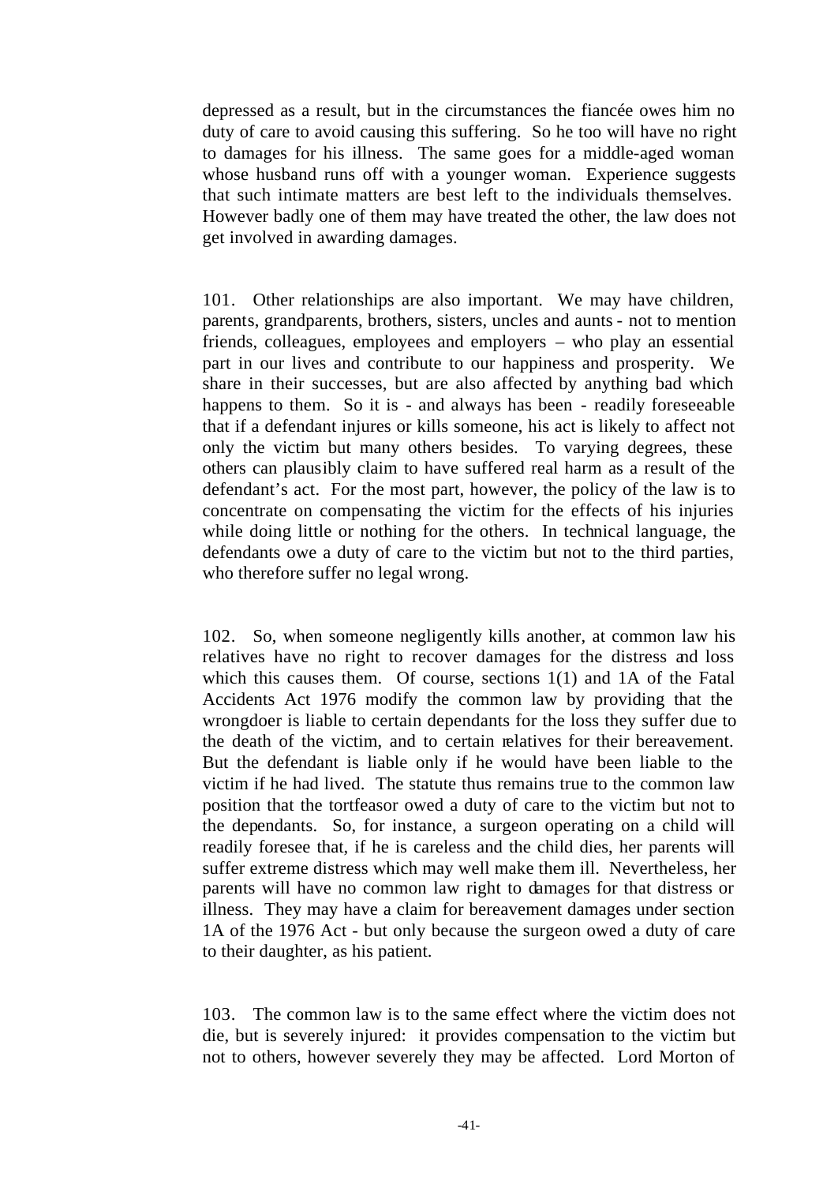depressed as a result, but in the circumstances the fiancée owes him no duty of care to avoid causing this suffering. So he too will have no right to damages for his illness. The same goes for a middle-aged woman whose husband runs off with a younger woman. Experience suggests that such intimate matters are best left to the individuals themselves. However badly one of them may have treated the other, the law does not get involved in awarding damages.

101. Other relationships are also important. We may have children, parents, grandparents, brothers, sisters, uncles and aunts - not to mention friends, colleagues, employees and employers – who play an essential part in our lives and contribute to our happiness and prosperity. We share in their successes, but are also affected by anything bad which happens to them. So it is - and always has been - readily foreseeable that if a defendant injures or kills someone, his act is likely to affect not only the victim but many others besides. To varying degrees, these others can plausibly claim to have suffered real harm as a result of the defendant's act. For the most part, however, the policy of the law is to concentrate on compensating the victim for the effects of his injuries while doing little or nothing for the others. In technical language, the defendants owe a duty of care to the victim but not to the third parties, who therefore suffer no legal wrong.

102. So, when someone negligently kills another, at common law his relatives have no right to recover damages for the distress and loss which this causes them. Of course, sections 1(1) and 1A of the Fatal Accidents Act 1976 modify the common law by providing that the wrongdoer is liable to certain dependants for the loss they suffer due to the death of the victim, and to certain relatives for their bereavement. But the defendant is liable only if he would have been liable to the victim if he had lived. The statute thus remains true to the common law position that the tortfeasor owed a duty of care to the victim but not to the dependants. So, for instance, a surgeon operating on a child will readily foresee that, if he is careless and the child dies, her parents will suffer extreme distress which may well make them ill. Nevertheless, her parents will have no common law right to damages for that distress or illness. They may have a claim for bereavement damages under section 1A of the 1976 Act - but only because the surgeon owed a duty of care to their daughter, as his patient.

103. The common law is to the same effect where the victim does not die, but is severely injured: it provides compensation to the victim but not to others, however severely they may be affected. Lord Morton of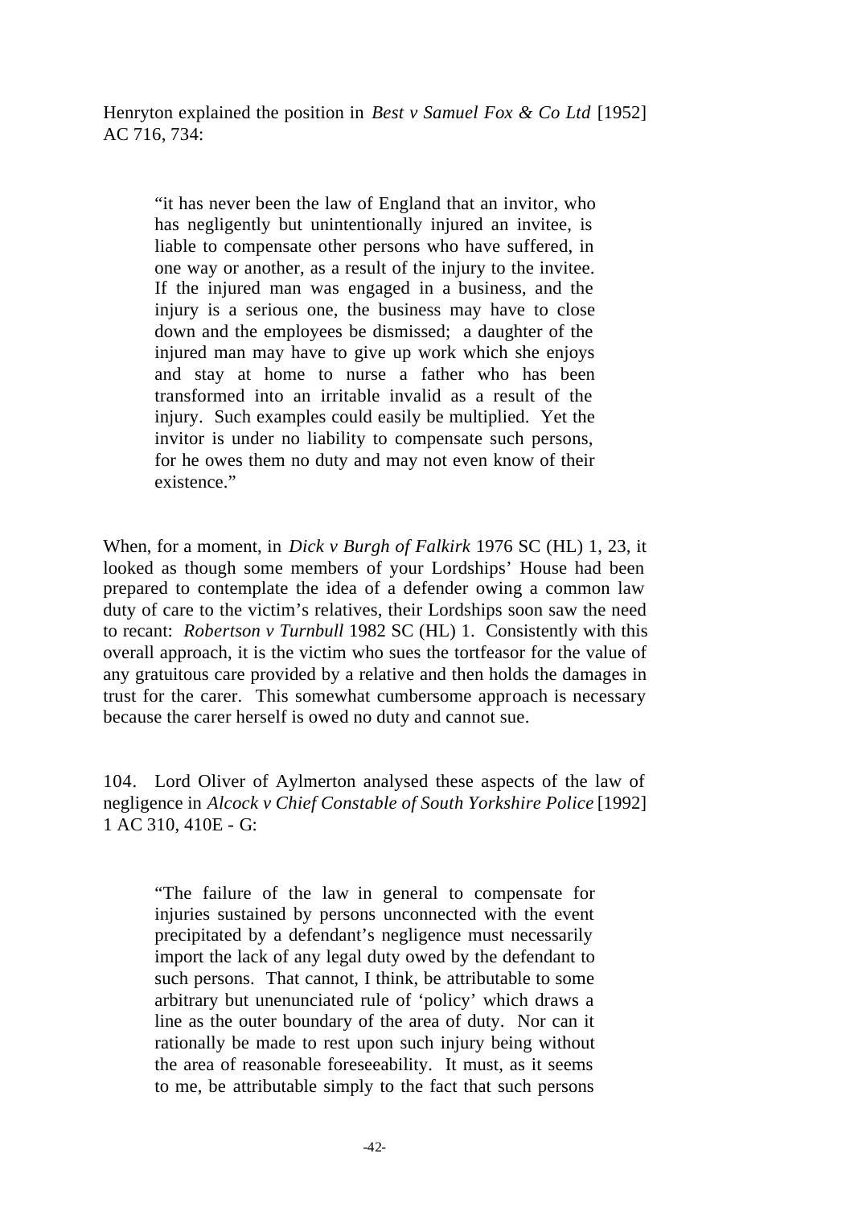Henryton explained the position in *Best v Samuel Fox & Co Ltd* [1952] AC 716, 734:

> "it has never been the law of England that an invitor, who has negligently but unintentionally injured an invitee, is liable to compensate other persons who have suffered, in one way or another, as a result of the injury to the invitee. If the injured man was engaged in a business, and the injury is a serious one, the business may have to close down and the employees be dismissed; a daughter of the injured man may have to give up work which she enjoys and stay at home to nurse a father who has been transformed into an irritable invalid as a result of the injury. Such examples could easily be multiplied. Yet the invitor is under no liability to compensate such persons, for he owes them no duty and may not even know of their existence."

When, for a moment, in *Dick v Burgh of Falkirk* 1976 SC (HL) 1, 23, it looked as though some members of your Lordships' House had been prepared to contemplate the idea of a defender owing a common law duty of care to the victim's relatives, their Lordships soon saw the need to recant: *Robertson v Turnbull* 1982 SC (HL) 1. Consistently with this overall approach, it is the victim who sues the tortfeasor for the value of any gratuitous care provided by a relative and then holds the damages in trust for the carer. This somewhat cumbersome approach is necessary because the carer herself is owed no duty and cannot sue.

104. Lord Oliver of Aylmerton analysed these aspects of the law of negligence in *Alcock v Chief Constable of South Yorkshire Police* [1992] 1 AC 310, 410E - G:

> "The failure of the law in general to compensate for injuries sustained by persons unconnected with the event precipitated by a defendant's negligence must necessarily import the lack of any legal duty owed by the defendant to such persons. That cannot, I think, be attributable to some arbitrary but unenunciated rule of 'policy' which draws a line as the outer boundary of the area of duty. Nor can it rationally be made to rest upon such injury being without the area of reasonable foreseeability. It must, as it seems to me, be attributable simply to the fact that such persons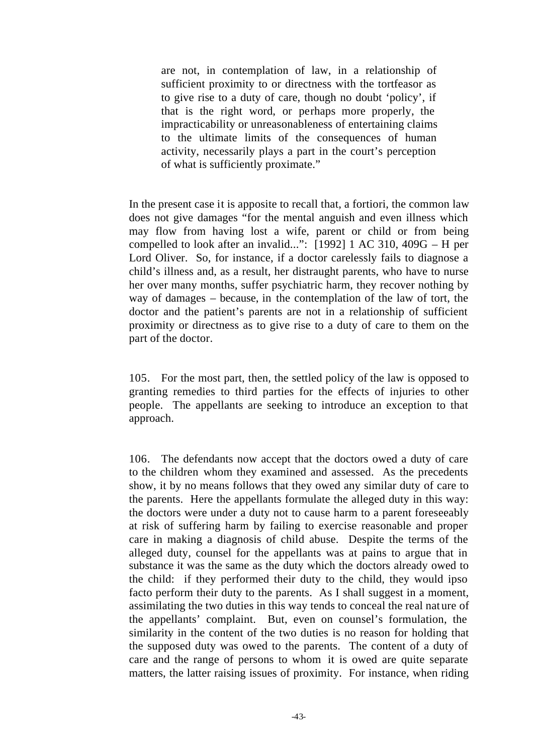> are not, in contemplation of law, in a relationship of sufficient proximity to or directness with the tortfeasor as to give rise to a duty of care, though no doubt 'policy', if that is the right word, or perhaps more properly, the impracticability or unreasonableness of entertaining claims to the ultimate limits of the consequences of human activity, necessarily plays a part in the court's perception of what is sufficiently proximate."

In the present case it is apposite to recall that, a fortiori, the common law does not give damages "for the mental anguish and even illness which may flow from having lost a wife, parent or child or from being compelled to look after an invalid...": [1992] 1 AC 310, 409G – H per Lord Oliver. So, for instance, if a doctor carelessly fails to diagnose a child's illness and, as a result, her distraught parents, who have to nurse her over many months, suffer psychiatric harm, they recover nothing by way of damages – because, in the contemplation of the law of tort, the doctor and the patient's parents are not in a relationship of sufficient proximity or directness as to give rise to a duty of care to them on the part of the doctor.

105. For the most part, then, the settled policy of the law is opposed to granting remedies to third parties for the effects of injuries to other people. The appellants are seeking to introduce an exception to that approach.

106. The defendants now accept that the doctors owed a duty of care to the children whom they examined and assessed. As the precedents show, it by no means follows that they owed any similar duty of care to the parents. Here the appellants formulate the alleged duty in this way: the doctors were under a duty not to cause harm to a parent foreseeably at risk of suffering harm by failing to exercise reasonable and proper care in making a diagnosis of child abuse. Despite the terms of the alleged duty, counsel for the appellants was at pains to argue that in substance it was the same as the duty which the doctors already owed to the child: if they performed their duty to the child, they would ipso facto perform their duty to the parents. As I shall suggest in a moment, assimilating the two duties in this way tends to conceal the real nature of the appellants' complaint. But, even on counsel's formulation, the similarity in the content of the two duties is no reason for holding that the supposed duty was owed to the parents. The content of a duty of care and the range of persons to whom it is owed are quite separate matters, the latter raising issues of proximity. For instance, when riding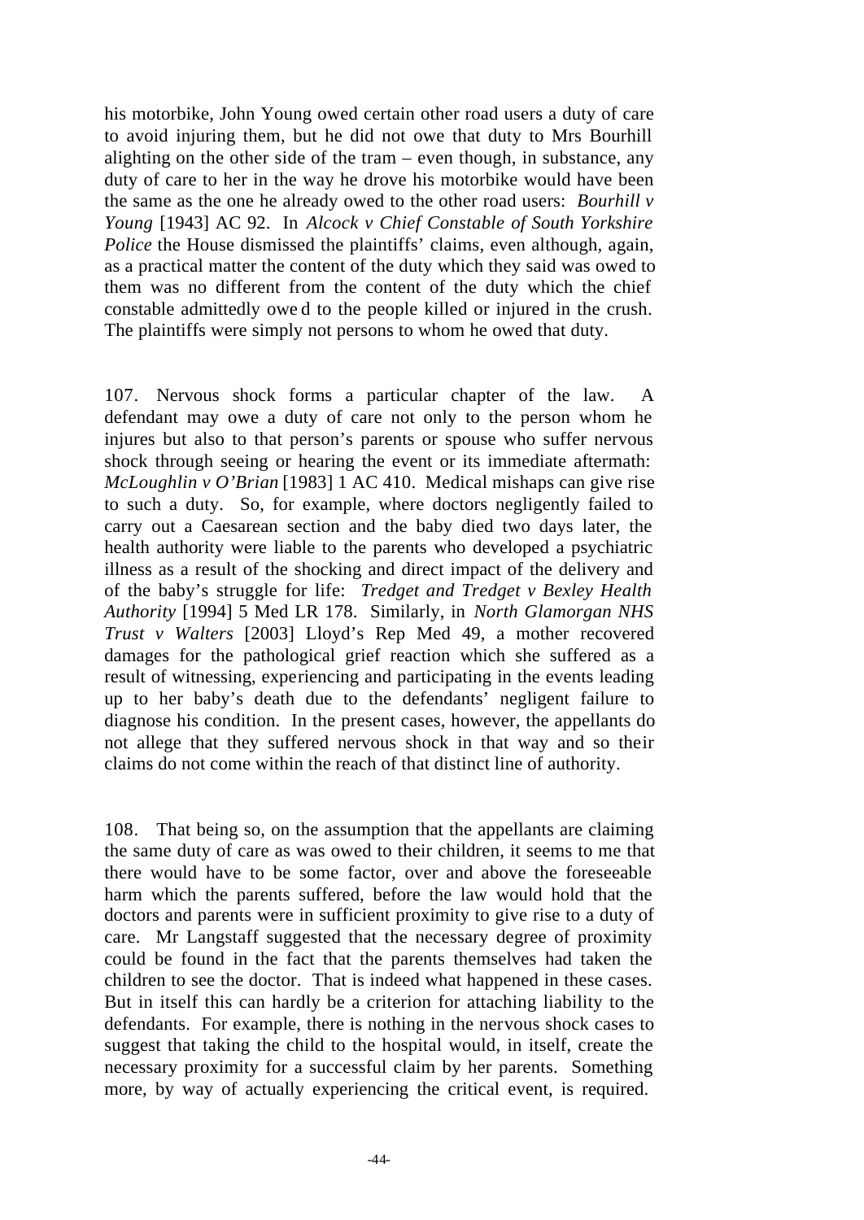his motorbike, John Young owed certain other road users a duty of care to avoid injuring them, but he did not owe that duty to Mrs Bourhill alighting on the other side of the tram – even though, in substance, any duty of care to her in the way he drove his motorbike would have been the same as the one he already owed to the other road users: *Bourhill v Young* [1943] AC 92. In *Alcock v Chief Constable of South Yorkshire Police* the House dismissed the plaintiffs' claims, even although, again, as a practical matter the content of the duty which they said was owed to them was no different from the content of the duty which the chief constable admittedly owed to the people killed or injured in the crush. The plaintiffs were simply not persons to whom he owed that duty.

107. Nervous shock forms a particular chapter of the law. A defendant may owe a duty of care not only to the person whom he injures but also to that person's parents or spouse who suffer nervous shock through seeing or hearing the event or its immediate aftermath: *McLoughlin v O'Brian* [1983] 1 AC 410. Medical mishaps can give rise to such a duty. So, for example, where doctors negligently failed to carry out a Caesarean section and the baby died two days later, the health authority were liable to the parents who developed a psychiatric illness as a result of the shocking and direct impact of the delivery and of the baby's struggle for life: *Tredget and Tredget v Bexley Health Authority* [1994] 5 Med LR 178. Similarly, in *North Glamorgan NHS Trust v Walters* [2003] Lloyd's Rep Med 49, a mother recovered damages for the pathological grief reaction which she suffered as a result of witnessing, experiencing and participating in the events leading up to her baby's death due to the defendants' negligent failure to diagnose his condition. In the present cases, however, the appellants do not allege that they suffered nervous shock in that way and so their claims do not come within the reach of that distinct line of authority.

108. That being so, on the assumption that the appellants are claiming the same duty of care as was owed to their children, it seems to me that there would have to be some factor, over and above the foreseeable harm which the parents suffered, before the law would hold that the doctors and parents were in sufficient proximity to give rise to a duty of care. Mr Langstaff suggested that the necessary degree of proximity could be found in the fact that the parents themselves had taken the children to see the doctor. That is indeed what happened in these cases. But in itself this can hardly be a criterion for attaching liability to the defendants. For example, there is nothing in the nervous shock cases to suggest that taking the child to the hospital would, in itself, create the necessary proximity for a successful claim by her parents. Something more, by way of actually experiencing the critical event, is required.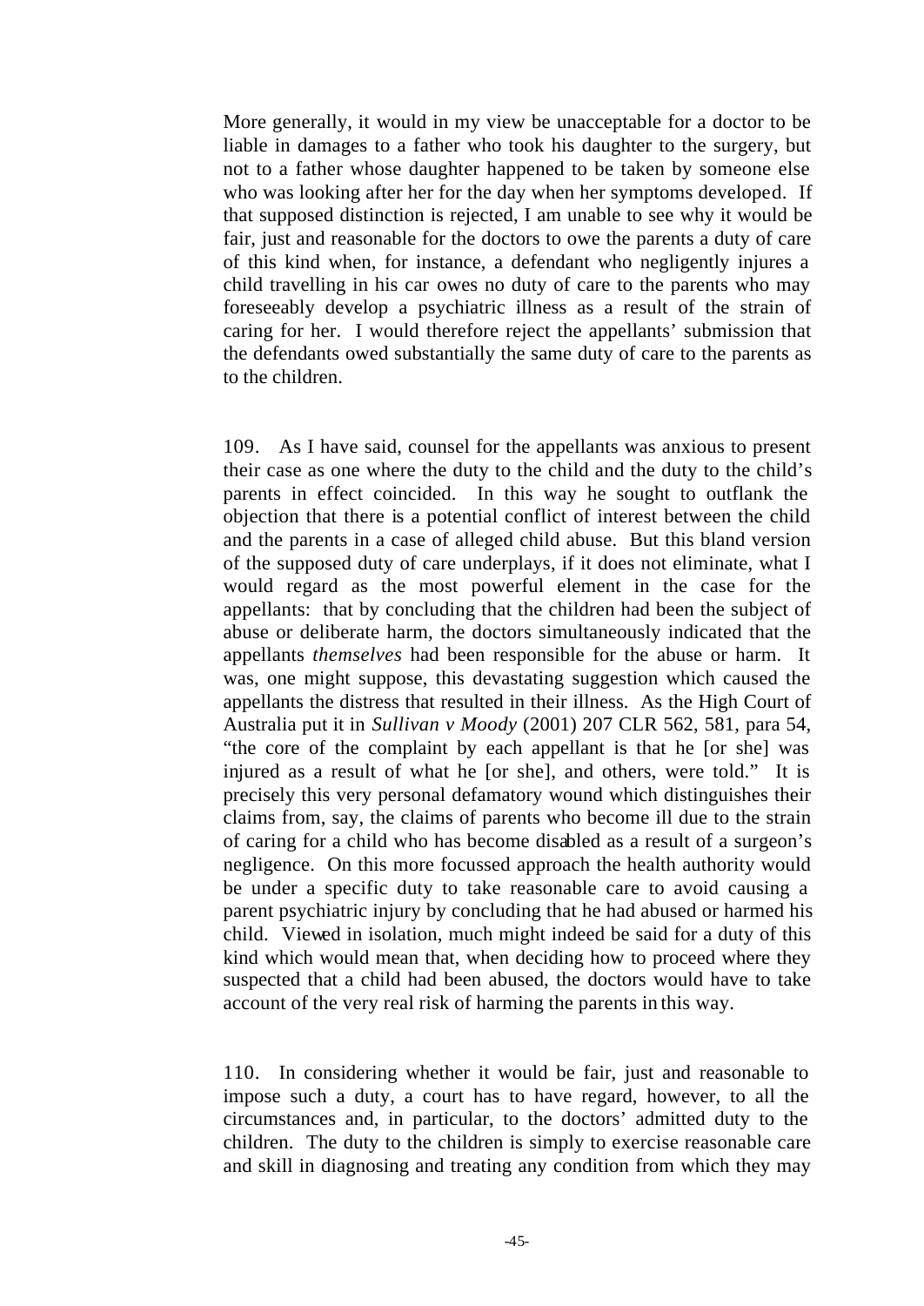More generally, it would in my view be unacceptable for a doctor to be liable in damages to a father who took his daughter to the surgery, but not to a father whose daughter happened to be taken by someone else who was looking after her for the day when her symptoms developed. If that supposed distinction is rejected, I am unable to see why it would be fair, just and reasonable for the doctors to owe the parents a duty of care of this kind when, for instance, a defendant who negligently injures a child travelling in his car owes no duty of care to the parents who may foreseeably develop a psychiatric illness as a result of the strain of caring for her. I would therefore reject the appellants' submission that the defendants owed substantially the same duty of care to the parents as to the children.

109. As I have said, counsel for the appellants was anxious to present their case as one where the duty to the child and the duty to the child's parents in effect coincided. In this way he sought to outflank the objection that there is a potential conflict of interest between the child and the parents in a case of alleged child abuse. But this bland version of the supposed duty of care underplays, if it does not eliminate, what I would regard as the most powerful element in the case for the appellants: that by concluding that the children had been the subject of abuse or deliberate harm, the doctors simultaneously indicated that the appellants *themselves* had been responsible for the abuse or harm. It was, one might suppose, this devastating suggestion which caused the appellants the distress that resulted in their illness. As the High Court of Australia put it in *Sullivan v Moody* (2001) 207 CLR 562, 581, para 54, "the core of the complaint by each appellant is that he [or she] was injured as a result of what he [or she], and others, were told." It is precisely this very personal defamatory wound which distinguishes their claims from, say, the claims of parents who become ill due to the strain of caring for a child who has become disabled as a result of a surgeon's negligence. On this more focussed approach the health authority would be under a specific duty to take reasonable care to avoid causing a parent psychiatric injury by concluding that he had abused or harmed his child. Viewed in isolation, much might indeed be said for a duty of this kind which would mean that, when deciding how to proceed where they suspected that a child had been abused, the doctors would have to take account of the very real risk of harming the parents in this way.

110. In considering whether it would be fair, just and reasonable to impose such a duty, a court has to have regard, however, to all the circumstances and, in particular, to the doctors' admitted duty to the children. The duty to the children is simply to exercise reasonable care and skill in diagnosing and treating any condition from which they may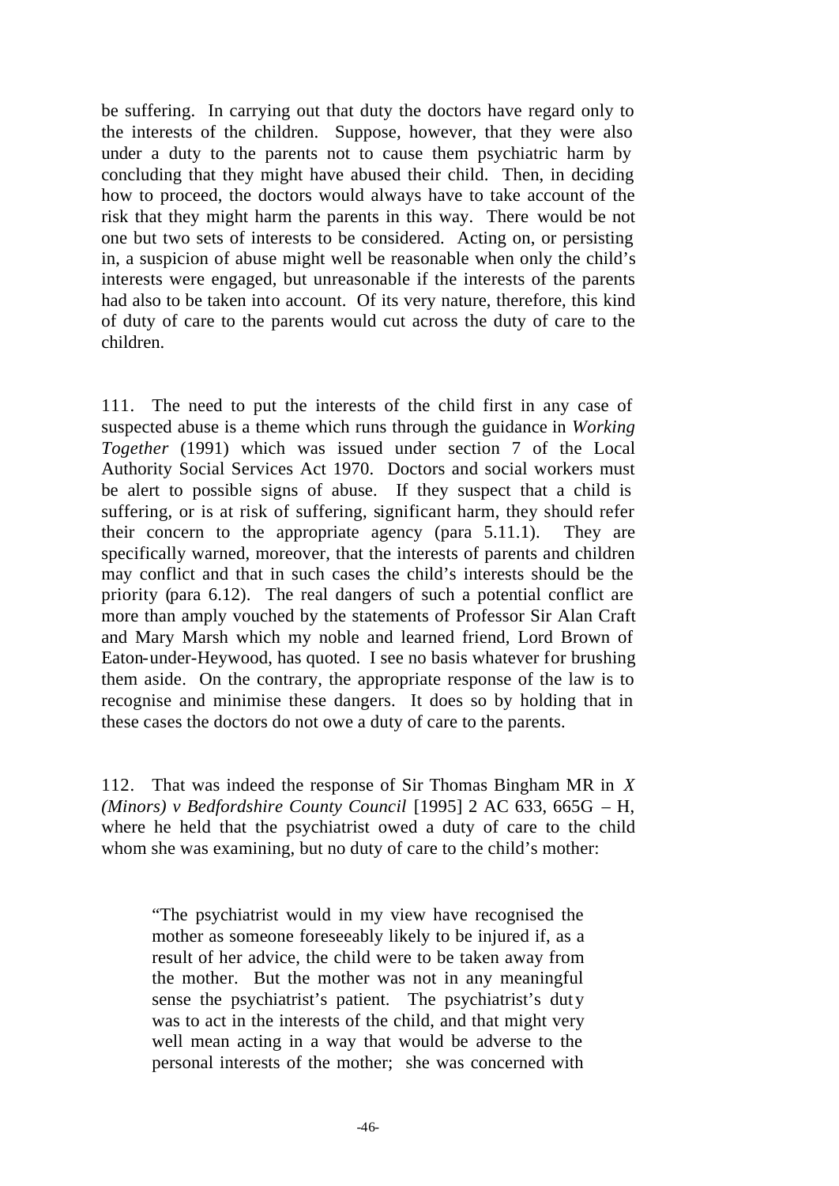be suffering. In carrying out that duty the doctors have regard only to the interests of the children. Suppose, however, that they were also under a duty to the parents not to cause them psychiatric harm by concluding that they might have abused their child. Then, in deciding how to proceed, the doctors would always have to take account of the risk that they might harm the parents in this way. There would be not one but two sets of interests to be considered. Acting on, or persisting in, a suspicion of abuse might well be reasonable when only the child's interests were engaged, but unreasonable if the interests of the parents had also to be taken into account. Of its very nature, therefore, this kind of duty of care to the parents would cut across the duty of care to the children.

111. The need to put the interests of the child first in any case of suspected abuse is a theme which runs through the guidance in *Working Together* (1991) which was issued under section 7 of the Local Authority Social Services Act 1970. Doctors and social workers must be alert to possible signs of abuse. If they suspect that a child is suffering, or is at risk of suffering, significant harm, they should refer their concern to the appropriate agency (para 5.11.1). They are specifically warned, moreover, that the interests of parents and children may conflict and that in such cases the child's interests should be the priority (para 6.12). The real dangers of such a potential conflict are more than amply vouched by the statements of Professor Sir Alan Craft and Mary Marsh which my noble and learned friend, Lord Brown of Eaton-under-Heywood, has quoted. I see no basis whatever for brushing them aside. On the contrary, the appropriate response of the law is to recognise and minimise these dangers. It does so by holding that in these cases the doctors do not owe a duty of care to the parents.

112. That was indeed the response of Sir Thomas Bingham MR in *X (Minors) v Bedfordshire County Council* [1995] 2 AC 633, 665G – H, where he held that the psychiatrist owed a duty of care to the child whom she was examining, but no duty of care to the child's mother:

> "The psychiatrist would in my view have recognised the mother as someone foreseeably likely to be injured if, as a result of her advice, the child were to be taken away from the mother. But the mother was not in any meaningful sense the psychiatrist's patient. The psychiatrist's duty was to act in the interests of the child, and that might very well mean acting in a way that would be adverse to the personal interests of the mother; she was concerned with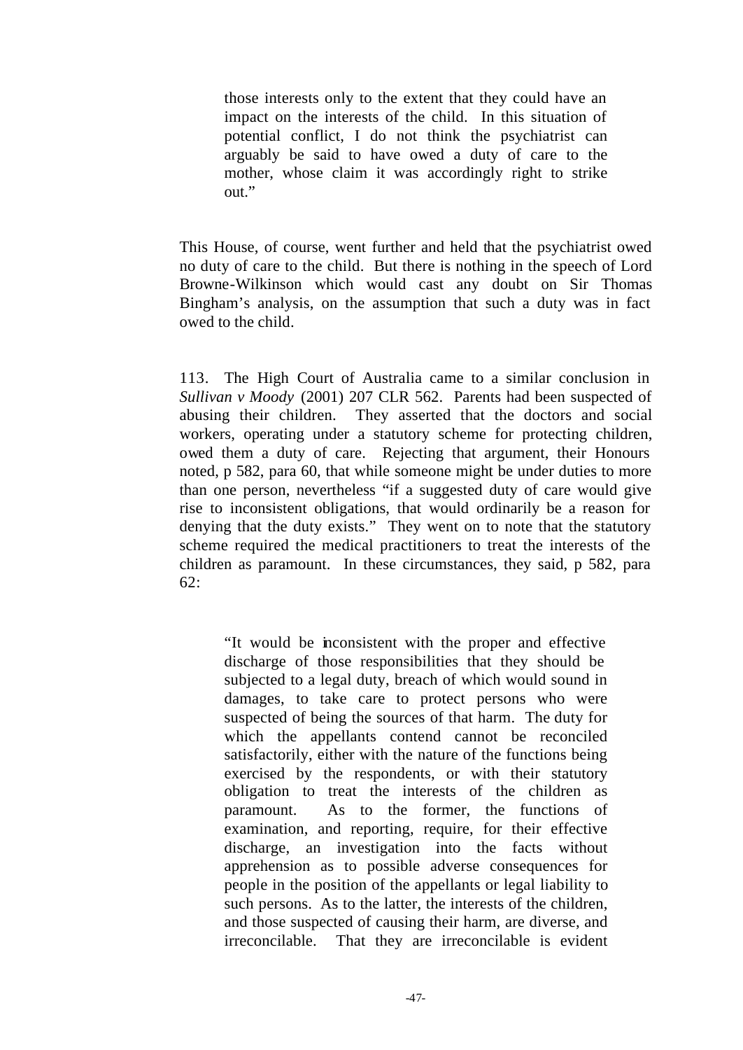> those interests only to the extent that they could have an impact on the interests of the child. In this situation of potential conflict, I do not think the psychiatrist can arguably be said to have owed a duty of care to the mother, whose claim it was accordingly right to strike out."

This House, of course, went further and held that the psychiatrist owed no duty of care to the child. But there is nothing in the speech of Lord Browne-Wilkinson which would cast any doubt on Sir Thomas Bingham's analysis, on the assumption that such a duty was in fact owed to the child.

113. The High Court of Australia came to a similar conclusion in *Sullivan v Moody* (2001) 207 CLR 562. Parents had been suspected of abusing their children. They asserted that the doctors and social workers, operating under a statutory scheme for protecting children, owed them a duty of care. Rejecting that argument, their Honours noted, p 582, para 60, that while someone might be under duties to more than one person, nevertheless "if a suggested duty of care would give rise to inconsistent obligations, that would ordinarily be a reason for denying that the duty exists." They went on to note that the statutory scheme required the medical practitioners to treat the interests of the children as paramount. In these circumstances, they said, p 582, para 62:

> "It would be inconsistent with the proper and effective discharge of those responsibilities that they should be subjected to a legal duty, breach of which would sound in damages, to take care to protect persons who were suspected of being the sources of that harm. The duty for which the appellants contend cannot be reconciled satisfactorily, either with the nature of the functions being exercised by the respondents, or with their statutory obligation to treat the interests of the children as paramount. As to the former, the functions of examination, and reporting, require, for their effective discharge, an investigation into the facts without apprehension as to possible adverse consequences for people in the position of the appellants or legal liability to such persons. As to the latter, the interests of the children, and those suspected of causing their harm, are diverse, and irreconcilable. That they are irreconcilable is evident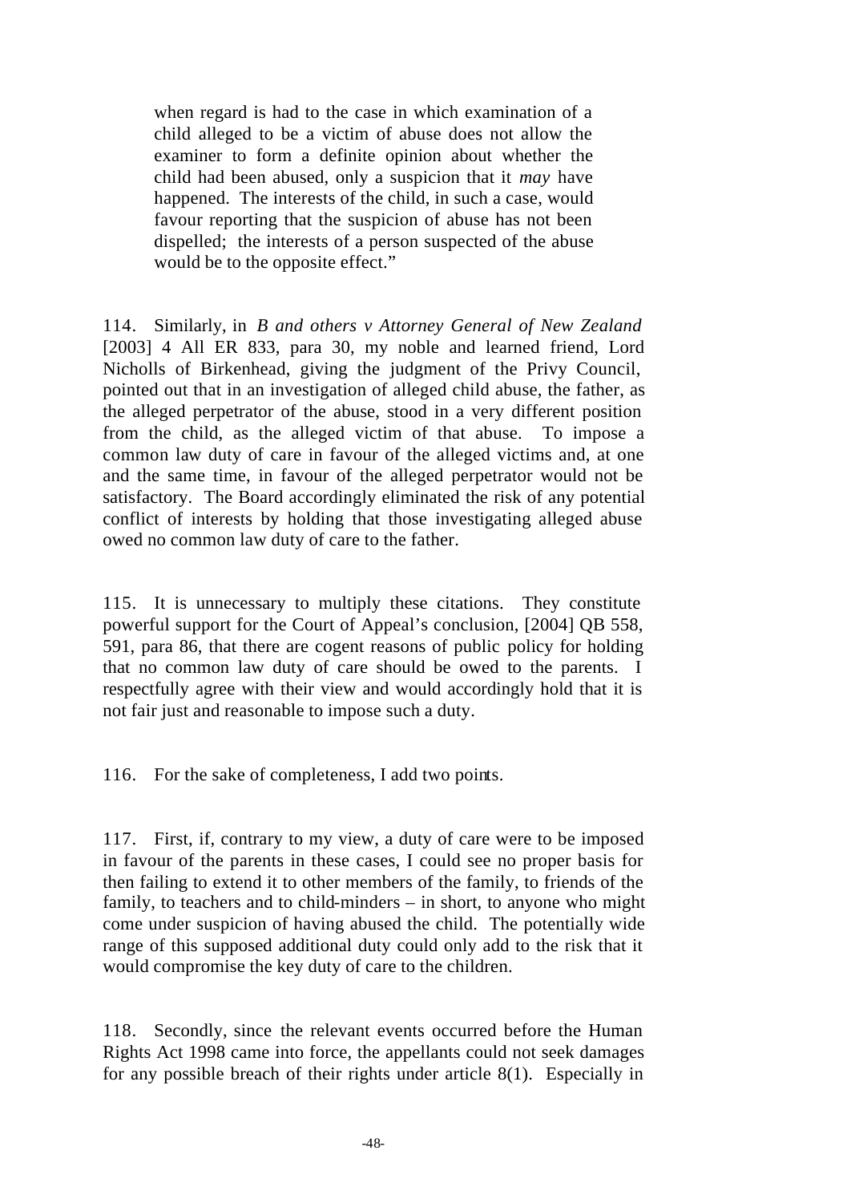> when regard is had to the case in which examination of a child alleged to be a victim of abuse does not allow the examiner to form a definite opinion about whether the child had been abused, only a suspicion that it *may* have happened. The interests of the child, in such a case, would favour reporting that the suspicion of abuse has not been dispelled; the interests of a person suspected of the abuse would be to the opposite effect."

114. Similarly, in *B and others v Attorney General of New Zealand* [2003] 4 All ER 833, para 30, my noble and learned friend, Lord Nicholls of Birkenhead, giving the judgment of the Privy Council, pointed out that in an investigation of alleged child abuse, the father, as the alleged perpetrator of the abuse, stood in a very different position from the child, as the alleged victim of that abuse. To impose a common law duty of care in favour of the alleged victims and, at one and the same time, in favour of the alleged perpetrator would not be satisfactory. The Board accordingly eliminated the risk of any potential conflict of interests by holding that those investigating alleged abuse owed no common law duty of care to the father.

115. It is unnecessary to multiply these citations. They constitute powerful support for the Court of Appeal's conclusion, [2004] QB 558, 591, para 86, that there are cogent reasons of public policy for holding that no common law duty of care should be owed to the parents. I respectfully agree with their view and would accordingly hold that it is not fair just and reasonable to impose such a duty.

116. For the sake of completeness, I add two points.

117. First, if, contrary to my view, a duty of care were to be imposed in favour of the parents in these cases, I could see no proper basis for then failing to extend it to other members of the family, to friends of the family, to teachers and to child-minders – in short, to anyone who might come under suspicion of having abused the child. The potentially wide range of this supposed additional duty could only add to the risk that it would compromise the key duty of care to the children.

118. Secondly, since the relevant events occurred before the Human Rights Act 1998 came into force, the appellants could not seek damages for any possible breach of their rights under article 8(1). Especially in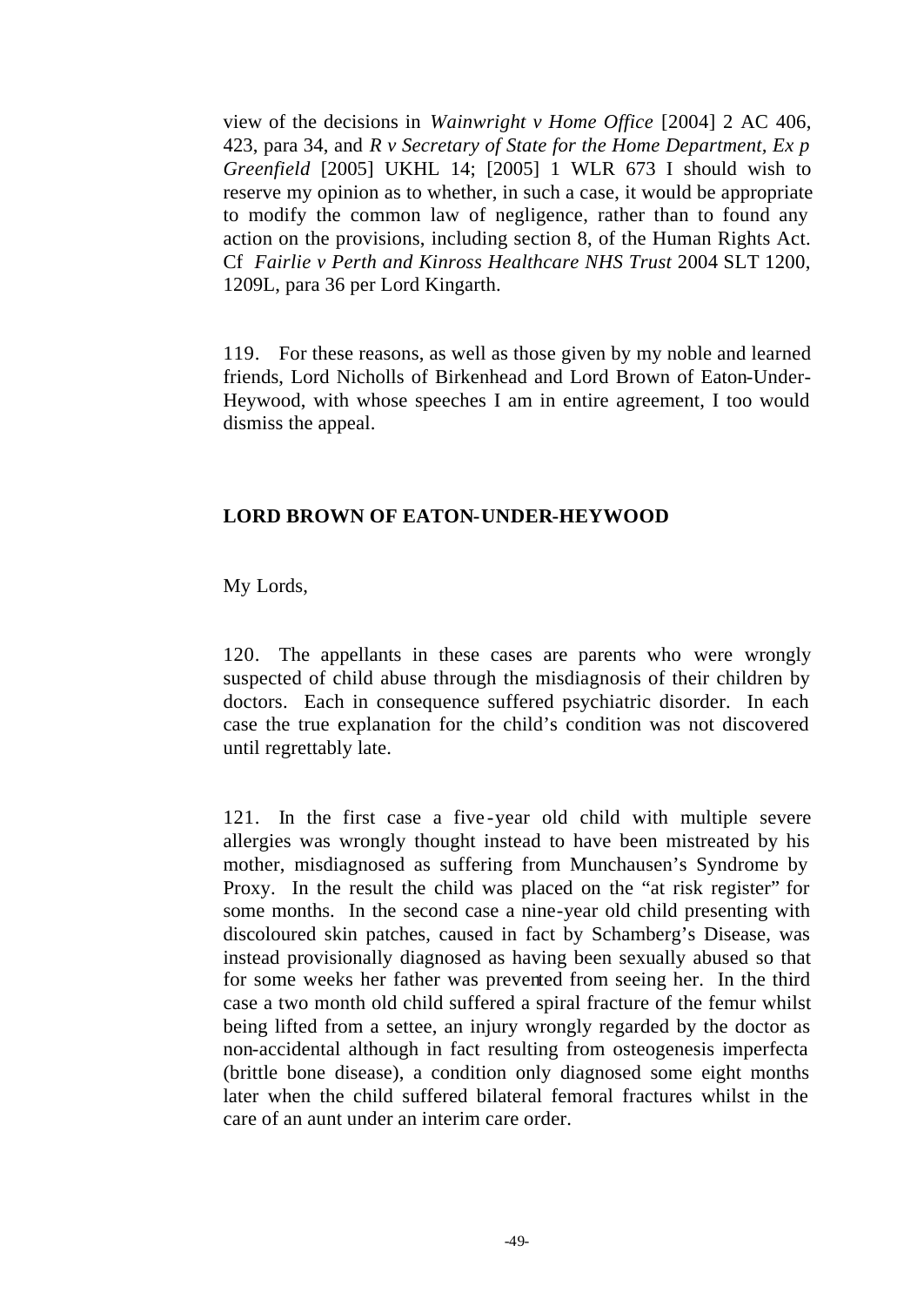view of the decisions in *Wainwright v Home Office* [2004] 2 AC 406, 423, para 34, and *R v Secretary of State for the Home Department, Ex p Greenfield* [2005] UKHL 14; [2005] 1 WLR 673 I should wish to reserve my opinion as to whether, in such a case, it would be appropriate to modify the common law of negligence, rather than to found any action on the provisions, including section 8, of the Human Rights Act. Cf *Fairlie v Perth and Kinross Healthcare NHS Trust* 2004 SLT 1200, 1209L, para 36 per Lord Kingarth.

119. For these reasons, as well as those given by my noble and learned friends, Lord Nicholls of Birkenhead and Lord Brown of Eaton-Under-Heywood, with whose speeches I am in entire agreement, I too would dismiss the appeal.

**LORD BROWN OF EATON-UNDER-HEYWOOD**

My Lords,

120. The appellants in these cases are parents who were wrongly suspected of child abuse through the misdiagnosis of their children by doctors. Each in consequence suffered psychiatric disorder. In each case the true explanation for the child's condition was not discovered until regrettably late.

121. In the first case a five-year old child with multiple severe allergies was wrongly thought instead to have been mistreated by his mother, misdiagnosed as suffering from Munchausen's Syndrome by Proxy. In the result the child was placed on the "at risk register" for some months. In the second case a nine-year old child presenting with discoloured skin patches, caused in fact by Schamberg's Disease, was instead provisionally diagnosed as having been sexually abused so that for some weeks her father was prevented from seeing her. In the third case a two month old child suffered a spiral fracture of the femur whilst being lifted from a settee, an injury wrongly regarded by the doctor as non-accidental although in fact resulting from osteogenesis imperfecta (brittle bone disease), a condition only diagnosed some eight months later when the child suffered bilateral femoral fractures whilst in the care of an aunt under an interim care order.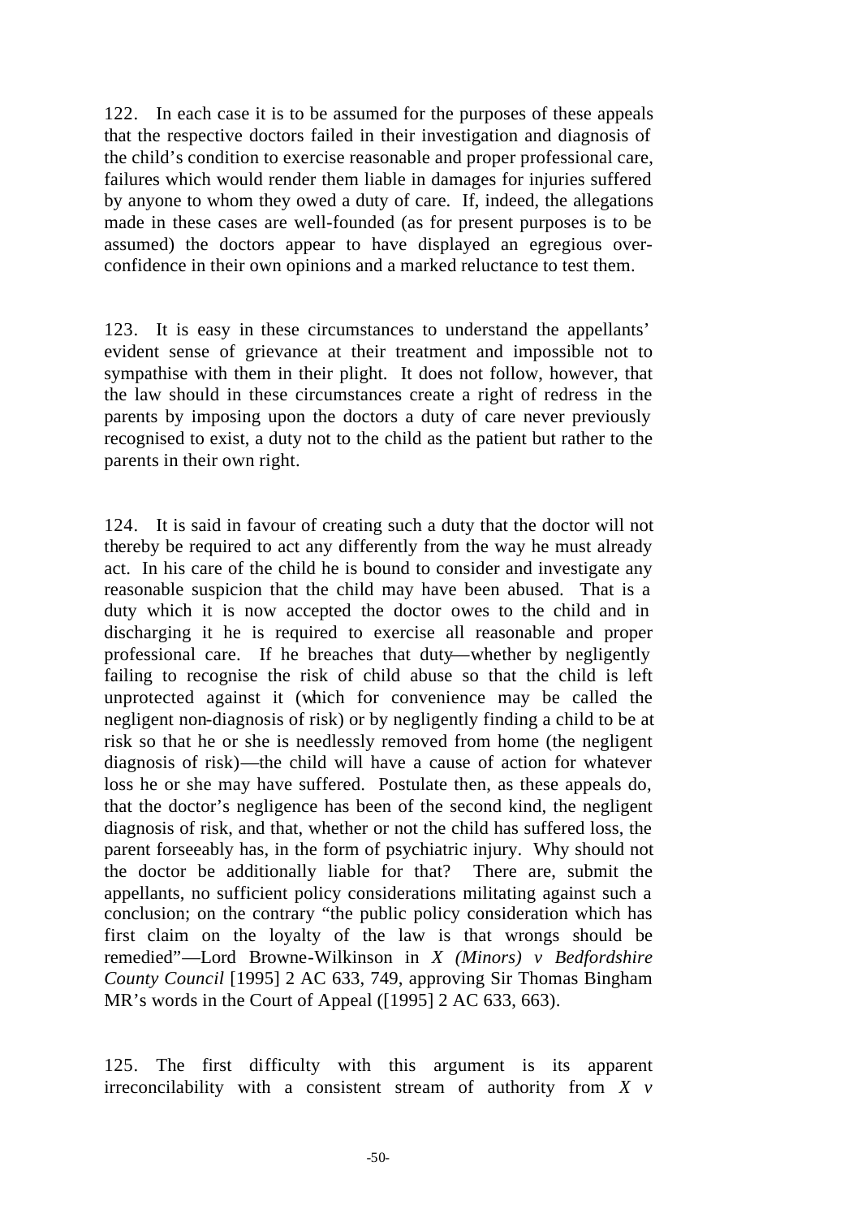122. In each case it is to be assumed for the purposes of these appeals that the respective doctors failed in their investigation and diagnosis of the child's condition to exercise reasonable and proper professional care, failures which would render them liable in damages for injuries suffered by anyone to whom they owed a duty of care. If, indeed, the allegations made in these cases are well-founded (as for present purposes is to be assumed) the doctors appear to have displayed an egregious over-confidence in their own opinions and a marked reluctance to test them.

123. It is easy in these circumstances to understand the appellants' evident sense of grievance at their treatment and impossible not to sympathise with them in their plight. It does not follow, however, that the law should in these circumstances create a right of redress in the parents by imposing upon the doctors a duty of care never previously recognised to exist, a duty not to the child as the patient but rather to the parents in their own right.

124. It is said in favour of creating such a duty that the doctor will not thereby be required to act any differently from the way he must already act. In his care of the child he is bound to consider and investigate any reasonable suspicion that the child may have been abused. That is a duty which it is now accepted the doctor owes to the child and in discharging it he is required to exercise all reasonable and proper professional care. If he breaches that duty—whether by negligently failing to recognise the risk of child abuse so that the child is left unprotected against it (which for convenience may be called the negligent non-diagnosis of risk) or by negligently finding a child to be at risk so that he or she is needlessly removed from home (the negligent diagnosis of risk)—the child will have a cause of action for whatever loss he or she may have suffered. Postulate then, as these appeals do, that the doctor's negligence has been of the second kind, the negligent diagnosis of risk, and that, whether or not the child has suffered loss, the parent forseeably has, in the form of psychiatric injury. Why should not the doctor be additionally liable for that? There are, submit the appellants, no sufficient policy considerations militating against such a conclusion; on the contrary "the public policy consideration which has first claim on the loyalty of the law is that wrongs should be remedied"—Lord Browne-Wilkinson in *X (Minors) v Bedfordshire County Council* [1995] 2 AC 633, 749, approving Sir Thomas Bingham MR's words in the Court of Appeal ([1995] 2 AC 633, 663).

125. The first difficulty with this argument is its apparent irreconcilability with a consistent stream of authority from *X v*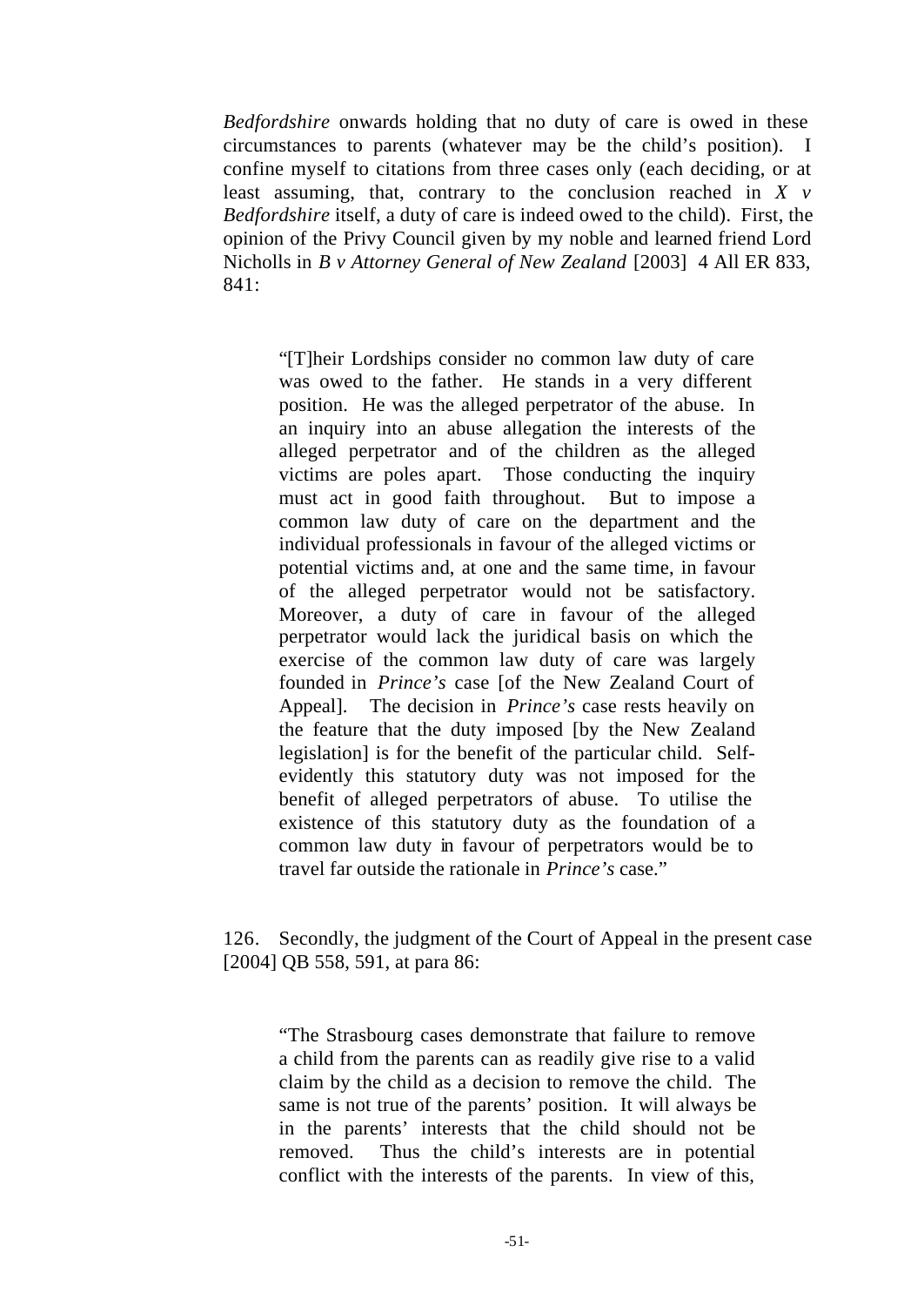*Bedfordshire* onwards holding that no duty of care is owed in these circumstances to parents (whatever may be the child's position). I confine myself to citations from three cases only (each deciding, or at least assuming, that, contrary to the conclusion reached in *X v Bedfordshire* itself, a duty of care is indeed owed to the child). First, the opinion of the Privy Council given by my noble and learned friend Lord Nicholls in *B v Attorney General of New Zealand* [2003] 4 All ER 833, 841:

> "[T]heir Lordships consider no common law duty of care was owed to the father. He stands in a very different position. He was the alleged perpetrator of the abuse. In an inquiry into an abuse allegation the interests of the alleged perpetrator and of the children as the alleged victims are poles apart. Those conducting the inquiry must act in good faith throughout. But to impose a common law duty of care on the department and the individual professionals in favour of the alleged victims or potential victims and, at one and the same time, in favour of the alleged perpetrator would not be satisfactory. Moreover, a duty of care in favour of the alleged perpetrator would lack the juridical basis on which the exercise of the common law duty of care was largely founded in *Prince's* case [of the New Zealand Court of Appeal]. The decision in *Prince's* case rests heavily on the feature that the duty imposed [by the New Zealand legislation] is for the benefit of the particular child. Self-evidently this statutory duty was not imposed for the benefit of alleged perpetrators of abuse. To utilise the existence of this statutory duty as the foundation of a common law duty in favour of perpetrators would be to travel far outside the rationale in *Prince's* case."

126. Secondly, the judgment of the Court of Appeal in the present case [2004] QB 558, 591, at para 86:

> "The Strasbourg cases demonstrate that failure to remove a child from the parents can as readily give rise to a valid claim by the child as a decision to remove the child. The same is not true of the parents' position. It will always be in the parents' interests that the child should not be removed. Thus the child's interests are in potential conflict with the interests of the parents. In view of this,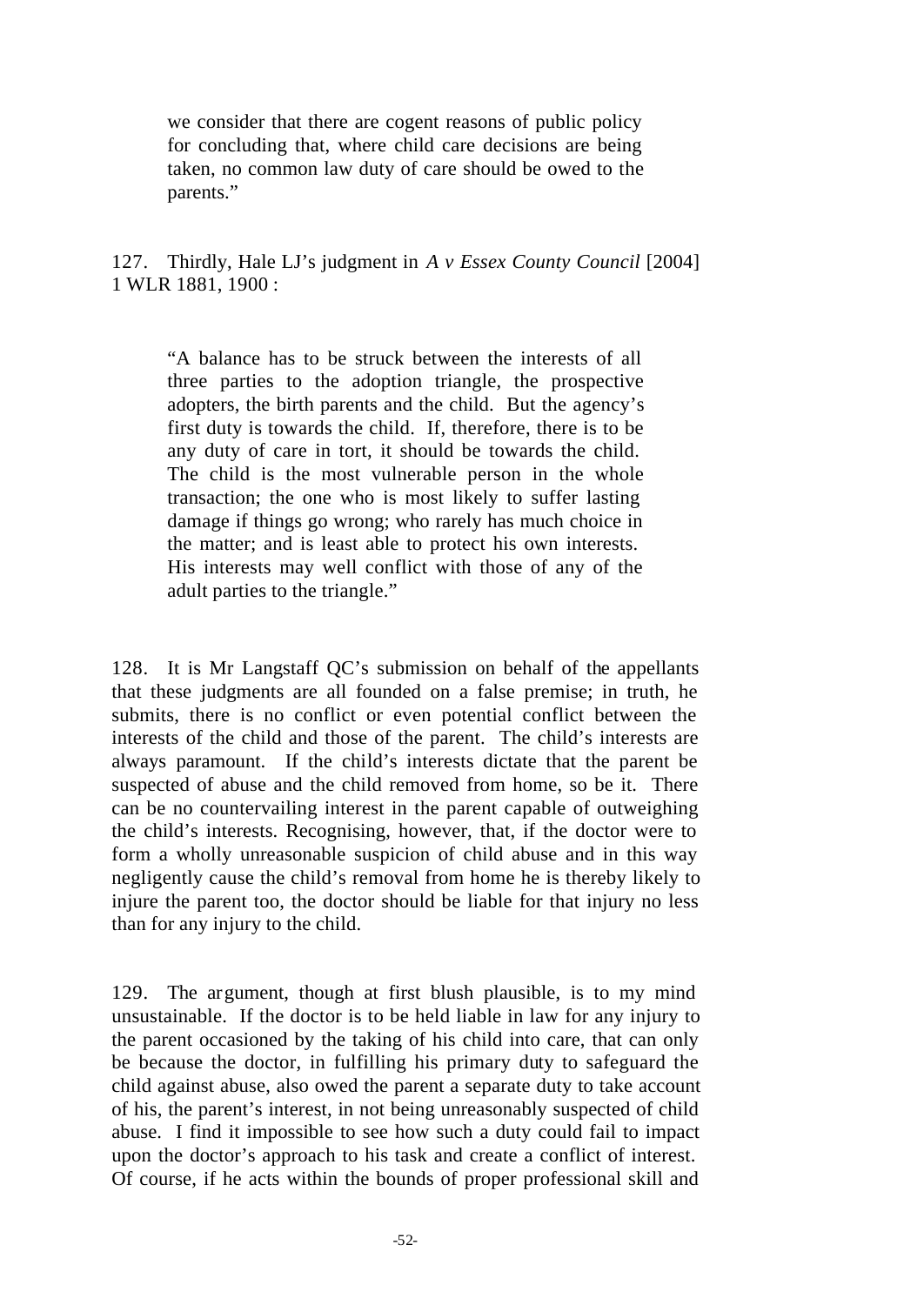> we consider that there are cogent reasons of public policy for concluding that, where child care decisions are being taken, no common law duty of care should be owed to the parents."

127. Thirdly, Hale LJ's judgment in *A v Essex County Council* [2004] 1 WLR 1881, 1900 :

> "A balance has to be struck between the interests of all three parties to the adoption triangle, the prospective adopters, the birth parents and the child. But the agency's first duty is towards the child. If, therefore, there is to be any duty of care in tort, it should be towards the child. The child is the most vulnerable person in the whole transaction; the one who is most likely to suffer lasting damage if things go wrong; who rarely has much choice in the matter; and is least able to protect his own interests. His interests may well conflict with those of any of the adult parties to the triangle."

128. It is Mr Langstaff QC's submission on behalf of the appellants that these judgments are all founded on a false premise; in truth, he submits, there is no conflict or even potential conflict between the interests of the child and those of the parent. The child's interests are always paramount. If the child's interests dictate that the parent be suspected of abuse and the child removed from home, so be it. There can be no countervailing interest in the parent capable of outweighing the child's interests. Recognising, however, that, if the doctor were to form a wholly unreasonable suspicion of child abuse and in this way negligently cause the child's removal from home he is thereby likely to injure the parent too, the doctor should be liable for that injury no less than for any injury to the child.

129. The argument, though at first blush plausible, is to my mind unsustainable. If the doctor is to be held liable in law for any injury to the parent occasioned by the taking of his child into care, that can only be because the doctor, in fulfilling his primary duty to safeguard the child against abuse, also owed the parent a separate duty to take account of his, the parent's interest, in not being unreasonably suspected of child abuse. I find it impossible to see how such a duty could fail to impact upon the doctor's approach to his task and create a conflict of interest. Of course, if he acts within the bounds of proper professional skill and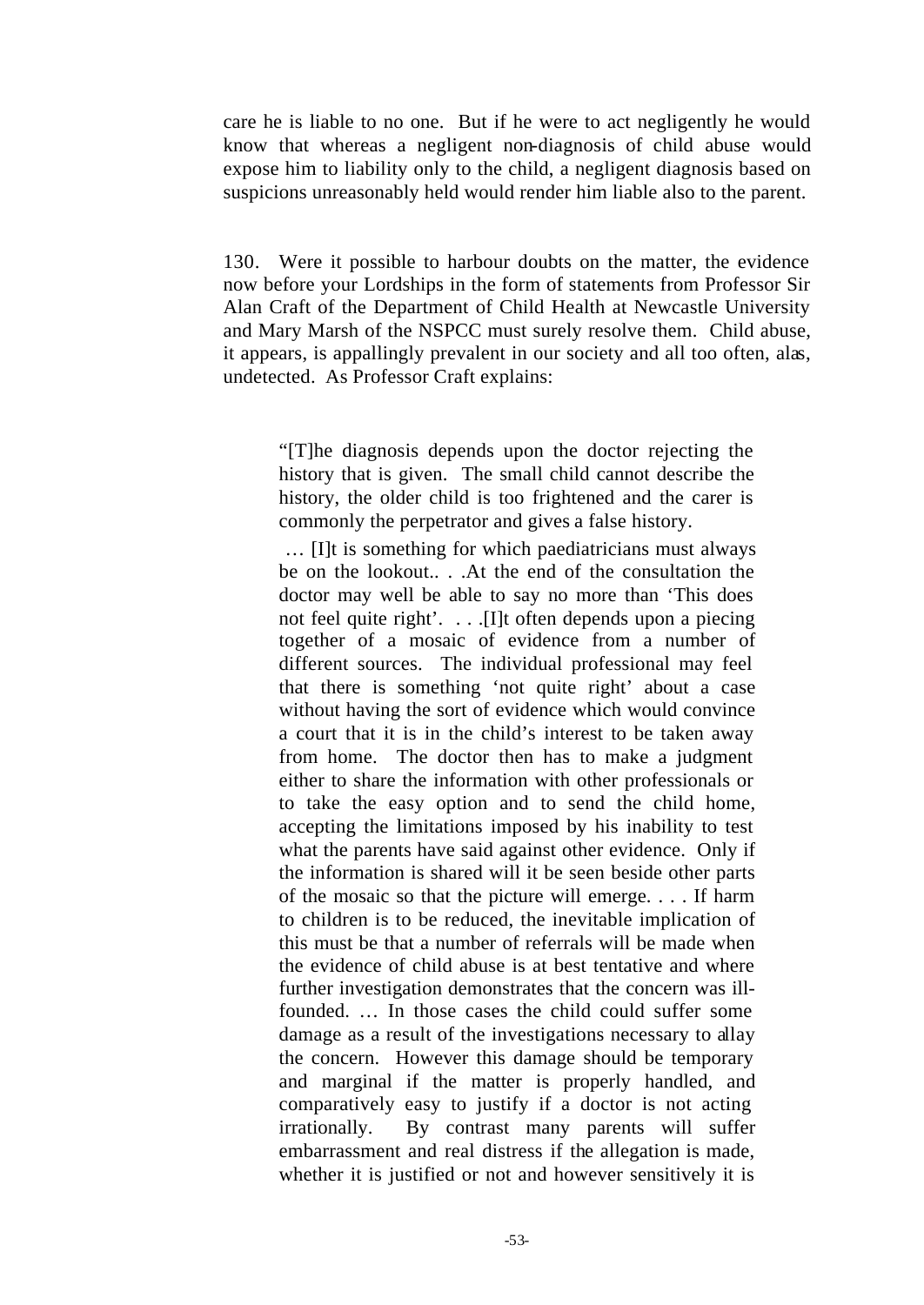care he is liable to no one. But if he were to act negligently he would know that whereas a negligent non-diagnosis of child abuse would expose him to liability only to the child, a negligent diagnosis based on suspicions unreasonably held would render him liable also to the parent.

130. Were it possible to harbour doubts on the matter, the evidence now before your Lordships in the form of statements from Professor Sir Alan Craft of the Department of Child Health at Newcastle University and Mary Marsh of the NSPCC must surely resolve them. Child abuse, it appears, is appallingly prevalent in our society and all too often, alas, undetected. As Professor Craft explains:

> "[T]he diagnosis depends upon the doctor rejecting the history that is given. The small child cannot describe the history, the older child is too frightened and the carer is commonly the perpetrator and gives a false history.
>
> … [I]t is something for which paediatricians must always be on the lookout.. . .At the end of the consultation the doctor may well be able to say no more than 'This does not feel quite right'. . . .[I]t often depends upon a piecing together of a mosaic of evidence from a number of different sources. The individual professional may feel that there is something 'not quite right' about a case without having the sort of evidence which would convince a court that it is in the child's interest to be taken away from home. The doctor then has to make a judgment either to share the information with other professionals or to take the easy option and to send the child home, accepting the limitations imposed by his inability to test what the parents have said against other evidence. Only if the information is shared will it be seen beside other parts of the mosaic so that the picture will emerge. . . . If harm to children is to be reduced, the inevitable implication of this must be that a number of referrals will be made when the evidence of child abuse is at best tentative and where further investigation demonstrates that the concern was ill-founded. … In those cases the child could suffer some damage as a result of the investigations necessary to allay the concern. However this damage should be temporary and marginal if the matter is properly handled, and comparatively easy to justify if a doctor is not acting irrationally. By contrast many parents will suffer embarrassment and real distress if the allegation is made, whether it is justified or not and however sensitively it is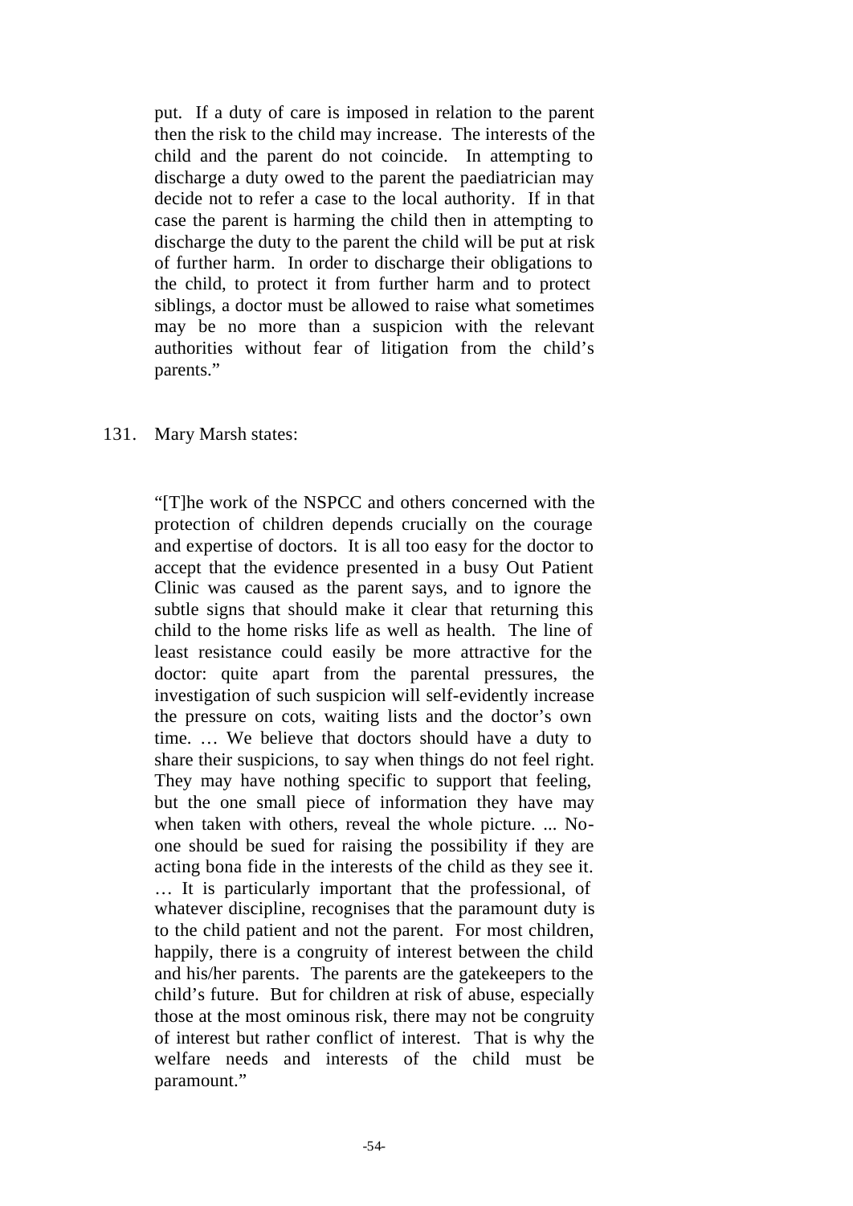put. If a duty of care is imposed in relation to the parent then the risk to the child may increase. The interests of the child and the parent do not coincide. In attempting to discharge a duty owed to the parent the paediatrician may decide not to refer a case to the local authority. If in that case the parent is harming the child then in attempting to discharge the duty to the parent the child will be put at risk of further harm. In order to discharge their obligations to the child, to protect it from further harm and to protect siblings, a doctor must be allowed to raise what sometimes may be no more than a suspicion with the relevant authorities without fear of litigation from the child's parents."

131. Mary Marsh states:

> "[T]he work of the NSPCC and others concerned with the protection of children depends crucially on the courage and expertise of doctors. It is all too easy for the doctor to accept that the evidence presented in a busy Out Patient Clinic was caused as the parent says, and to ignore the subtle signs that should make it clear that returning this child to the home risks life as well as health. The line of least resistance could easily be more attractive for the doctor: quite apart from the parental pressures, the investigation of such suspicion will self-evidently increase the pressure on cots, waiting lists and the doctor's own time. … We believe that doctors should have a duty to share their suspicions, to say when things do not feel right. They may have nothing specific to support that feeling, but the one small piece of information they have may when taken with others, reveal the whole picture. ... No-one should be sued for raising the possibility if they are acting bona fide in the interests of the child as they see it. … It is particularly important that the professional, of whatever discipline, recognises that the paramount duty is to the child patient and not the parent. For most children, happily, there is a congruity of interest between the child and his/her parents. The parents are the gatekeepers to the child's future. But for children at risk of abuse, especially those at the most ominous risk, there may not be congruity of interest but rather conflict of interest. That is why the welfare needs and interests of the child must be paramount."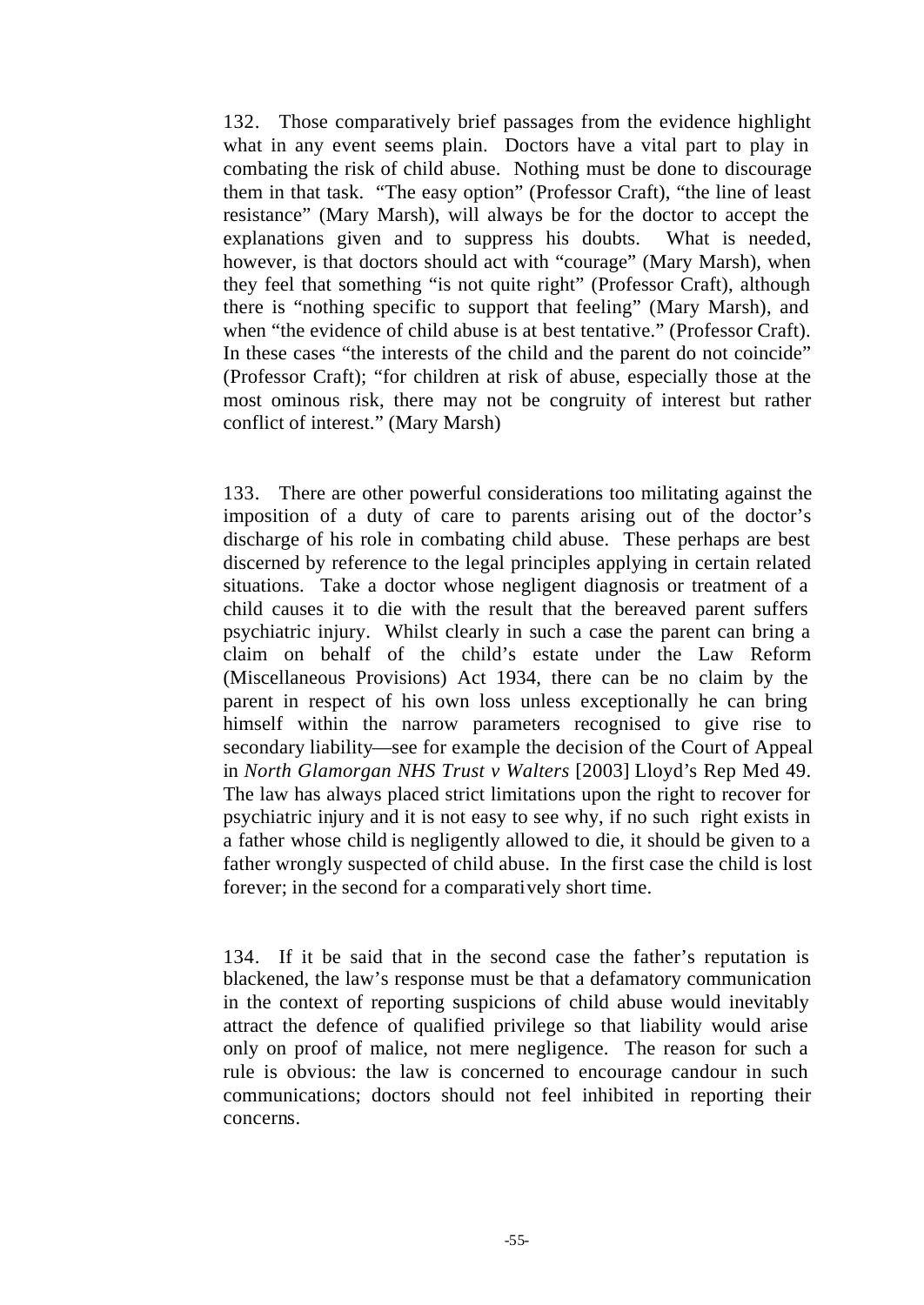132. Those comparatively brief passages from the evidence highlight what in any event seems plain. Doctors have a vital part to play in combating the risk of child abuse. Nothing must be done to discourage them in that task. "The easy option" (Professor Craft), "the line of least resistance" (Mary Marsh), will always be for the doctor to accept the explanations given and to suppress his doubts. What is needed, however, is that doctors should act with "courage" (Mary Marsh), when they feel that something "is not quite right" (Professor Craft), although there is "nothing specific to support that feeling" (Mary Marsh), and when "the evidence of child abuse is at best tentative." (Professor Craft). In these cases "the interests of the child and the parent do not coincide" (Professor Craft); "for children at risk of abuse, especially those at the most ominous risk, there may not be congruity of interest but rather conflict of interest." (Mary Marsh)

133. There are other powerful considerations too militating against the imposition of a duty of care to parents arising out of the doctor's discharge of his role in combating child abuse. These perhaps are best discerned by reference to the legal principles applying in certain related situations. Take a doctor whose negligent diagnosis or treatment of a child causes it to die with the result that the bereaved parent suffers psychiatric injury. Whilst clearly in such a case the parent can bring a claim on behalf of the child's estate under the Law Reform (Miscellaneous Provisions) Act 1934, there can be no claim by the parent in respect of his own loss unless exceptionally he can bring himself within the narrow parameters recognised to give rise to secondary liability—see for example the decision of the Court of Appeal in *North Glamorgan NHS Trust v Walters* [2003] Lloyd's Rep Med 49. The law has always placed strict limitations upon the right to recover for psychiatric injury and it is not easy to see why, if no such right exists in a father whose child is negligently allowed to die, it should be given to a father wrongly suspected of child abuse. In the first case the child is lost forever; in the second for a comparatively short time.

134. If it be said that in the second case the father's reputation is blackened, the law's response must be that a defamatory communication in the context of reporting suspicions of child abuse would inevitably attract the defence of qualified privilege so that liability would arise only on proof of malice, not mere negligence. The reason for such a rule is obvious: the law is concerned to encourage candour in such communications; doctors should not feel inhibited in reporting their concerns.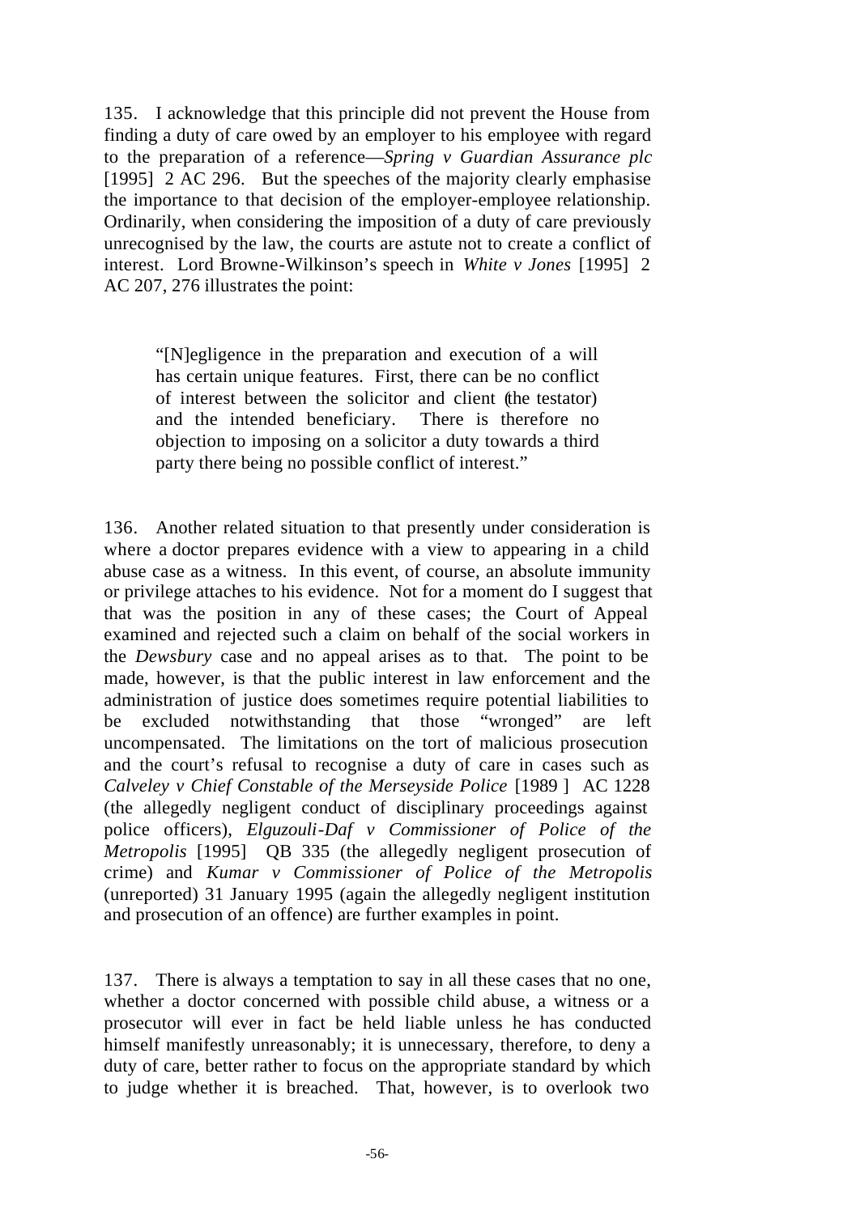135. I acknowledge that this principle did not prevent the House from finding a duty of care owed by an employer to his employee with regard to the preparation of a reference—*Spring v Guardian Assurance plc* [1995] 2 AC 296. But the speeches of the majority clearly emphasise the importance to that decision of the employer-employee relationship. Ordinarily, when considering the imposition of a duty of care previously unrecognised by the law, the courts are astute not to create a conflict of interest. Lord Browne-Wilkinson's speech in *White v Jones* [1995] 2 AC 207, 276 illustrates the point:

> "[N]egligence in the preparation and execution of a will has certain unique features. First, there can be no conflict of interest between the solicitor and client (the testator) and the intended beneficiary. There is therefore no objection to imposing on a solicitor a duty towards a third party there being no possible conflict of interest."

136. Another related situation to that presently under consideration is where a doctor prepares evidence with a view to appearing in a child abuse case as a witness. In this event, of course, an absolute immunity or privilege attaches to his evidence. Not for a moment do I suggest that that was the position in any of these cases; the Court of Appeal examined and rejected such a claim on behalf of the social workers in the *Dewsbury* case and no appeal arises as to that. The point to be made, however, is that the public interest in law enforcement and the administration of justice does sometimes require potential liabilities to be excluded notwithstanding that those "wronged" are left uncompensated. The limitations on the tort of malicious prosecution and the court's refusal to recognise a duty of care in cases such as *Calveley v Chief Constable of the Merseyside Police* [1989 ] AC 1228 (the allegedly negligent conduct of disciplinary proceedings against police officers), *Elguzouli-Daf v Commissioner of Police of the Metropolis* [1995] QB 335 (the allegedly negligent prosecution of crime) and *Kumar v Commissioner of Police of the Metropolis* (unreported) 31 January 1995 (again the allegedly negligent institution and prosecution of an offence) are further examples in point.

137. There is always a temptation to say in all these cases that no one, whether a doctor concerned with possible child abuse, a witness or a prosecutor will ever in fact be held liable unless he has conducted himself manifestly unreasonably; it is unnecessary, therefore, to deny a duty of care, better rather to focus on the appropriate standard by which to judge whether it is breached. That, however, is to overlook two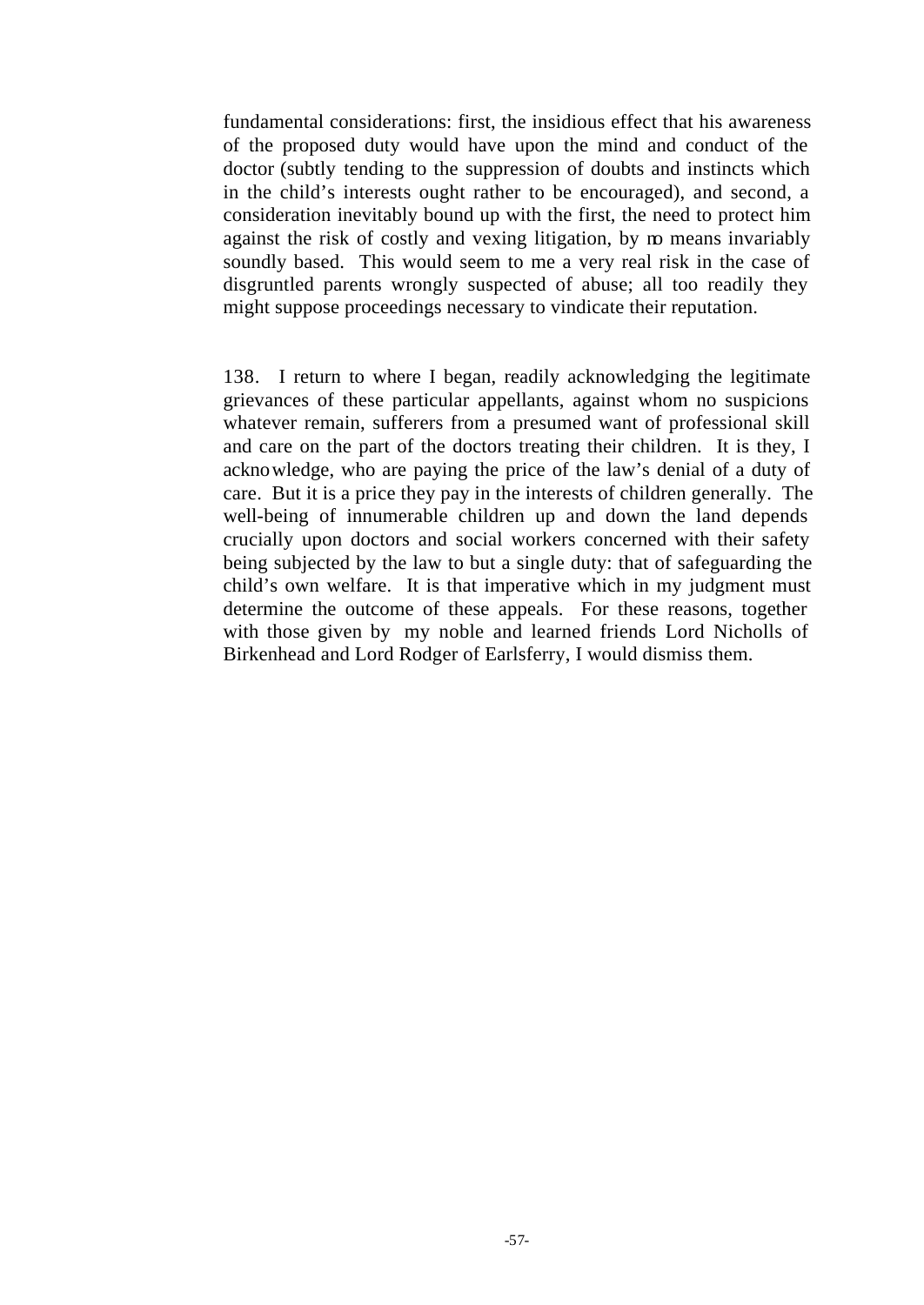fundamental considerations: first, the insidious effect that his awareness of the proposed duty would have upon the mind and conduct of the doctor (subtly tending to the suppression of doubts and instincts which in the child's interests ought rather to be encouraged), and second, a consideration inevitably bound up with the first, the need to protect him against the risk of costly and vexing litigation, by no means invariably soundly based. This would seem to me a very real risk in the case of disgruntled parents wrongly suspected of abuse; all too readily they might suppose proceedings necessary to vindicate their reputation.

138. I return to where I began, readily acknowledging the legitimate grievances of these particular appellants, against whom no suspicions whatever remain, sufferers from a presumed want of professional skill and care on the part of the doctors treating their children. It is they, I acknowledge, who are paying the price of the law's denial of a duty of care. But it is a price they pay in the interests of children generally. The well-being of innumerable children up and down the land depends crucially upon doctors and social workers concerned with their safety being subjected by the law to but a single duty: that of safeguarding the child's own welfare. It is that imperative which in my judgment must determine the outcome of these appeals. For these reasons, together with those given by my noble and learned friends Lord Nicholls of Birkenhead and Lord Rodger of Earlsferry, I would dismiss them.